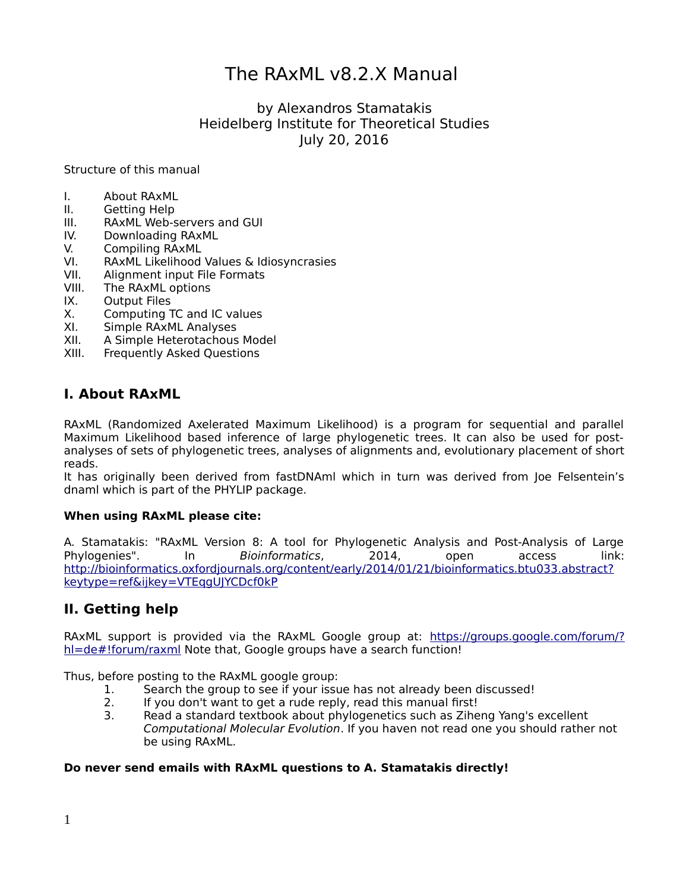# The RAxML v8.2.X Manual

by Alexandros Stamatakis
Heidelberg Institute for Theoretical Studies
July 20, 2016

Structure of this manual

I. About RAxML
II. Getting Help
III. RAxML Web-servers and GUI
IV. Downloading RAxML
V. Compiling RAxML
VI. RAxML Likelihood Values & Idiosyncrasies
VII. Alignment input File Formats
VIII. The RAxML options
IX. Output Files
X. Computing TC and IC values
XI. Simple RAxML Analyses
XII. A Simple Heterotachous Model
XIII. Frequently Asked Questions

## I. About RAxML

RAxML (Randomized Axelerated Maximum Likelihood) is a program for sequential and parallel Maximum Likelihood based inference of large phylogenetic trees. It can also be used for post-analyses of sets of phylogenetic trees, analyses of alignments and, evolutionary placement of short reads.
It has originally been derived from fastDNAml which in turn was derived from Joe Felsentein's dnaml which is part of the PHYLIP package.

**When using RAxML please cite:**

A. Stamatakis: "RAxML Version 8: A tool for Phylogenetic Analysis and Post-Analysis of Large Phylogenies". In *Bioinformatics*, 2014, open access link: http://bioinformatics.oxfordjournals.org/content/early/2014/01/21/bioinformatics.btu033.abstract?keytype=ref&ijkey=VTEqgUJYCDcf0kP

## II. Getting help

RAxML support is provided via the RAxML Google group at: https://groups.google.com/forum/?hl=de#!forum/raxml Note that, Google groups have a search function!

Thus, before posting to the RAxML google group:

1. Search the group to see if your issue has not already been discussed!
2. If you don't want to get a rude reply, read this manual first!
3. Read a standard textbook about phylogenetics such as Ziheng Yang's excellent *Computational Molecular Evolution*. If you haven not read one you should rather not be using RAxML.

**Do never send emails with RAxML questions to A. Stamatakis directly!**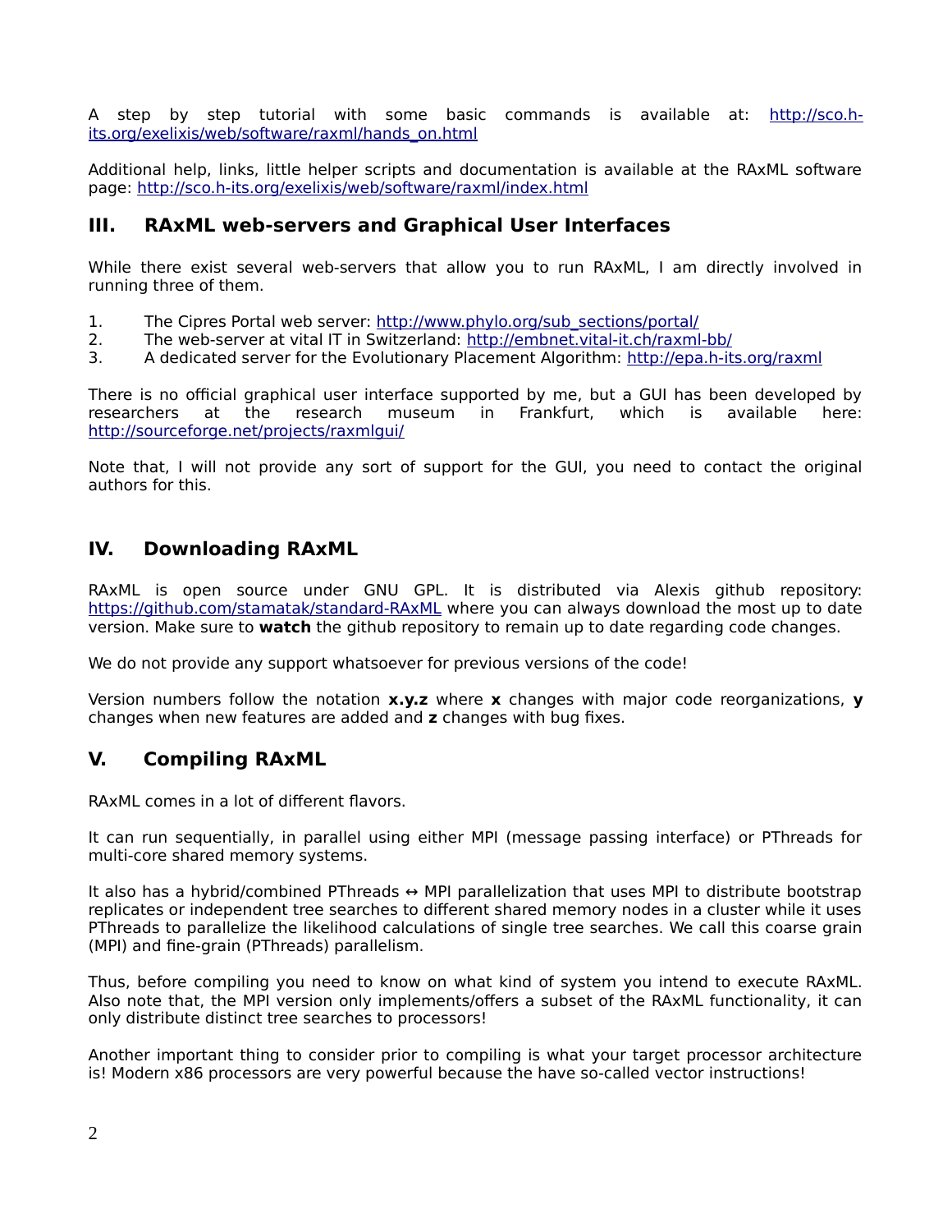A step by step tutorial with some basic commands is available at: http://sco.h-its.org/exelixis/web/software/raxml/hands_on.html

Additional help, links, little helper scripts and documentation is available at the RAxML software page: http://sco.h-its.org/exelixis/web/software/raxml/index.html

## III. RAxML web-servers and Graphical User Interfaces

While there exist several web-servers that allow you to run RAxML, I am directly involved in running three of them.

1. The Cipres Portal web server: http://www.phylo.org/sub_sections/portal/
2. The web-server at vital IT in Switzerland: http://embnet.vital-it.ch/raxml-bb/
3. A dedicated server for the Evolutionary Placement Algorithm: http://epa.h-its.org/raxml

There is no official graphical user interface supported by me, but a GUI has been developed by researchers at the research museum in Frankfurt, which is available here: http://sourceforge.net/projects/raxmlgui/

Note that, I will not provide any sort of support for the GUI, you need to contact the original authors for this.

## IV. Downloading RAxML

RAxML is open source under GNU GPL. It is distributed via Alexis github repository: https://github.com/stamatak/standard-RAxML where you can always download the most up to date version. Make sure to **watch** the github repository to remain up to date regarding code changes.

We do not provide any support whatsoever for previous versions of the code!

Version numbers follow the notation **x.y.z** where **x** changes with major code reorganizations, **y** changes when new features are added and **z** changes with bug fixes.

## V. Compiling RAxML

RAxML comes in a lot of different flavors.

It can run sequentially, in parallel using either MPI (message passing interface) or PThreads for multi-core shared memory systems.

It also has a hybrid/combined PThreads ↔ MPI parallelization that uses MPI to distribute bootstrap replicates or independent tree searches to different shared memory nodes in a cluster while it uses PThreads to parallelize the likelihood calculations of single tree searches. We call this coarse grain (MPI) and fine-grain (PThreads) parallelism.

Thus, before compiling you need to know on what kind of system you intend to execute RAxML. Also note that, the MPI version only implements/offers a subset of the RAxML functionality, it can only distribute distinct tree searches to processors!

Another important thing to consider prior to compiling is what your target processor architecture is! Modern x86 processors are very powerful because the have so-called vector instructions!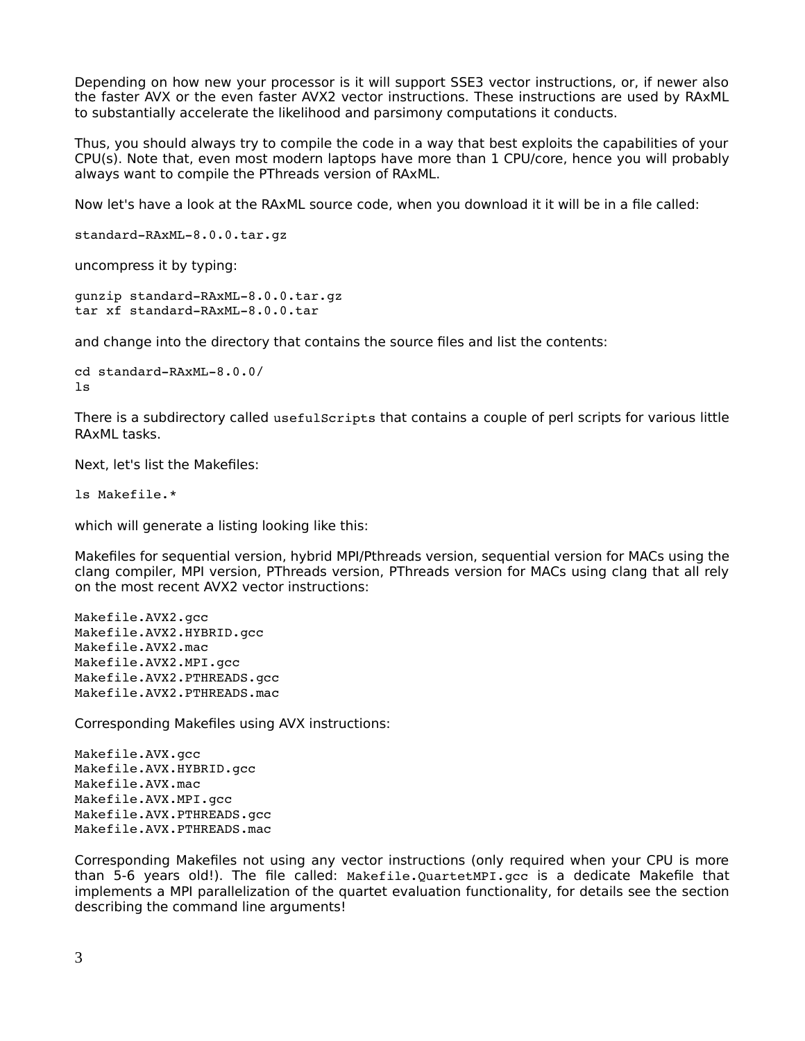Depending on how new your processor is it will support SSE3 vector instructions, or, if newer also the faster AVX or the even faster AVX2 vector instructions. These instructions are used by RAxML to substantially accelerate the likelihood and parsimony computations it conducts.

Thus, you should always try to compile the code in a way that best exploits the capabilities of your CPU(s). Note that, even most modern laptops have more than 1 CPU/core, hence you will probably always want to compile the PThreads version of RAxML.

Now let's have a look at the RAxML source code, when you download it it will be in a file called:

```
standard-RAxML-8.0.0.tar.gz
```

uncompress it by typing:

```
gunzip standard-RAxML-8.0.0.tar.gz
tar xf standard-RAxML-8.0.0.tar
```

and change into the directory that contains the source files and list the contents:

```
cd standard-RAxML-8.0.0/
ls
```

There is a subdirectory called `usefulScripts` that contains a couple of perl scripts for various little RAxML tasks.

Next, let's list the Makefiles:

```
ls Makefile.*
```

which will generate a listing looking like this:

Makefiles for sequential version, hybrid MPI/Pthreads version, sequential version for MACs using the clang compiler, MPI version, PThreads version, PThreads version for MACs using clang that all rely on the most recent AVX2 vector instructions:

```
Makefile.AVX2.gcc
Makefile.AVX2.HYBRID.gcc
Makefile.AVX2.mac
Makefile.AVX2.MPI.gcc
Makefile.AVX2.PTHREADS.gcc
Makefile.AVX2.PTHREADS.mac
```

Corresponding Makefiles using AVX instructions:

```
Makefile.AVX.gcc
Makefile.AVX.HYBRID.gcc
Makefile.AVX.mac
Makefile.AVX.MPI.gcc
Makefile.AVX.PTHREADS.gcc
Makefile.AVX.PTHREADS.mac
```

Corresponding Makefiles not using any vector instructions (only required when your CPU is more than 5-6 years old!). The file called: `Makefile.QuartetMPI.gcc` is a dedicate Makefile that implements a MPI parallelization of the quartet evaluation functionality, for details see the section describing the command line arguments!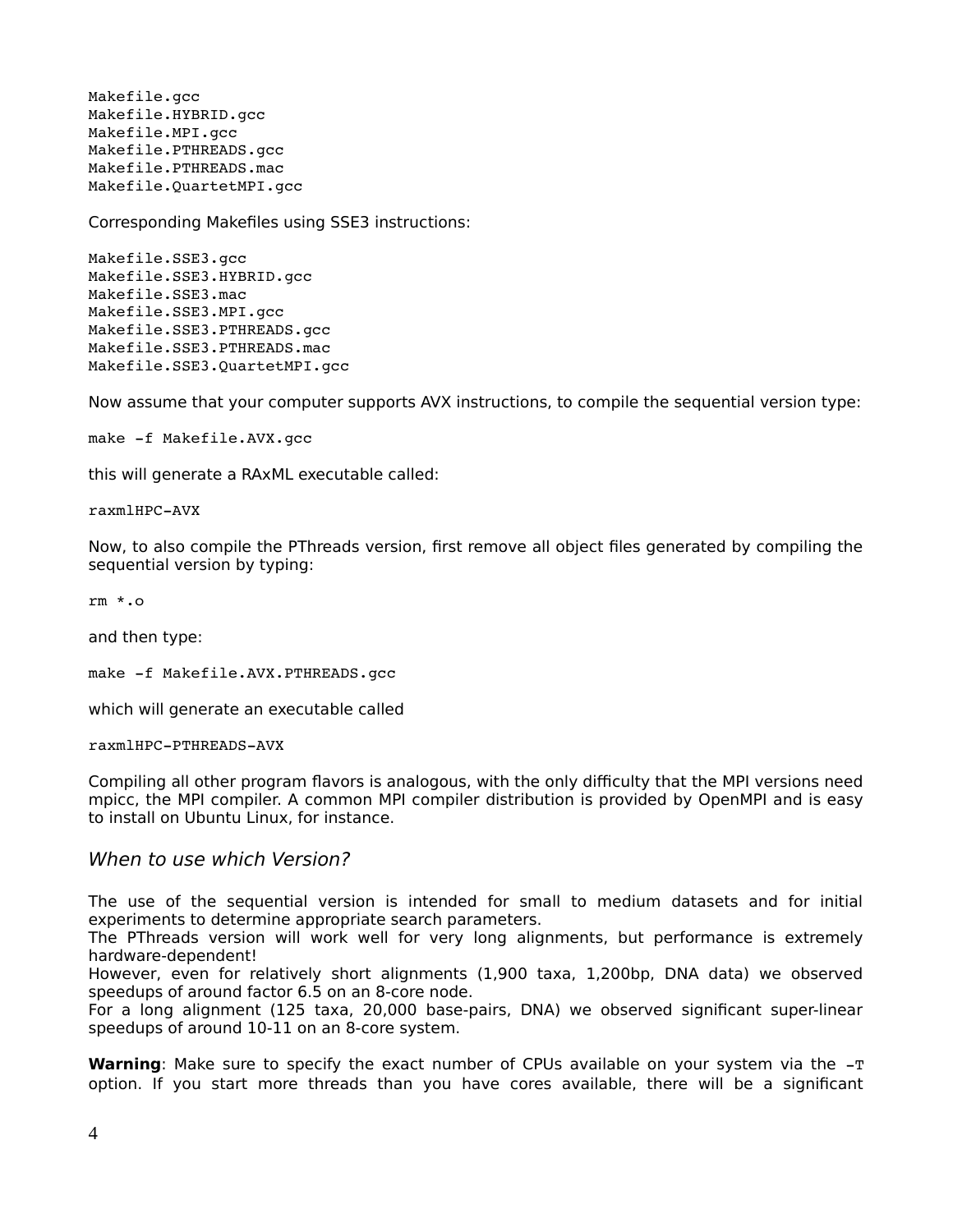```
Makefile.gcc
Makefile.HYBRID.gcc
Makefile.MPI.gcc
Makefile.PTHREADS.gcc
Makefile.PTHREADS.mac
Makefile.QuartetMPI.gcc
```

Corresponding Makefiles using SSE3 instructions:

```
Makefile.SSE3.gcc
Makefile.SSE3.HYBRID.gcc
Makefile.SSE3.mac
Makefile.SSE3.MPI.gcc
Makefile.SSE3.PTHREADS.gcc
Makefile.SSE3.PTHREADS.mac
Makefile.SSE3.QuartetMPI.gcc
```

Now assume that your computer supports AVX instructions, to compile the sequential version type:

```
make -f Makefile.AVX.gcc
```

this will generate a RAxML executable called:

```
raxmlHPC-AVX
```

Now, to also compile the PThreads version, first remove all object files generated by compiling the sequential version by typing:

```
rm *.o
```

and then type:

```
make -f Makefile.AVX.PTHREADS.gcc
```

which will generate an executable called

```
raxmlHPC-PTHREADS-AVX
```

Compiling all other program flavors is analogous, with the only difficulty that the MPI versions need mpicc, the MPI compiler. A common MPI compiler distribution is provided by OpenMPI and is easy to install on Ubuntu Linux, for instance.

### *When to use which Version?*

The use of the sequential version is intended for small to medium datasets and for initial experiments to determine appropriate search parameters.
The PThreads version will work well for very long alignments, but performance is extremely hardware-dependent!
However, even for relatively short alignments (1,900 taxa, 1,200bp, DNA data) we observed speedups of around factor 6.5 on an 8-core node.
For a long alignment (125 taxa, 20,000 base-pairs, DNA) we observed significant super-linear speedups of around 10-11 on an 8-core system.

**Warning**: Make sure to specify the exact number of CPUs available on your system via the `-T` option. If you start more threads than you have cores available, there will be a significant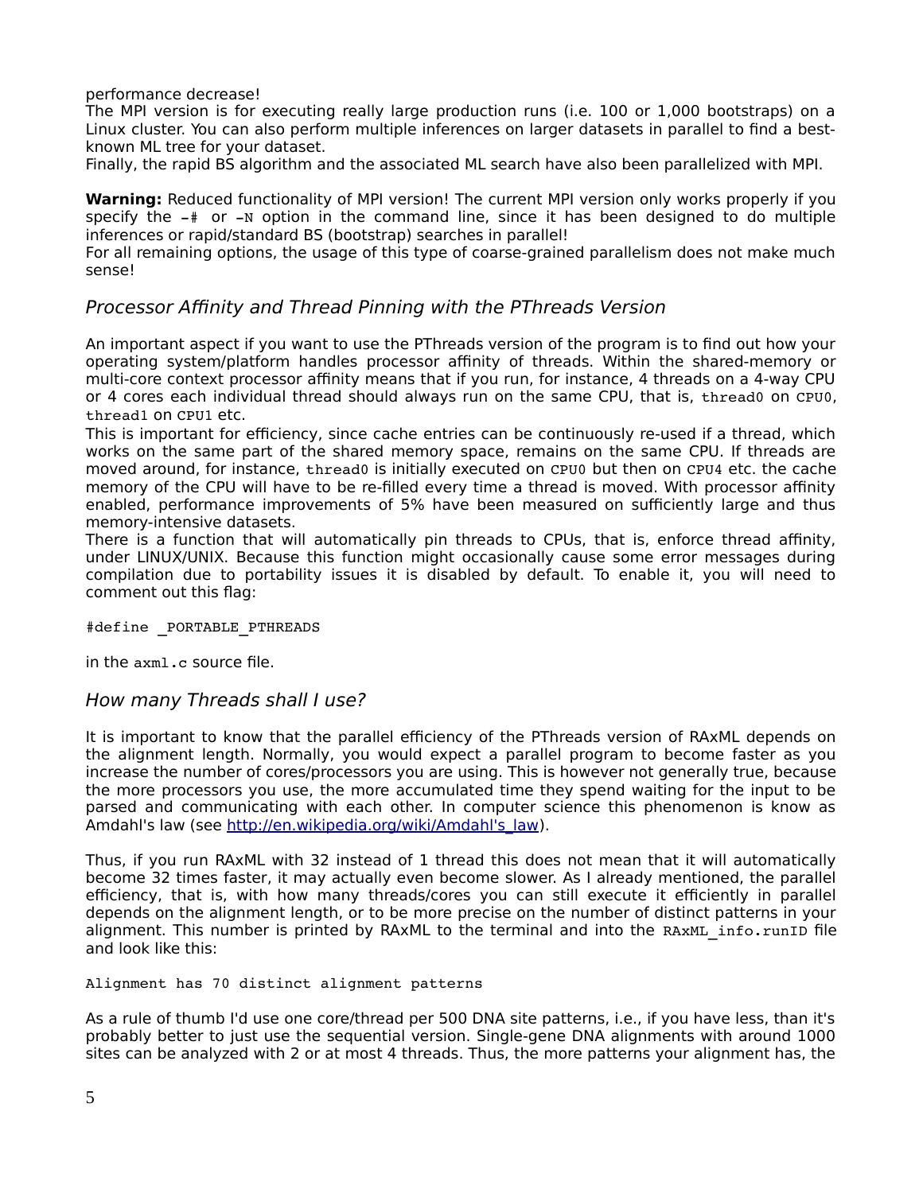performance decrease!
The MPI version is for executing really large production runs (i.e. 100 or 1,000 bootstraps) on a Linux cluster. You can also perform multiple inferences on larger datasets in parallel to find a best-known ML tree for your dataset.
Finally, the rapid BS algorithm and the associated ML search have also been parallelized with MPI.

**Warning:** Reduced functionality of MPI version! The current MPI version only works properly if you specify the `–#` or `–N` option in the command line, since it has been designed to do multiple inferences or rapid/standard BS (bootstrap) searches in parallel!
For all remaining options, the usage of this type of coarse-grained parallelism does not make much sense!

### *Processor Affinity and Thread Pinning with the PThreads Version*

An important aspect if you want to use the PThreads version of the program is to find out how your operating system/platform handles processor affinity of threads. Within the shared-memory or multi-core context processor affinity means that if you run, for instance, 4 threads on a 4-way CPU or 4 cores each individual thread should always run on the same CPU, that is, `thread0` on `CPU0`, `thread1` on `CPU1` etc.
This is important for efficiency, since cache entries can be continuously re-used if a thread, which works on the same part of the shared memory space, remains on the same CPU. If threads are moved around, for instance, `thread0` is initially executed on `CPU0` but then on `CPU4` etc. the cache memory of the CPU will have to be re-filled every time a thread is moved. With processor affinity enabled, performance improvements of 5% have been measured on sufficiently large and thus memory-intensive datasets.
There is a function that will automatically pin threads to CPUs, that is, enforce thread affinity, under LINUX/UNIX. Because this function might occasionally cause some error messages during compilation due to portability issues it is disabled by default. To enable it, you will need to comment out this flag:

```
#define _PORTABLE_PTHREADS
```

in the `axml.c` source file.

### *How many Threads shall I use?*

It is important to know that the parallel efficiency of the PThreads version of RAxML depends on the alignment length. Normally, you would expect a parallel program to become faster as you increase the number of cores/processors you are using. This is however not generally true, because the more processors you use, the more accumulated time they spend waiting for the input to be parsed and communicating with each other. In computer science this phenomenon is know as Amdahl's law (see http://en.wikipedia.org/wiki/Amdahl's_law).

Thus, if you run RAxML with 32 instead of 1 thread this does not mean that it will automatically become 32 times faster, it may actually even become slower. As I already mentioned, the parallel efficiency, that is, with how many threads/cores you can still execute it efficiently in parallel depends on the alignment length, or to be more precise on the number of distinct patterns in your alignment. This number is printed by RAxML to the terminal and into the `RAxML_info.runID` file and look like this:

```
Alignment has 70 distinct alignment patterns
```

As a rule of thumb I'd use one core/thread per 500 DNA site patterns, i.e., if you have less, than it's probably better to just use the sequential version. Single-gene DNA alignments with around 1000 sites can be analyzed with 2 or at most 4 threads. Thus, the more patterns your alignment has, the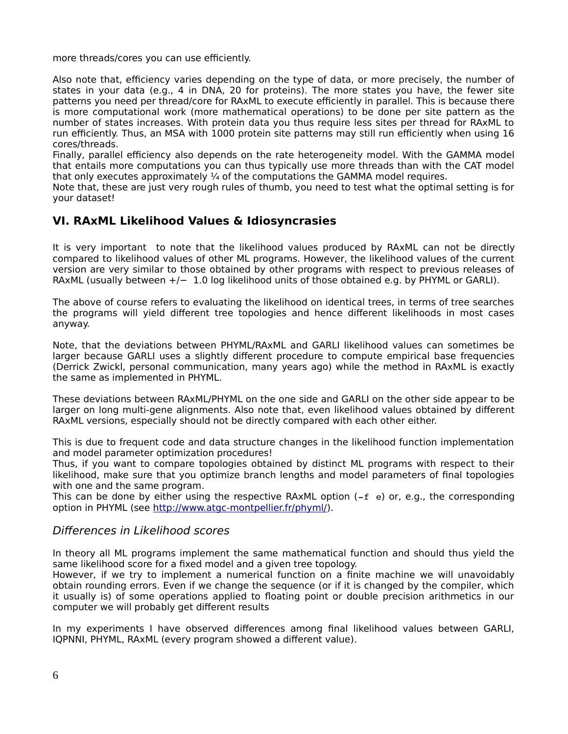more threads/cores you can use efficiently.

Also note that, efficiency varies depending on the type of data, or more precisely, the number of states in your data (e.g., 4 in DNA, 20 for proteins). The more states you have, the fewer site patterns you need per thread/core for RAxML to execute efficiently in parallel. This is because there is more computational work (more mathematical operations) to be done per site pattern as the number of states increases. With protein data you thus require less sites per thread for RAxML to run efficiently. Thus, an MSA with 1000 protein site patterns may still run efficiently when using 16 cores/threads.
Finally, parallel efficiency also depends on the rate heterogeneity model. With the GAMMA model that entails more computations you can thus typically use more threads than with the CAT model that only executes approximately ¼ of the computations the GAMMA model requires.
Note that, these are just very rough rules of thumb, you need to test what the optimal setting is for your dataset!

## VI. RAxML Likelihood Values & Idiosyncrasies

It is very important to note that the likelihood values produced by RAxML can not be directly compared to likelihood values of other ML programs. However, the likelihood values of the current version are very similar to those obtained by other programs with respect to previous releases of RAxML (usually between +/− 1.0 log likelihood units of those obtained e.g. by PHYML or GARLI).

The above of course refers to evaluating the likelihood on identical trees, in terms of tree searches the programs will yield different tree topologies and hence different likelihoods in most cases anyway.

Note, that the deviations between PHYML/RAxML and GARLI likelihood values can sometimes be larger because GARLI uses a slightly different procedure to compute empirical base frequencies (Derrick Zwickl, personal communication, many years ago) while the method in RAxML is exactly the same as implemented in PHYML.

These deviations between RAxML/PHYML on the one side and GARLI on the other side appear to be larger on long multi-gene alignments. Also note that, even likelihood values obtained by different RAxML versions, especially should not be directly compared with each other either.

This is due to frequent code and data structure changes in the likelihood function implementation and model parameter optimization procedures!
Thus, if you want to compare topologies obtained by distinct ML programs with respect to their likelihood, make sure that you optimize branch lengths and model parameters of final topologies with one and the same program.
This can be done by either using the respective RAxML option (`-f e`) or, e.g., the corresponding option in PHYML (see http://www.atgc-montpellier.fr/phyml/).

### *Differences in Likelihood scores*

In theory all ML programs implement the same mathematical function and should thus yield the same likelihood score for a fixed model and a given tree topology.
However, if we try to implement a numerical function on a finite machine we will unavoidably obtain rounding errors. Even if we change the sequence (or if it is changed by the compiler, which it usually is) of some operations applied to floating point or double precision arithmetics in our computer we will probably get different results

In my experiments I have observed differences among final likelihood values between GARLI, IQPNNI, PHYML, RAxML (every program showed a different value).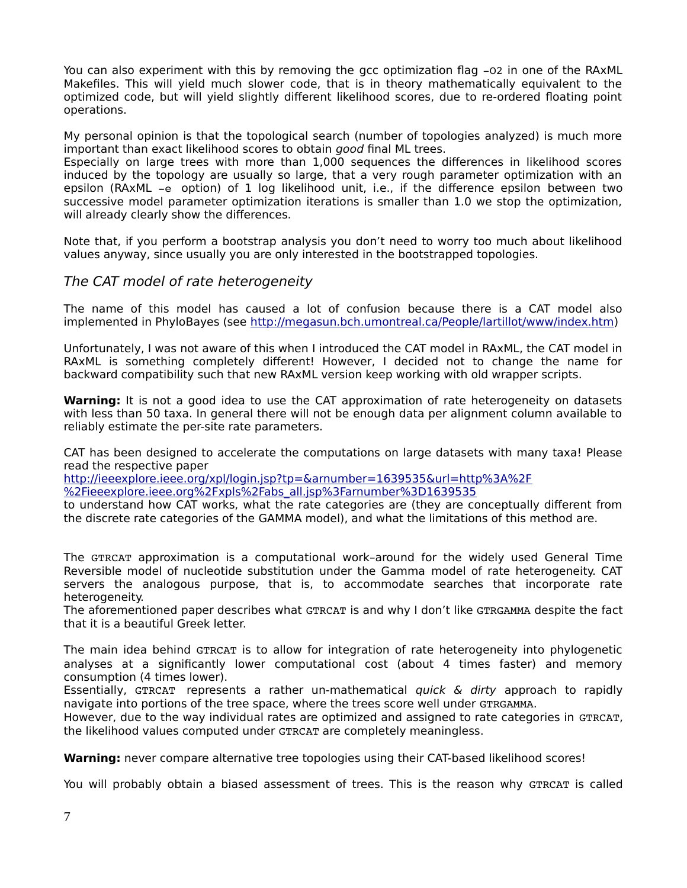You can also experiment with this by removing the gcc optimization flag `–O2` in one of the RAxML Makefiles. This will yield much slower code, that is in theory mathematically equivalent to the optimized code, but will yield slightly different likelihood scores, due to re-ordered floating point operations.

My personal opinion is that the topological search (number of topologies analyzed) is much more important than exact likelihood scores to obtain *good* final ML trees.
Especially on large trees with more than 1,000 sequences the differences in likelihood scores induced by the topology are usually so large, that a very rough parameter optimization with an epsilon (RAxML `–e` option) of 1 log likelihood unit, i.e., if the difference epsilon between two successive model parameter optimization iterations is smaller than 1.0 we stop the optimization, will already clearly show the differences.

Note that, if you perform a bootstrap analysis you don't need to worry too much about likelihood values anyway, since usually you are only interested in the bootstrapped topologies.

### *The CAT model of rate heterogeneity*

The name of this model has caused a lot of confusion because there is a CAT model also implemented in PhyloBayes (see http://megasun.bch.umontreal.ca/People/lartillot/www/index.htm)

Unfortunately, I was not aware of this when I introduced the CAT model in RAxML, the CAT model in RAxML is something completely different! However, I decided not to change the name for backward compatibility such that new RAxML version keep working with old wrapper scripts.

**Warning:** It is not a good idea to use the CAT approximation of rate heterogeneity on datasets with less than 50 taxa. In general there will not be enough data per alignment column available to reliably estimate the per-site rate parameters.

CAT has been designed to accelerate the computations on large datasets with many taxa! Please read the respective paper
http://ieeexplore.ieee.org/xpl/login.jsp?tp=&arnumber=1639535&url=http%3A%2F%2Fieeexplore.ieee.org%2Fxpls%2Fabs_all.jsp%3Farnumber%3D1639535
to understand how CAT works, what the rate categories are (they are conceptually different from the discrete rate categories of the GAMMA model), and what the limitations of this method are.

The GTRCAT approximation is a computational work–around for the widely used General Time Reversible model of nucleotide substitution under the Gamma model of rate heterogeneity. CAT servers the analogous purpose, that is, to accommodate searches that incorporate rate heterogeneity.
The aforementioned paper describes what GTRCAT is and why I don't like GTRGAMMA despite the fact that it is a beautiful Greek letter.

The main idea behind GTRCAT is to allow for integration of rate heterogeneity into phylogenetic analyses at a significantly lower computational cost (about 4 times faster) and memory consumption (4 times lower).
Essentially, GTRCAT represents a rather un-mathematical *quick & dirty* approach to rapidly navigate into portions of the tree space, where the trees score well under GTRGAMMA.
However, due to the way individual rates are optimized and assigned to rate categories in GTRCAT, the likelihood values computed under GTRCAT are completely meaningless.

**Warning:** never compare alternative tree topologies using their CAT-based likelihood scores!

You will probably obtain a biased assessment of trees. This is the reason why GTRCAT is called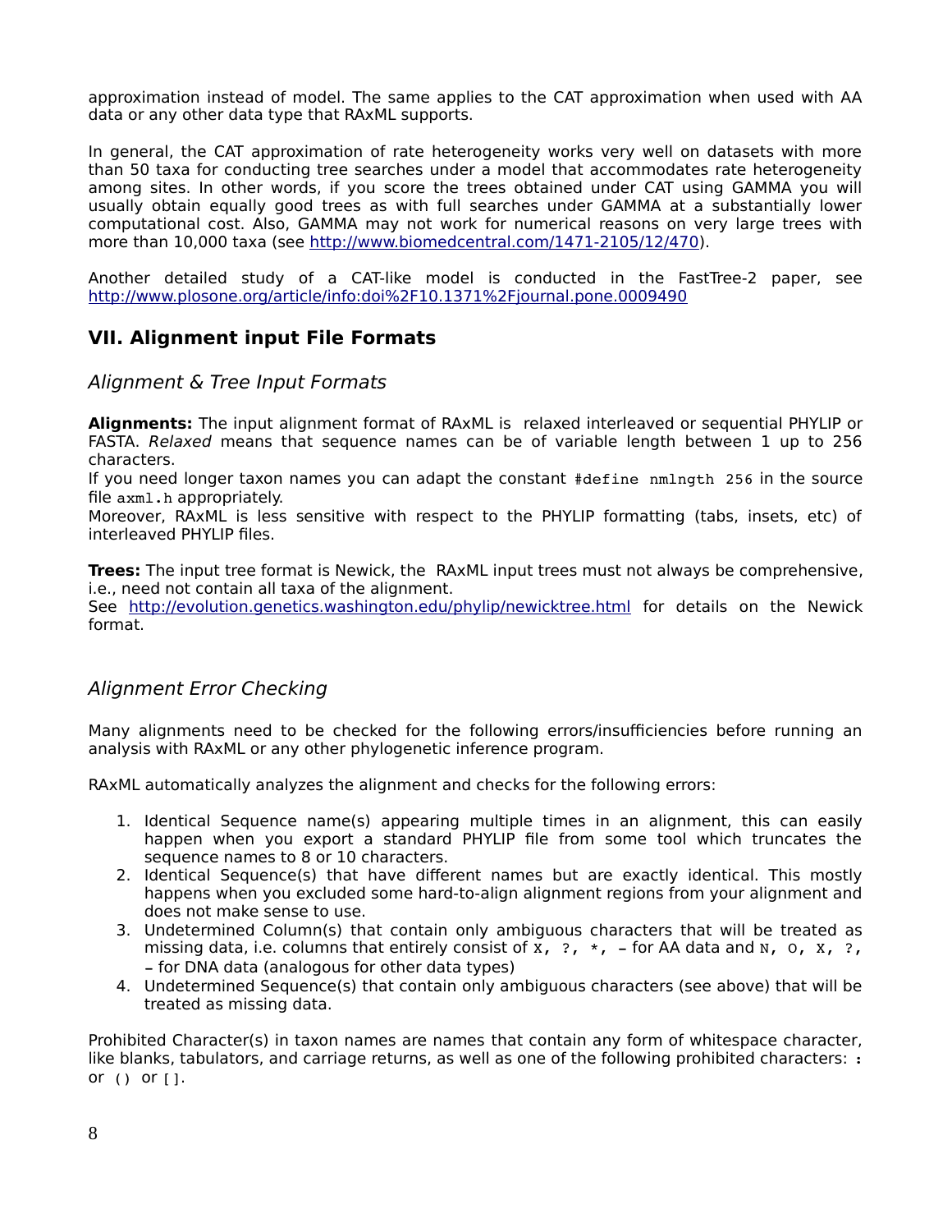approximation instead of model. The same applies to the CAT approximation when used with AA data or any other data type that RAxML supports.

In general, the CAT approximation of rate heterogeneity works very well on datasets with more than 50 taxa for conducting tree searches under a model that accommodates rate heterogeneity among sites. In other words, if you score the trees obtained under CAT using GAMMA you will usually obtain equally good trees as with full searches under GAMMA at a substantially lower computational cost. Also, GAMMA may not work for numerical reasons on very large trees with more than 10,000 taxa (see http://www.biomedcentral.com/1471-2105/12/470).

Another detailed study of a CAT-like model is conducted in the FastTree-2 paper, see http://www.plosone.org/article/info:doi%2F10.1371%2Fjournal.pone.0009490

## VII. Alignment input File Formats

### *Alignment & Tree Input Formats*

**Alignments:** The input alignment format of RAxML is relaxed interleaved or sequential PHYLIP or FASTA. *Relaxed* means that sequence names can be of variable length between 1 up to 256 characters.
If you need longer taxon names you can adapt the constant `#define nmlngth 256` in the source file `axml.h` appropriately.
Moreover, RAxML is less sensitive with respect to the PHYLIP formatting (tabs, insets, etc) of interleaved PHYLIP files.

**Trees:** The input tree format is Newick, the RAxML input trees must not always be comprehensive, i.e., need not contain all taxa of the alignment.
See http://evolution.genetics.washington.edu/phylip/newicktree.html for details on the Newick format.

### *Alignment Error Checking*

Many alignments need to be checked for the following errors/insufficiencies before running an analysis with RAxML or any other phylogenetic inference program.

RAxML automatically analyzes the alignment and checks for the following errors:

1. Identical Sequence name(s) appearing multiple times in an alignment, this can easily happen when you export a standard PHYLIP file from some tool which truncates the sequence names to 8 or 10 characters.
2. Identical Sequence(s) that have different names but are exactly identical. This mostly happens when you excluded some hard-to-align alignment regions from your alignment and does not make sense to use.
3. Undetermined Column(s) that contain only ambiguous characters that will be treated as missing data, i.e. columns that entirely consist of `X, ?, *, –` for AA data and `N, O, X, ?, –` for DNA data (analogous for other data types)
4. Undetermined Sequence(s) that contain only ambiguous characters (see above) that will be treated as missing data.

Prohibited Character(s) in taxon names are names that contain any form of whitespace character, like blanks, tabulators, and carriage returns, as well as one of the following prohibited characters: `:` or `()` or `[]`.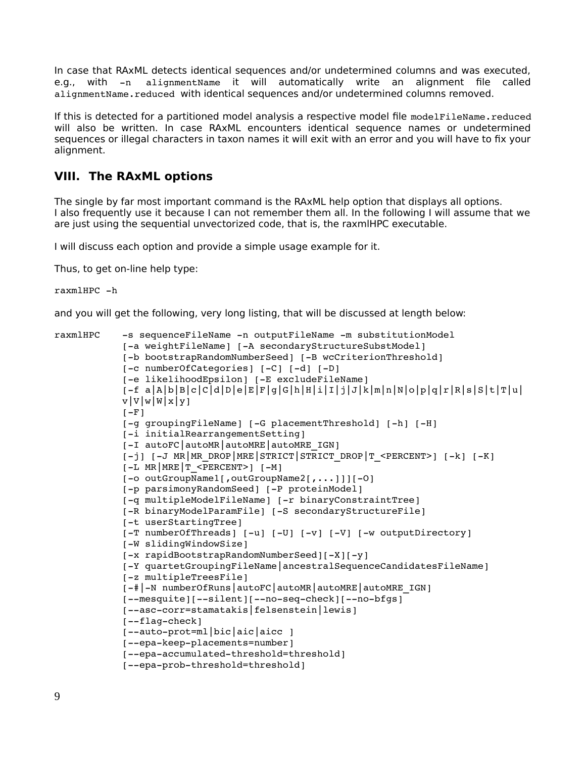In case that RAxML detects identical sequences and/or undetermined columns and was executed, e.g., with `-n alignmentName` it will automatically write an alignment file called `alignmentName.reduced` with identical sequences and/or undetermined columns removed.

If this is detected for a partitioned model analysis a respective model file `modelFileName.reduced` will also be written. In case RAxML encounters identical sequence names or undetermined sequences or illegal characters in taxon names it will exit with an error and you will have to fix your alignment.

## VIII. The RAxML options

The single by far most important command is the RAxML help option that displays all options.
I also frequently use it because I can not remember them all. In the following I will assume that we are just using the sequential unvectorized code, that is, the raxmlHPC executable.

I will discuss each option and provide a simple usage example for it.

Thus, to get on-line help type:

```
raxmlHPC -h
```

and you will get the following, very long listing, that will be discussed at length below:

```
raxmlHPC    -s sequenceFileName -n outputFileName -m substitutionModel
            [-a weightFileName] [-A secondaryStructureSubstModel]
            [-b bootstrapRandomNumberSeed] [-B wcCriterionThreshold]
            [-c numberOfCategories] [-C] [-d] [-D]
            [-e likelihoodEpsilon] [-E excludeFileName]
            [-f a|A|b|B|c|C|d|D|e|E|F|g|G|h|H|i|I|j|J|k|m|n|N|o|p|q|r|R|s|S|t|T|u|
            v|V|w|W|x|y]
            [-F]
            [-g groupingFileName] [-G placementThreshold] [-h] [-H]
            [-i initialRearrangementSetting]
            [-I autoFC|autoMR|autoMRE|autoMRE_IGN]
            [-j] [-J MR|MR_DROP|MRE|STRICT|STRICT_DROP|T_<PERCENT>] [-k] [-K]
            [-L MR|MRE|T_<PERCENT>] [-M]
            [-o outGroupName1[,outGroupName2[,...]]][-O]
            [-p parsimonyRandomSeed] [-P proteinModel]
            [-q multipleModelFileName] [-r binaryConstraintTree]
            [-R binaryModelParamFile] [-S secondaryStructureFile]
            [-t userStartingTree]
            [-T numberOfThreads] [-u] [-U] [-v] [-V] [-w outputDirectory]
            [-W slidingWindowSize]
            [-x rapidBootstrapRandomNumberSeed][-X][-y]
            [-Y quartetGroupingFileName|ancestralSequenceCandidatesFileName]
            [-z multipleTreesFile]
            [-#|-N numberOfRuns|autoFC|autoMR|autoMRE|autoMRE_IGN]
            [--mesquite][--silent][--no-seq-check][--no-bfgs]
            [--asc-corr=stamatakis|felsenstein|lewis]
            [--flag-check]
            [--auto-prot=ml|bic|aic|aicc ]
            [--epa-keep-placements=number]
            [--epa-accumulated-threshold=threshold]
            [--epa-prob-threshold=threshold]
```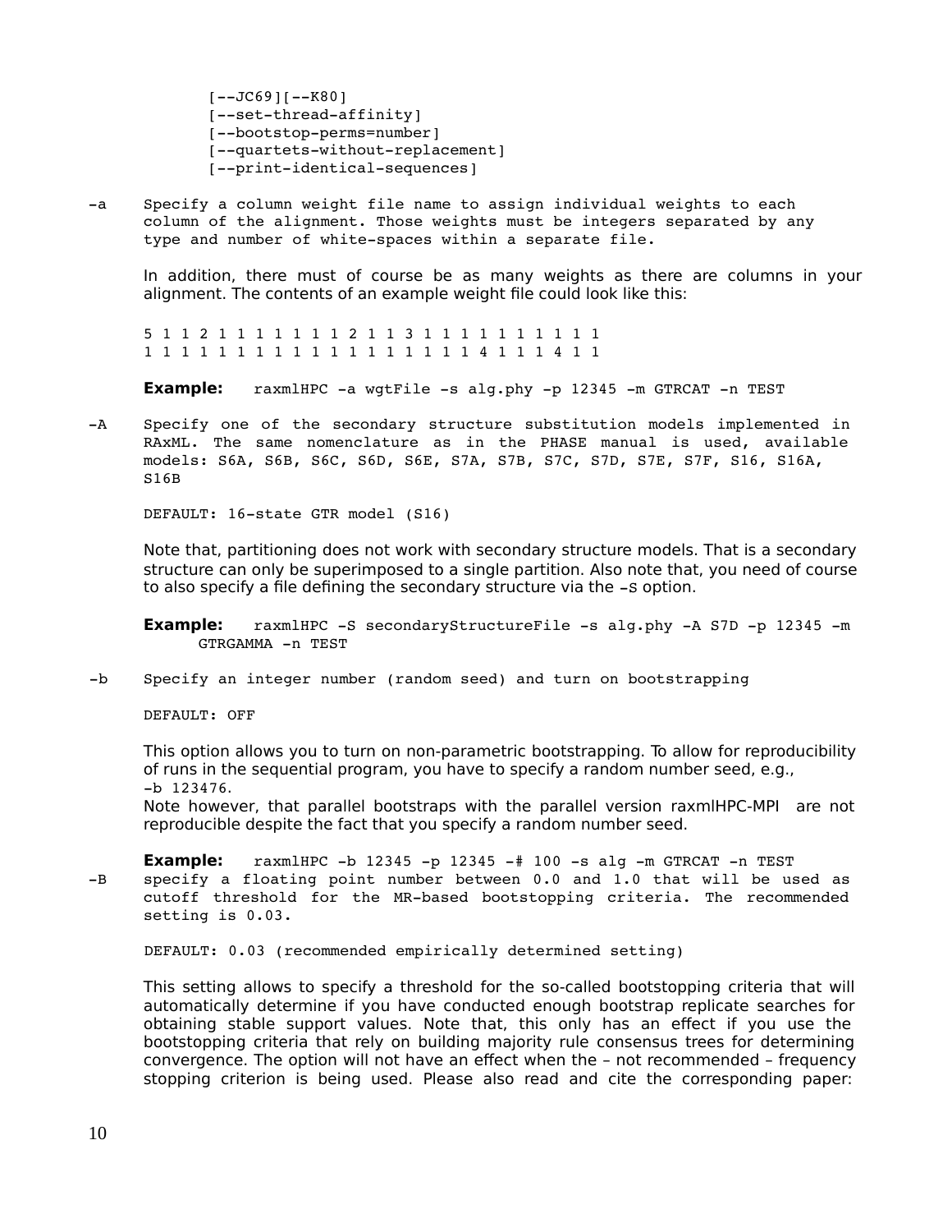```
[--JC69][--K80]
[--set-thread-affinity]
[--bootstop-perms=number]
[--quartets-without-replacement]
[--print-identical-sequences]
```

**-a** Specify a column weight file name to assign individual weights to each column of the alignment. Those weights must be integers separated by any type and number of white-spaces within a separate file.

In addition, there must of course be as many weights as there are columns in your alignment. The contents of an example weight file could look like this:

```
5 1 1 2 1 1 1 1 1 1 1 2 1 1 3 1 1 1 1 1 1 1 1 1 1
1 1 1 1 1 1 1 1 1 1 1 1 1 1 1 1 1 1 4 1 1 1 4 1 1
```

**Example:** `raxmlHPC -a wgtFile -s alg.phy -p 12345 -m GTRCAT -n TEST`

**-A** Specify one of the secondary structure substitution models implemented in RAxML. The same nomenclature as in the PHASE manual is used, available models: S6A, S6B, S6C, S6D, S6E, S7A, S7B, S7C, S7D, S7E, S7F, S16, S16A, S16B

DEFAULT: 16-state GTR model (S16)

Note that, partitioning does not work with secondary structure models. That is a secondary structure can only be superimposed to a single partition. Also note that, you need of course to also specify a file defining the secondary structure via the -S option.

**Example:** `raxmlHPC -S secondaryStructureFile -s alg.phy -A S7D -p 12345 -m GTRGAMMA -n TEST`

**-b** Specify an integer number (random seed) and turn on bootstrapping

DEFAULT: OFF

This option allows you to turn on non-parametric bootstrapping. To allow for reproducibility of runs in the sequential program, you have to specify a random number seed, e.g., `-b 123476`.
Note however, that parallel bootstraps with the parallel version raxmlHPC-MPI are not reproducible despite the fact that you specify a random number seed.

**Example:** `raxmlHPC -b 12345 -p 12345 -# 100 -s alg -m GTRCAT -n TEST`

**-B** specify a floating point number between 0.0 and 1.0 that will be used as cutoff threshold for the MR-based bootstopping criteria. The recommended setting is 0.03.

DEFAULT: 0.03 (recommended empirically determined setting)

This setting allows to specify a threshold for the so-called bootstopping criteria that will automatically determine if you have conducted enough bootstrap replicate searches for obtaining stable support values. Note that, this only has an effect if you use the bootstopping criteria that rely on building majority rule consensus trees for determining convergence. The option will not have an effect when the – not recommended – frequency stopping criterion is being used. Please also read and cite the corresponding paper: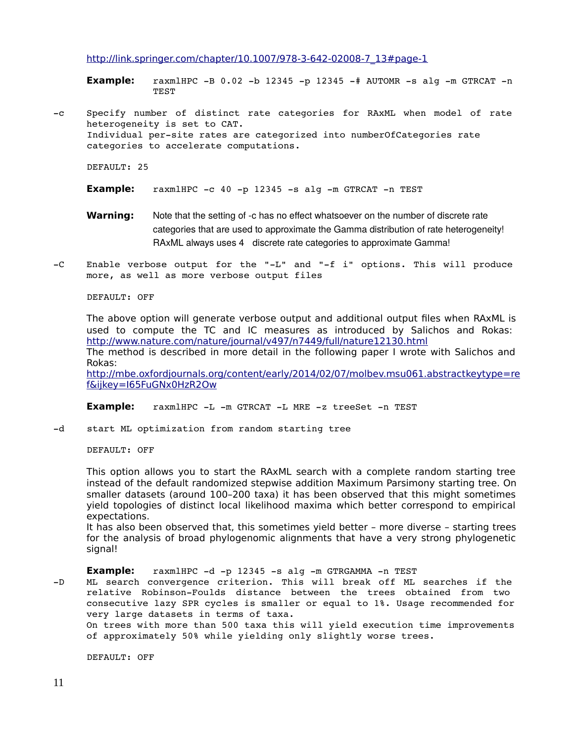http://link.springer.com/chapter/10.1007/978-3-642-02008-7_13#page-1

**Example:** `raxmlHPC -B 0.02 -b 12345 -p 12345 -# AUTOMR -s alg -m GTRCAT -n TEST`

**-c** Specify number of distinct rate categories for RAxML when model of rate heterogeneity is set to CAT.
Individual per-site rates are categorized into numberOfCategories rate categories to accelerate computations.

DEFAULT: 25

**Example:** `raxmlHPC -c 40 -p 12345 -s alg -m GTRCAT -n TEST`

**Warning:** Note that the setting of -c has no effect whatsoever on the number of discrete rate categories that are used to approximate the Gamma distribution of rate heterogeneity! RAxML always uses 4 discrete rate categories to approximate Gamma!

**-C** Enable verbose output for the "-L" and "-f i" options. This will produce more, as well as more verbose output files

DEFAULT: OFF

The above option will generate verbose output and additional output files when RAxML is used to compute the TC and IC measures as introduced by Salichos and Rokas: http://www.nature.com/nature/journal/v497/n7449/full/nature12130.html
The method is described in more detail in the following paper I wrote with Salichos and Rokas:
http://mbe.oxfordjournals.org/content/early/2014/02/07/molbev.msu061.abstractkeytype=ref&ijkey=I65FuGNx0HzR2Ow

**Example:** `raxmlHPC -L -m GTRCAT -L MRE -z treeSet -n TEST`

**-d** start ML optimization from random starting tree

DEFAULT: OFF

This option allows you to start the RAxML search with a complete random starting tree instead of the default randomized stepwise addition Maximum Parsimony starting tree. On smaller datasets (around 100–200 taxa) it has been observed that this might sometimes yield topologies of distinct local likelihood maxima which better correspond to empirical expectations.
It has also been observed that, this sometimes yield better – more diverse – starting trees for the analysis of broad phylogenomic alignments that have a very strong phylogenetic signal!

**Example:** `raxmlHPC -d -p 12345 -s alg -m GTRGAMMA -n TEST`

**-D** ML search convergence criterion. This will break off ML searches if the relative Robinson-Foulds distance between the trees obtained from two consecutive lazy SPR cycles is smaller or equal to 1%. Usage recommended for very large datasets in terms of taxa.
On trees with more than 500 taxa this will yield execution time improvements of approximately 50% while yielding only slightly worse trees.

DEFAULT: OFF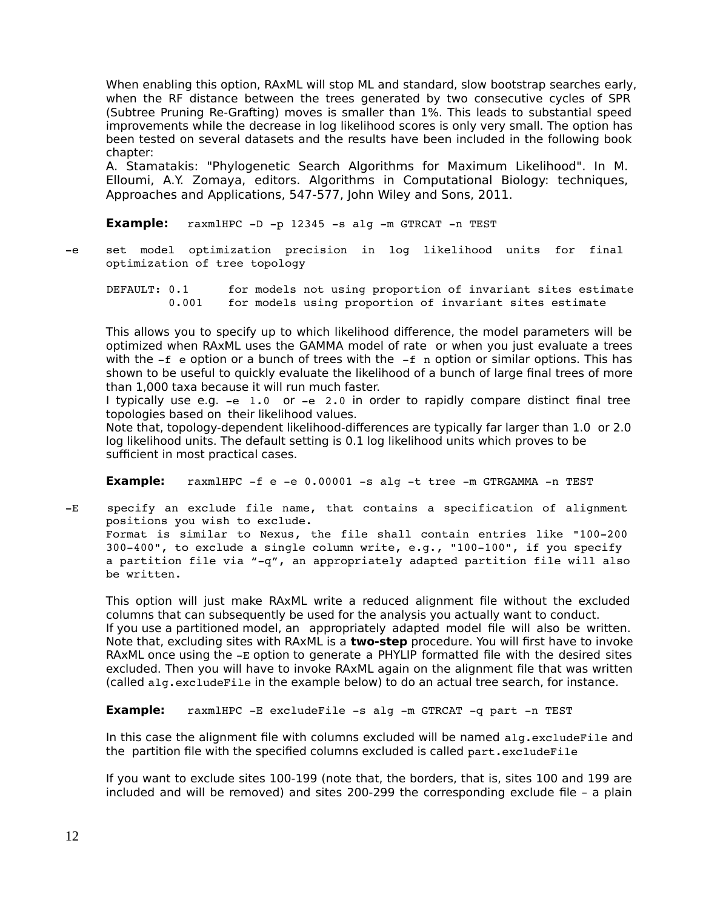When enabling this option, RAxML will stop ML and standard, slow bootstrap searches early, when the RF distance between the trees generated by two consecutive cycles of SPR (Subtree Pruning Re-Grafting) moves is smaller than 1%. This leads to substantial speed improvements while the decrease in log likelihood scores is only very small. The option has been tested on several datasets and the results have been included in the following book chapter:
A. Stamatakis: "Phylogenetic Search Algorithms for Maximum Likelihood". In M. Elloumi, A.Y. Zomaya, editors. Algorithms in Computational Biology: techniques, Approaches and Applications, 547-577, John Wiley and Sons, 2011.

**Example:** `raxmlHPC -D -p 12345 -s alg -m GTRCAT -n TEST`

`-e` set model optimization precision in log likelihood units for final optimization of tree topology

```
DEFAULT: 0.1      for models not using proportion of invariant sites estimate
         0.001    for models using proportion of invariant sites estimate
```

This allows you to specify up to which likelihood difference, the model parameters will be optimized when RAxML uses the GAMMA model of rate or when you just evaluate a trees with the `-f e` option or a bunch of trees with the `-f n` option or similar options. This has shown to be useful to quickly evaluate the likelihood of a bunch of large final trees of more than 1,000 taxa because it will run much faster.
I typically use e.g. `-e 1.0` or `-e 2.0` in order to rapidly compare distinct final tree topologies based on their likelihood values.
Note that, topology-dependent likelihood-differences are typically far larger than 1.0 or 2.0 log likelihood units. The default setting is 0.1 log likelihood units which proves to be sufficient in most practical cases.

**Example:** `raxmlHPC -f e -e 0.00001 -s alg -t tree -m GTRGAMMA -n TEST`

`-E` specify an exclude file name, that contains a specification of alignment positions you wish to exclude.
Format is similar to Nexus, the file shall contain entries like "100-200 300-400", to exclude a single column write, e.g., "100-100", if you specify a partition file via "-q", an appropriately adapted partition file will also be written.

This option will just make RAxML write a reduced alignment file without the excluded columns that can subsequently be used for the analysis you actually want to conduct.
If you use a partitioned model, an appropriately adapted model file will also be written.
Note that, excluding sites with RAxML is a **two-step** procedure. You will first have to invoke RAxML once using the `-E` option to generate a PHYLIP formatted file with the desired sites excluded. Then you will have to invoke RAxML again on the alignment file that was written (called `alg.excludeFile` in the example below) to do an actual tree search, for instance.

**Example:** `raxmlHPC -E excludeFile -s alg -m GTRCAT -q part -n TEST`

In this case the alignment file with columns excluded will be named `alg.excludeFile` and the partition file with the specified columns excluded is called `part.excludeFile`

If you want to exclude sites 100-199 (note that, the borders, that is, sites 100 and 199 are included and will be removed) and sites 200-299 the corresponding exclude file – a plain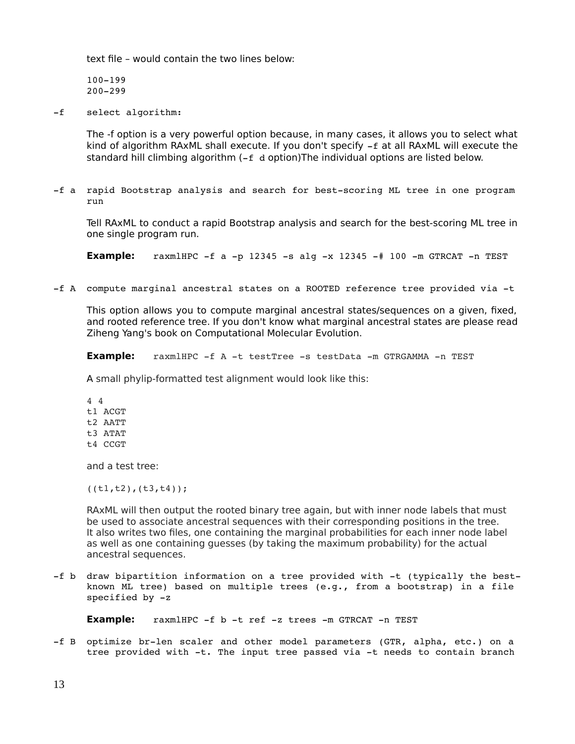text file – would contain the two lines below:

```
100-199
200-299
```

`-f` select algorithm:

The -f option is a very powerful option because, in many cases, it allows you to select what kind of algorithm RAxML shall execute. If you don't specify `-f` at all RAxML will execute the standard hill climbing algorithm (`-f d` option)The individual options are listed below.

`-f a` rapid Bootstrap analysis and search for best-scoring ML tree in one program run

Tell RAxML to conduct a rapid Bootstrap analysis and search for the best-scoring ML tree in one single program run.

**Example:** `raxmlHPC -f a -p 12345 -s alg -x 12345 -# 100 -m GTRCAT -n TEST`

`-f A` compute marginal ancestral states on a ROOTED reference tree provided via -t

This option allows you to compute marginal ancestral states/sequences on a given, fixed, and rooted reference tree. If you don't know what marginal ancestral states are please read Ziheng Yang's book on Computational Molecular Evolution.

**Example:** `raxmlHPC -f A -t testTree -s testData -m GTRGAMMA -n TEST`

A small phylip-formatted test alignment would look like this:

```
4 4
t1 ACGT
t2 AATT
t3 ATAT
t4 CCGT
```

and a test tree:

```
((t1,t2),(t3,t4));
```

RAxML will then output the rooted binary tree again, but with inner node labels that must be used to associate ancestral sequences with their corresponding positions in the tree. It also writes two files, one containing the marginal probabilities for each inner node label as well as one containing guesses (by taking the maximum probability) for the actual ancestral sequences.

`-f b` draw bipartition information on a tree provided with -t (typically the best-known ML tree) based on multiple trees (e.g., from a bootstrap) in a file specified by -z

**Example:** `raxmlHPC -f b -t ref -z trees -m GTRCAT -n TEST`

`-f B` optimize br-len scaler and other model parameters (GTR, alpha, etc.) on a tree provided with -t. The input tree passed via -t needs to contain branch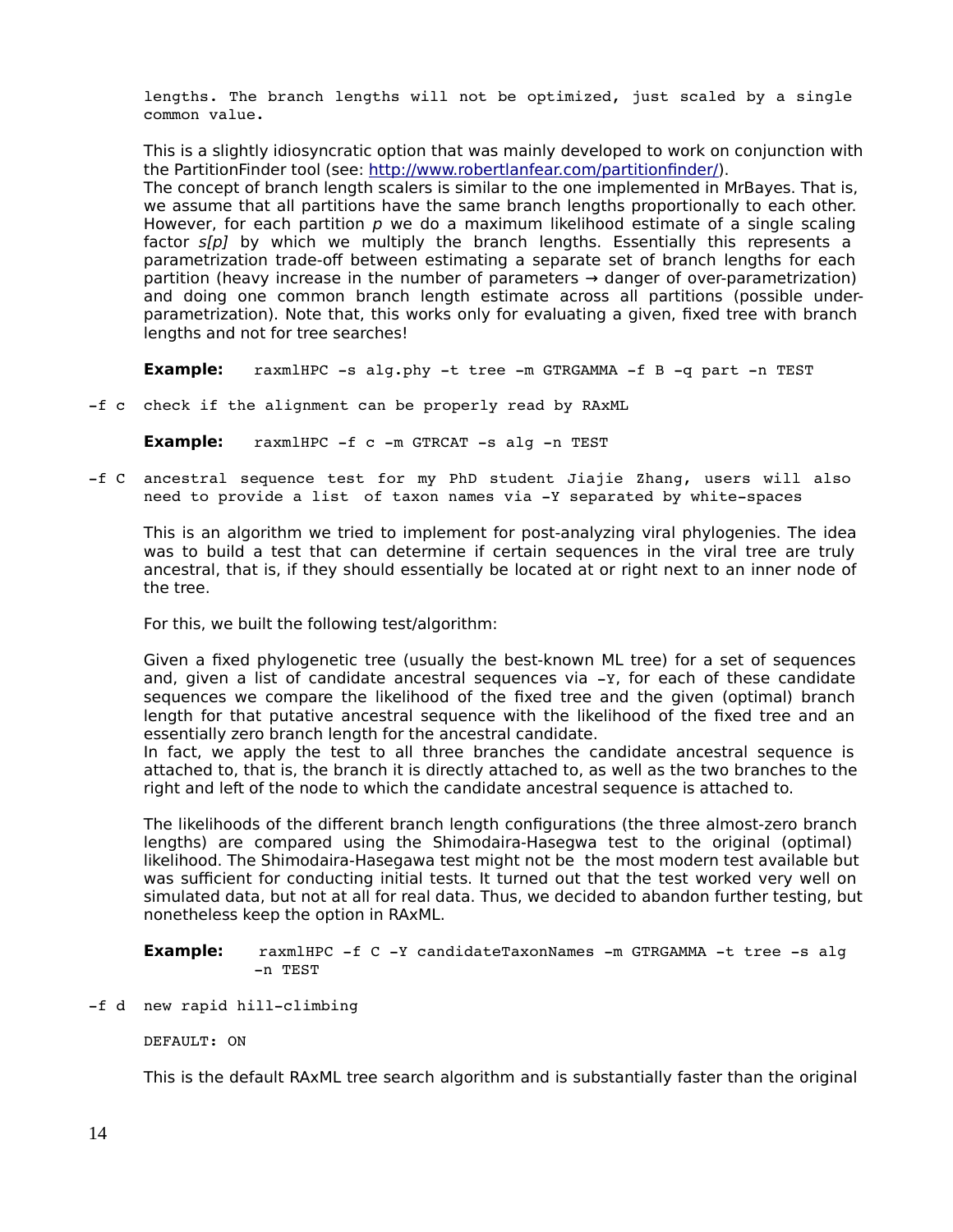lengths. The branch lengths will not be optimized, just scaled by a single common value.

This is a slightly idiosyncratic option that was mainly developed to work on conjunction with the PartitionFinder tool (see: http://www.robertlanfear.com/partitionfinder/).
The concept of branch length scalers is similar to the one implemented in MrBayes. That is, we assume that all partitions have the same branch lengths proportionally to each other. However, for each partition *p* we do a maximum likelihood estimate of a single scaling factor *s[p]* by which we multiply the branch lengths. Essentially this represents a parametrization trade-off between estimating a separate set of branch lengths for each partition (heavy increase in the number of parameters → danger of over-parametrization) and doing one common branch length estimate across all partitions (possible under-parametrization). Note that, this works only for evaluating a given, fixed tree with branch lengths and not for tree searches!

**Example:** `raxmlHPC -s alg.phy -t tree -m GTRGAMMA -f B -q part -n TEST`

-f c check if the alignment can be properly read by RAxML

**Example:** `raxmlHPC -f c -m GTRCAT -s alg -n TEST`

-f C ancestral sequence test for my PhD student Jiajie Zhang, users will also need to provide a list of taxon names via -Y separated by white-spaces

This is an algorithm we tried to implement for post-analyzing viral phylogenies. The idea was to build a test that can determine if certain sequences in the viral tree are truly ancestral, that is, if they should essentially be located at or right next to an inner node of the tree.

For this, we built the following test/algorithm:

Given a fixed phylogenetic tree (usually the best-known ML tree) for a set of sequences and, given a list of candidate ancestral sequences via `-Y`, for each of these candidate sequences we compare the likelihood of the fixed tree and the given (optimal) branch length for that putative ancestral sequence with the likelihood of the fixed tree and an essentially zero branch length for the ancestral candidate.
In fact, we apply the test to all three branches the candidate ancestral sequence is attached to, that is, the branch it is directly attached to, as well as the two branches to the right and left of the node to which the candidate ancestral sequence is attached to.

The likelihoods of the different branch length configurations (the three almost-zero branch lengths) are compared using the Shimodaira-Hasegwa test to the original (optimal) likelihood. The Shimodaira-Hasegawa test might not be the most modern test available but was sufficient for conducting initial tests. It turned out that the test worked very well on simulated data, but not at all for real data. Thus, we decided to abandon further testing, but nonetheless keep the option in RAxML.

**Example:** `raxmlHPC -f C -Y candidateTaxonNames -m GTRGAMMA -t tree -s alg -n TEST`

-f d new rapid hill-climbing

DEFAULT: ON

This is the default RAxML tree search algorithm and is substantially faster than the original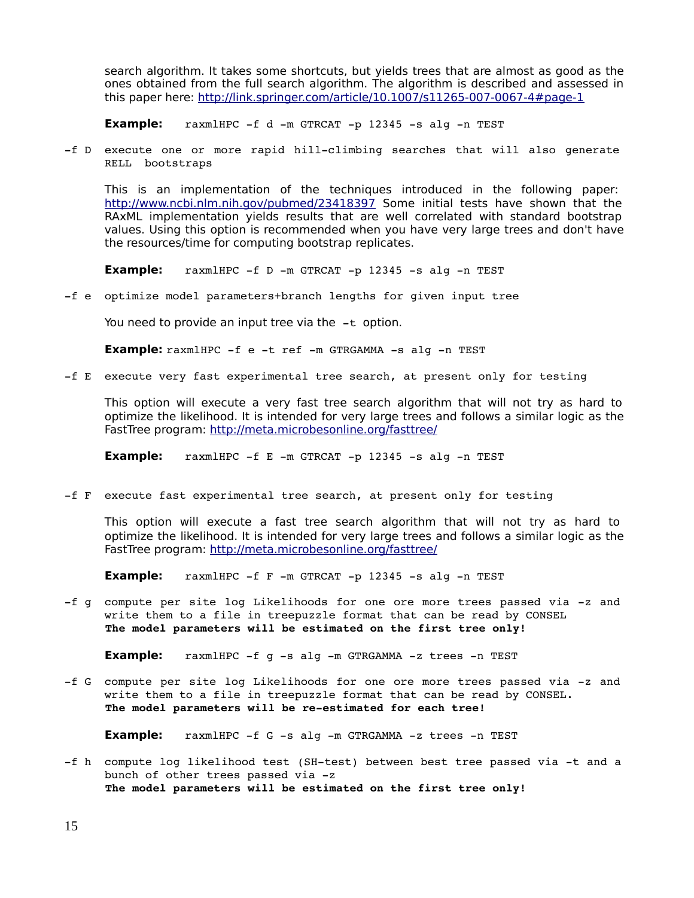search algorithm. It takes some shortcuts, but yields trees that are almost as good as the ones obtained from the full search algorithm. The algorithm is described and assessed in this paper here: http://link.springer.com/article/10.1007/s11265-007-0067-4#page-1

**Example:** `raxmlHPC -f d -m GTRCAT -p 12345 -s alg -n TEST`

`-f D` execute one or more rapid hill-climbing searches that will also generate RELL bootstraps

This is an implementation of the techniques introduced in the following paper: http://www.ncbi.nlm.nih.gov/pubmed/23418397 Some initial tests have shown that the RAxML implementation yields results that are well correlated with standard bootstrap values. Using this option is recommended when you have very large trees and don't have the resources/time for computing bootstrap replicates.

**Example:** `raxmlHPC -f D -m GTRCAT -p 12345 -s alg -n TEST`

`-f e` optimize model parameters+branch lengths for given input tree

You need to provide an input tree via the `-t` option.

**Example:** `raxmlHPC -f e -t ref -m GTRGAMMA -s alg -n TEST`

`-f E` execute very fast experimental tree search, at present only for testing

This option will execute a very fast tree search algorithm that will not try as hard to optimize the likelihood. It is intended for very large trees and follows a similar logic as the FastTree program: http://meta.microbesonline.org/fasttree/

**Example:** `raxmlHPC -f E -m GTRCAT -p 12345 -s alg -n TEST`

`-f F` execute fast experimental tree search, at present only for testing

This option will execute a fast tree search algorithm that will not try as hard to optimize the likelihood. It is intended for very large trees and follows a similar logic as the FastTree program: http://meta.microbesonline.org/fasttree/

**Example:** `raxmlHPC -f F -m GTRCAT -p 12345 -s alg -n TEST`

`-f g` compute per site log Likelihoods for one ore more trees passed via -z and write them to a file in treepuzzle format that can be read by CONSEL
**The model parameters will be estimated on the first tree only!**

**Example:** `raxmlHPC -f g -s alg -m GTRGAMMA -z trees -n TEST`

`-f G` compute per site log Likelihoods for one ore more trees passed via -z and write them to a file in treepuzzle format that can be read by CONSEL.
**The model parameters will be re-estimated for each tree!**

**Example:** `raxmlHPC -f G -s alg -m GTRGAMMA -z trees -n TEST`

`-f h` compute log likelihood test (SH-test) between best tree passed via -t and a bunch of other trees passed via -z
**The model parameters will be estimated on the first tree only!**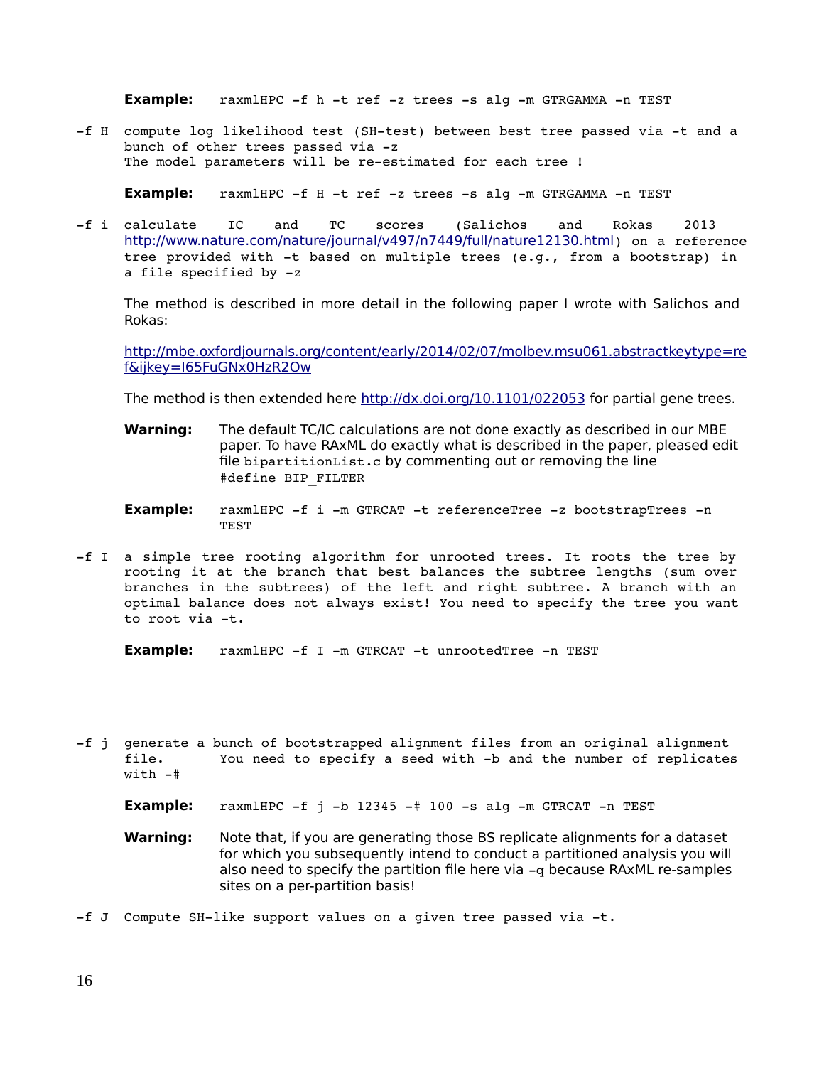**Example:** `raxmlHPC -f h -t ref -z trees -s alg -m GTRGAMMA -n TEST`

`-f H` compute log likelihood test (SH-test) between best tree passed via -t and a bunch of other trees passed via -z
The model parameters will be re-estimated for each tree !

**Example:** `raxmlHPC -f H -t ref -z trees -s alg -m GTRGAMMA -n TEST`

`-f i` calculate IC and TC scores (Salichos and Rokas 2013 http://www.nature.com/nature/journal/v497/n7449/full/nature12130.html) on a reference tree provided with -t based on multiple trees (e.g., from a bootstrap) in a file specified by -z

The method is described in more detail in the following paper I wrote with Salichos and Rokas:

http://mbe.oxfordjournals.org/content/early/2014/02/07/molbev.msu061.abstractkeytype=ref&ijkey=I65FuGNx0HzR2Ow

The method is then extended here http://dx.doi.org/10.1101/022053 for partial gene trees.

**Warning:** The default TC/IC calculations are not done exactly as described in our MBE paper. To have RAxML do exactly what is described in the paper, pleased edit file `bipartitionList.c` by commenting out or removing the line `#define BIP_FILTER`

**Example:** `raxmlHPC -f i -m GTRCAT -t referenceTree -z bootstrapTrees -n TEST`

`-f I` a simple tree rooting algorithm for unrooted trees. It roots the tree by rooting it at the branch that best balances the subtree lengths (sum over branches in the subtrees) of the left and right subtree. A branch with an optimal balance does not always exist! You need to specify the tree you want to root via -t.

**Example:** `raxmlHPC -f I -m GTRCAT -t unrootedTree -n TEST`

`-f j` generate a bunch of bootstrapped alignment files from an original alignment file. You need to specify a seed with -b and the number of replicates with -#

**Example:** `raxmlHPC -f j -b 12345 -# 100 -s alg -m GTRCAT -n TEST`

**Warning:** Note that, if you are generating those BS replicate alignments for a dataset for which you subsequently intend to conduct a partitioned analysis you will also need to specify the partition file here via `-q` because RAxML re-samples sites on a per-partition basis!

`-f J` Compute SH-like support values on a given tree passed via -t.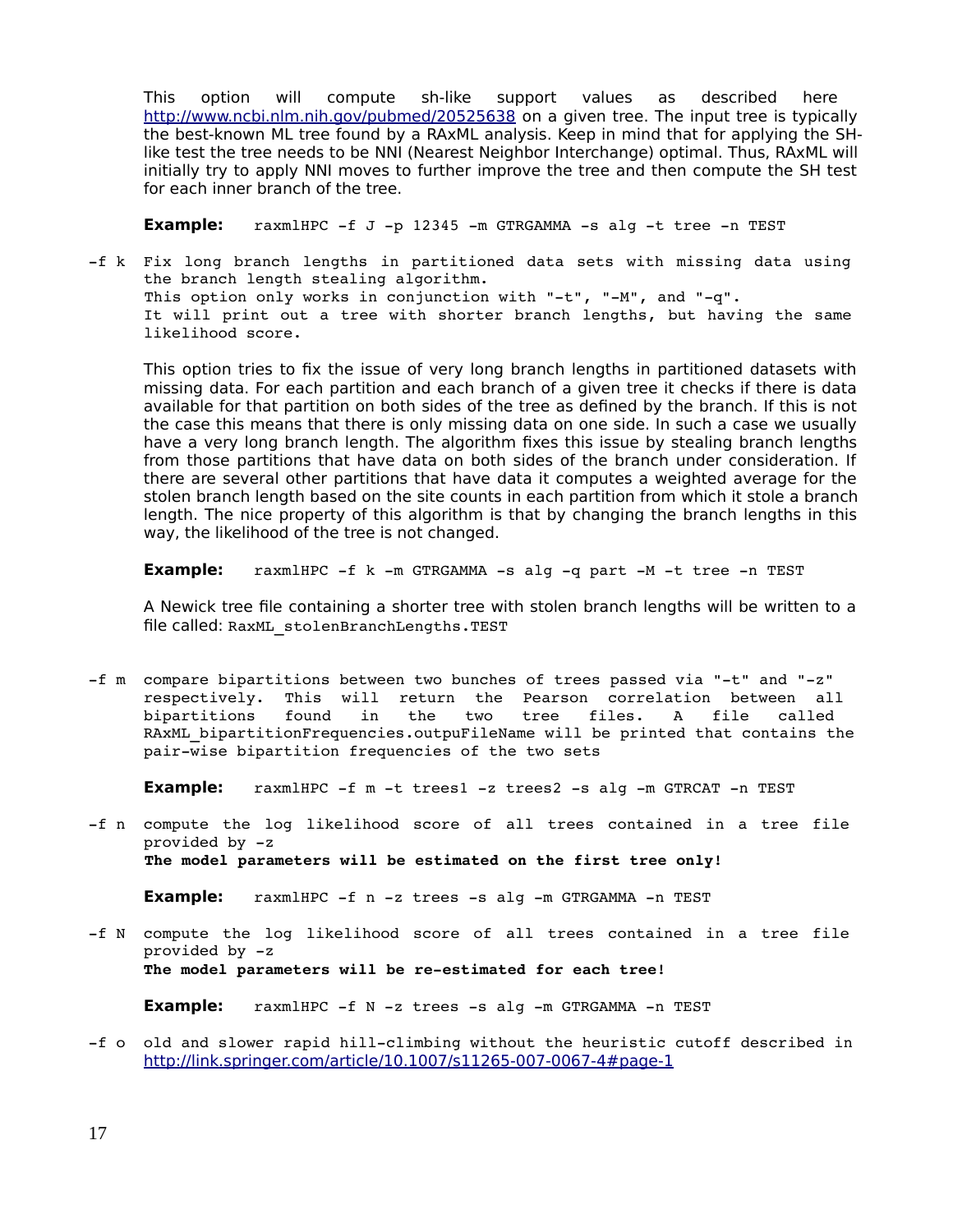This option will compute sh-like support values as described here http://www.ncbi.nlm.nih.gov/pubmed/20525638 on a given tree. The input tree is typically the best-known ML tree found by a RAxML analysis. Keep in mind that for applying the SH-like test the tree needs to be NNI (Nearest Neighbor Interchange) optimal. Thus, RAxML will initially try to apply NNI moves to further improve the tree and then compute the SH test for each inner branch of the tree.

**Example:** `raxmlHPC -f J -p 12345 -m GTRGAMMA -s alg -t tree -n TEST`

`-f k` Fix long branch lengths in partitioned data sets with missing data using the branch length stealing algorithm.
This option only works in conjunction with "-t", "-M", and "-q".
It will print out a tree with shorter branch lengths, but having the same likelihood score.

This option tries to fix the issue of very long branch lengths in partitioned datasets with missing data. For each partition and each branch of a given tree it checks if there is data available for that partition on both sides of the tree as defined by the branch. If this is not the case this means that there is only missing data on one side. In such a case we usually have a very long branch length. The algorithm fixes this issue by stealing branch lengths from those partitions that have data on both sides of the branch under consideration. If there are several other partitions that have data it computes a weighted average for the stolen branch length based on the site counts in each partition from which it stole a branch length. The nice property of this algorithm is that by changing the branch lengths in this way, the likelihood of the tree is not changed.

**Example:** `raxmlHPC -f k -m GTRGAMMA -s alg -q part -M -t tree -n TEST`

A Newick tree file containing a shorter tree with stolen branch lengths will be written to a file called: `RaxML_stolenBranchLengths.TEST`

`-f m` compare bipartitions between two bunches of trees passed via "-t" and "-z" respectively. This will return the Pearson correlation between all bipartitions found in the two tree files. A file called RAxML_bipartitionFrequencies.outpuFileName will be printed that contains the pair-wise bipartition frequencies of the two sets

**Example:** `raxmlHPC -f m -t trees1 -z trees2 -s alg -m GTRCAT -n TEST`

`-f n` compute the log likelihood score of all trees contained in a tree file provided by -z
**The model parameters will be estimated on the first tree only!**

**Example:** `raxmlHPC -f n -z trees -s alg -m GTRGAMMA -n TEST`

`-f N` compute the log likelihood score of all trees contained in a tree file provided by -z
**The model parameters will be re-estimated for each tree!**

**Example:** `raxmlHPC -f N -z trees -s alg -m GTRGAMMA -n TEST`

`-f o` old and slower rapid hill-climbing without the heuristic cutoff described in http://link.springer.com/article/10.1007/s11265-007-0067-4#page-1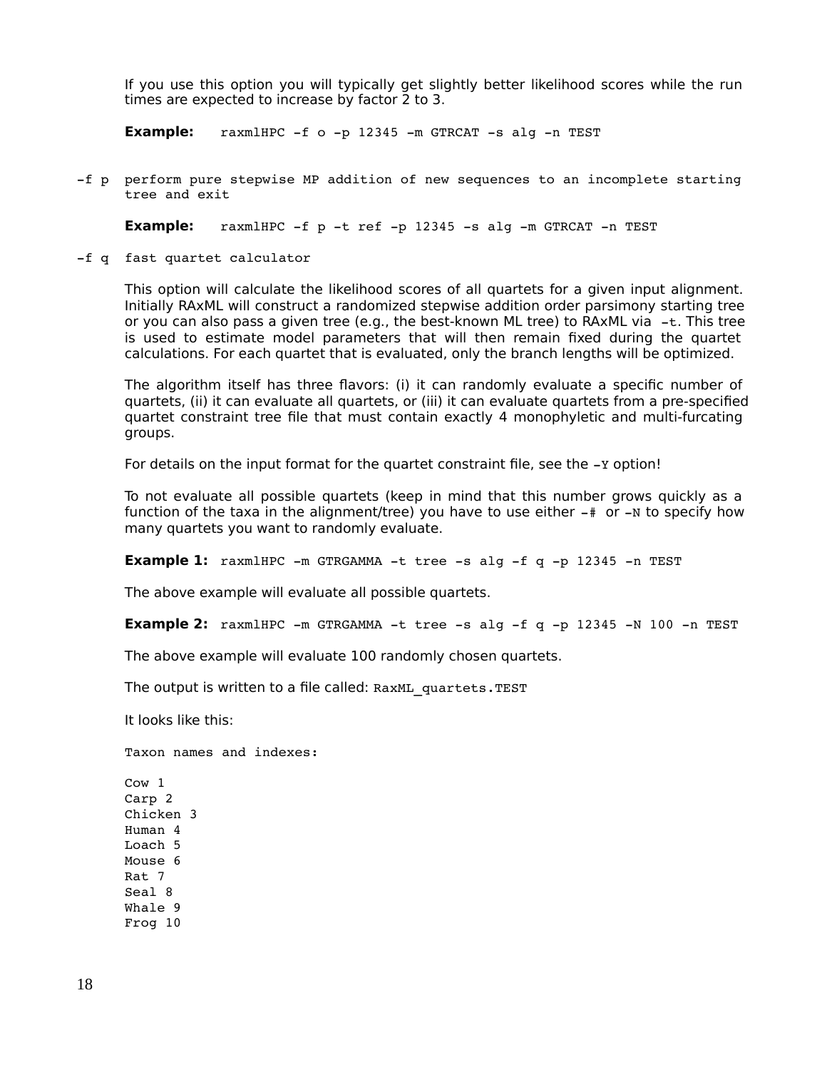If you use this option you will typically get slightly better likelihood scores while the run times are expected to increase by factor 2 to 3.

**Example:** `raxmlHPC -f o -p 12345 -m GTRCAT -s alg -n TEST`

`-f p` perform pure stepwise MP addition of new sequences to an incomplete starting tree and exit

**Example:** `raxmlHPC -f p -t ref -p 12345 -s alg -m GTRCAT -n TEST`

`-f q` fast quartet calculator

This option will calculate the likelihood scores of all quartets for a given input alignment. Initially RAxML will construct a randomized stepwise addition order parsimony starting tree or you can also pass a given tree (e.g., the best-known ML tree) to RAxML via `-t`. This tree is used to estimate model parameters that will then remain fixed during the quartet calculations. For each quartet that is evaluated, only the branch lengths will be optimized.

The algorithm itself has three flavors: (i) it can randomly evaluate a specific number of quartets, (ii) it can evaluate all quartets, or (iii) it can evaluate quartets from a pre-specified quartet constraint tree file that must contain exactly 4 monophyletic and multi-furcating groups.

For details on the input format for the quartet constraint file, see the `-Y` option!

To not evaluate all possible quartets (keep in mind that this number grows quickly as a function of the taxa in the alignment/tree) you have to use either `-#` or `-N` to specify how many quartets you want to randomly evaluate.

**Example 1:** `raxmlHPC -m GTRGAMMA -t tree -s alg -f q -p 12345 -n TEST`

The above example will evaluate all possible quartets.

**Example 2:** `raxmlHPC -m GTRGAMMA -t tree -s alg -f q -p 12345 -N 100 -n TEST`

The above example will evaluate 100 randomly chosen quartets.

The output is written to a file called: `RaxML_quartets.TEST`

It looks like this:

```
Taxon names and indexes:

Cow 1
Carp 2
Chicken 3
Human 4
Loach 5
Mouse 6
Rat 7
Seal 8
Whale 9
Frog 10
```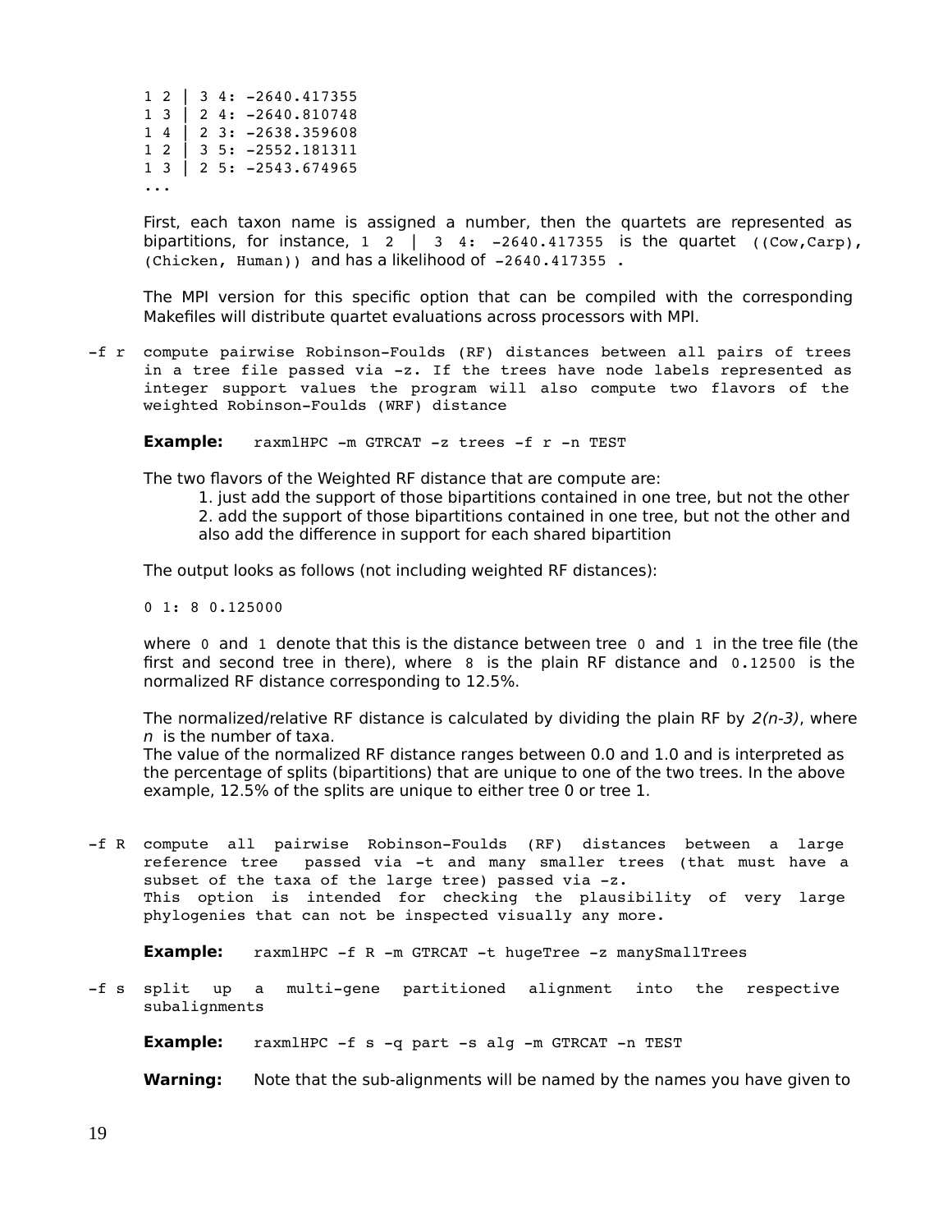```
1 2 | 3 4: -2640.417355
1 3 | 2 4: -2640.810748
1 4 | 2 3: -2638.359608
1 2 | 3 5: -2552.181311
1 3 | 2 5: -2543.674965
...
```

First, each taxon name is assigned a number, then the quartets are represented as bipartitions, for instance, `1 2 | 3 4: -2640.417355` is the quartet `((Cow,Carp), (Chicken, Human))` and has a likelihood of `-2640.417355`.

The MPI version for this specific option that can be compiled with the corresponding Makefiles will distribute quartet evaluations across processors with MPI.

`-f r` compute pairwise Robinson-Foulds (RF) distances between all pairs of trees in a tree file passed via -z. If the trees have node labels represented as integer support values the program will also compute two flavors of the weighted Robinson-Foulds (WRF) distance

**Example:** `raxmlHPC -m GTRCAT -z trees -f r -n TEST`

The two flavors of the Weighted RF distance that are compute are:

1. just add the support of those bipartitions contained in one tree, but not the other
2. add the support of those bipartitions contained in one tree, but not the other and also add the difference in support for each shared bipartition

The output looks as follows (not including weighted RF distances):

```
0 1: 8 0.125000
```

where `0` and `1` denote that this is the distance between tree `0` and `1` in the tree file (the first and second tree in there), where `8` is the plain RF distance and `0.12500` is the normalized RF distance corresponding to 12.5%.

The normalized/relative RF distance is calculated by dividing the plain RF by *2(n-3)*, where *n* is the number of taxa.
The value of the normalized RF distance ranges between 0.0 and 1.0 and is interpreted as the percentage of splits (bipartitions) that are unique to one of the two trees. In the above example, 12.5% of the splits are unique to either tree 0 or tree 1.

`-f R` compute all pairwise Robinson-Foulds (RF) distances between a large reference tree passed via -t and many smaller trees (that must have a subset of the taxa of the large tree) passed via -z.
This option is intended for checking the plausibility of very large phylogenies that can not be inspected visually any more.

**Example:** `raxmlHPC -f R -m GTRCAT -t hugeTree -z manySmallTrees`

`-f s` split up a multi-gene partitioned alignment into the respective subalignments

**Example:** `raxmlHPC -f s -q part -s alg -m GTRCAT -n TEST`

**Warning:** Note that the sub-alignments will be named by the names you have given to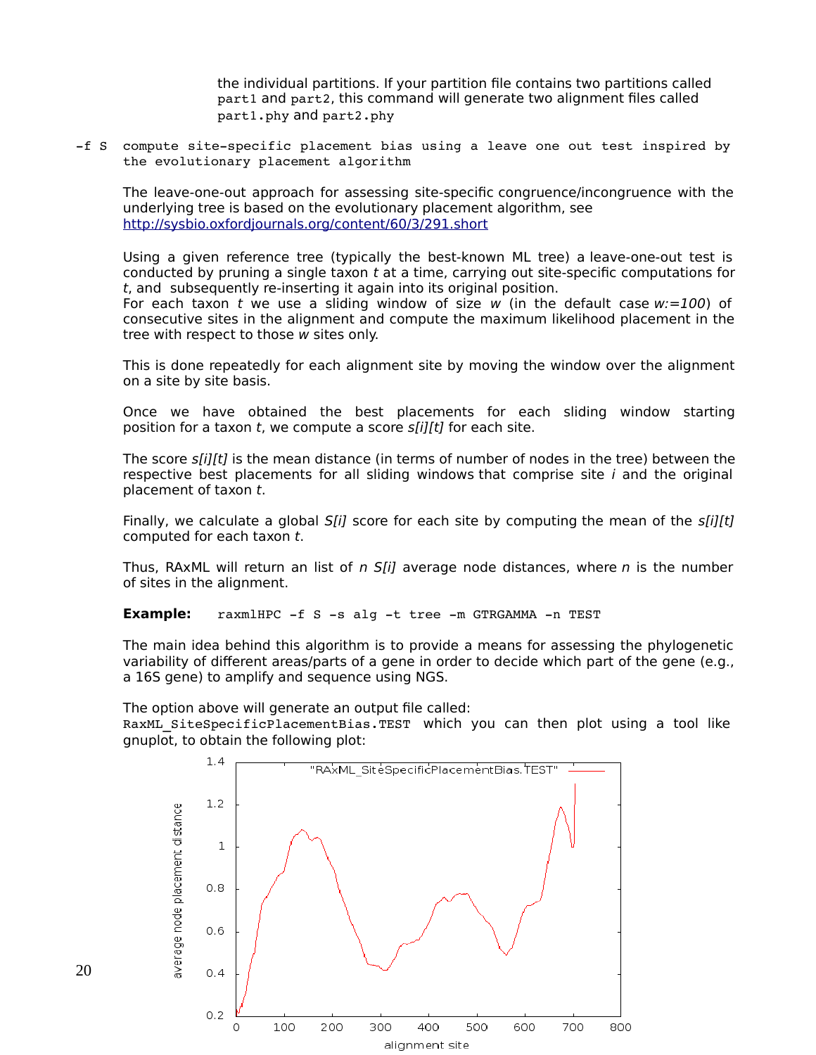the individual partitions. If your partition file contains two partitions called `part1` and `part2`, this command will generate two alignment files called `part1.phy` and `part2.phy`

`-f S` compute site-specific placement bias using a leave one out test inspired by the evolutionary placement algorithm

The leave-one-out approach for assessing site-specific congruence/incongruence with the underlying tree is based on the evolutionary placement algorithm, see [http://sysbio.oxfordjournals.org/content/60/3/291.short](http://sysbio.oxfordjournals.org/content/60/3/291.short)

Using a given reference tree (typically the best-known ML tree) a leave-one-out test is conducted by pruning a single taxon *t* at a time, carrying out site-specific computations for *t*, and subsequently re-inserting it again into its original position.
For each taxon *t* we use a sliding window of size *w* (in the default case *w:=100*) of consecutive sites in the alignment and compute the maximum likelihood placement in the tree with respect to those *w* sites only.

This is done repeatedly for each alignment site by moving the window over the alignment on a site by site basis.

Once we have obtained the best placements for each sliding window starting position for a taxon *t*, we compute a score *s[i][t]* for each site.

The score *s[i][t]* is the mean distance (in terms of number of nodes in the tree) between the respective best placements for all sliding windows that comprise site *i* and the original placement of taxon *t*.

Finally, we calculate a global *S[i]* score for each site by computing the mean of the *s[i][t]* computed for each taxon *t*.

Thus, RAxML will return an list of *n S[i]* average node distances, where *n* is the number of sites in the alignment.

**Example:** `raxmlHPC -f S -s alg -t tree -m GTRGAMMA -n TEST`

The main idea behind this algorithm is to provide a means for assessing the phylogenetic variability of different areas/parts of a gene in order to decide which part of the gene (e.g., a 16S gene) to amplify and sequence using NGS.

The option above will generate an output file called:
`RaxML_SiteSpecificPlacementBias.TEST` which you can then plot using a tool like gnuplot, to obtain the following plot: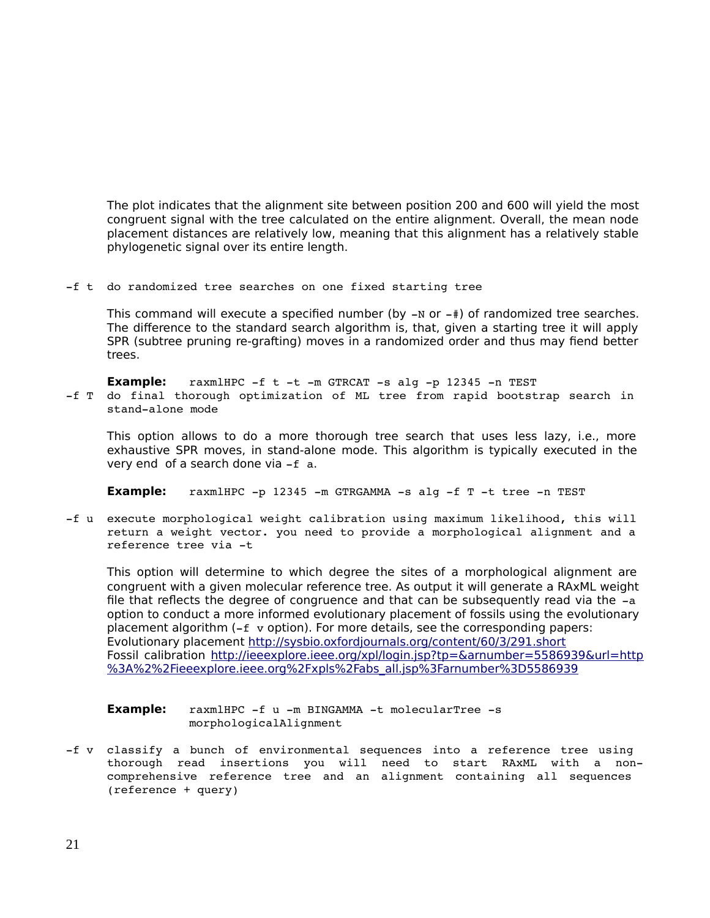The plot indicates that the alignment site between position 200 and 600 will yield the most congruent signal with the tree calculated on the entire alignment. Overall, the mean node placement distances are relatively low, meaning that this alignment has a relatively stable phylogenetic signal over its entire length.

`-f t` do randomized tree searches on one fixed starting tree

This command will execute a specified number (by `-N` or `-#`) of randomized tree searches. The difference to the standard search algorithm is, that, given a starting tree it will apply SPR (subtree pruning re-grafting) moves in a randomized order and thus may fiend better trees.

**Example:** `raxmlHPC -f t -t -m GTRCAT -s alg -p 12345 -n TEST`

`-f T` do final thorough optimization of ML tree from rapid bootstrap search in stand-alone mode

This option allows to do a more thorough tree search that uses less lazy, i.e., more exhaustive SPR moves, in stand-alone mode. This algorithm is typically executed in the very end of a search done via `-f a`.

**Example:** `raxmlHPC -p 12345 -m GTRGAMMA -s alg -f T -t tree -n TEST`

`-f u` execute morphological weight calibration using maximum likelihood, this will return a weight vector. you need to provide a morphological alignment and a reference tree via -t

This option will determine to which degree the sites of a morphological alignment are congruent with a given molecular reference tree. As output it will generate a RAxML weight file that reflects the degree of congruence and that can be subsequently read via the `-a` option to conduct a more informed evolutionary placement of fossils using the evolutionary placement algorithm (`-f v` option). For more details, see the corresponding papers:
Evolutionary placement http://sysbio.oxfordjournals.org/content/60/3/291.short
Fossil calibration http://ieeexplore.ieee.org/xpl/login.jsp?tp=&arnumber=5586939&url=http%3A%2%2Fieeexplore.ieee.org%2Fxpls%2Fabs_all.jsp%3Farnumber%3D5586939

**Example:** `raxmlHPC -f u -m BINGAMMA -t molecularTree -s morphologicalAlignment`

`-f v` classify a bunch of environmental sequences into a reference tree using thorough read insertions you will need to start RAxML with a non-comprehensive reference tree and an alignment containing all sequences (reference + query)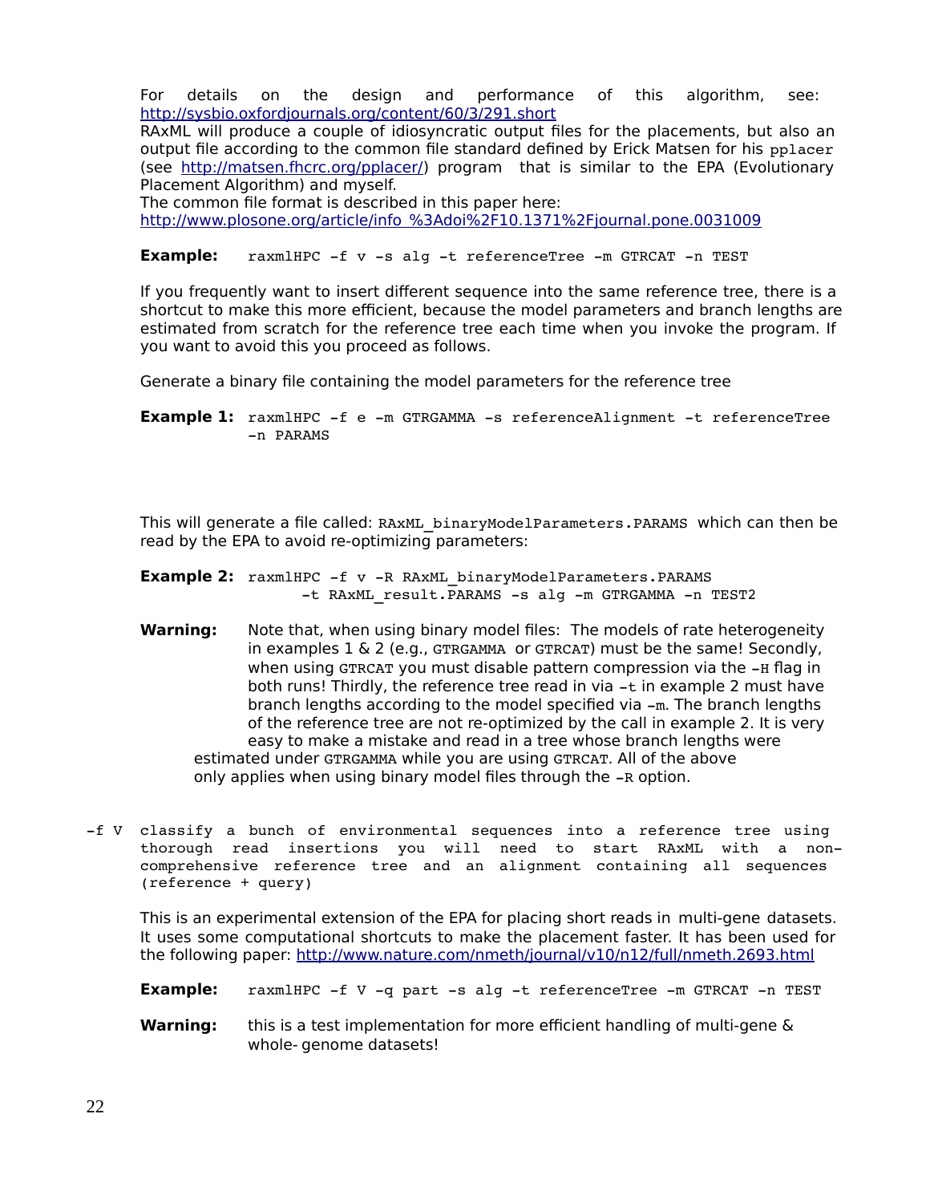For details on the design and performance of this algorithm, see: http://sysbio.oxfordjournals.org/content/60/3/291.short
RAxML will produce a couple of idiosyncratic output files for the placements, but also an output file according to the common file standard defined by Erick Matsen for his `pplacer` (see http://matsen.fhcrc.org/pplacer/) program that is similar to the EPA (Evolutionary Placement Algorithm) and myself.
The common file format is described in this paper here:
http://www.plosone.org/article/info_%3Adoi%2F10.1371%2Fjournal.pone.0031009

**Example:** `raxmlHPC -f v -s alg -t referenceTree -m GTRCAT -n TEST`

If you frequently want to insert different sequence into the same reference tree, there is a shortcut to make this more efficient, because the model parameters and branch lengths are estimated from scratch for the reference tree each time when you invoke the program. If you want to avoid this you proceed as follows.

Generate a binary file containing the model parameters for the reference tree

**Example 1:**
```
raxmlHPC -f e -m GTRGAMMA -s referenceAlignment -t referenceTree
-n PARAMS
```

This will generate a file called: `RAxML_binaryModelParameters.PARAMS` which can then be read by the EPA to avoid re-optimizing parameters:

**Example 2:**
```
raxmlHPC -f v -R RAxML_binaryModelParameters.PARAMS
         -t RAxML_result.PARAMS -s alg -m GTRGAMMA -n TEST2
```

**Warning:** Note that, when using binary model files: The models of rate heterogeneity in examples 1 & 2 (e.g., `GTRGAMMA` or `GTRCAT`) must be the same! Secondly, when using `GTRCAT` you must disable pattern compression via the `-H` flag in both runs! Thirdly, the reference tree read in via `-t` in example 2 must have branch lengths according to the model specified via `-m`. The branch lengths of the reference tree are not re-optimized by the call in example 2. It is very easy to make a mistake and read in a tree whose branch lengths were estimated under `GTRGAMMA` while you are using `GTRCAT`. All of the above only applies when using binary model files through the `-R` option.

`-f V` classify a bunch of environmental sequences into a reference tree using thorough read insertions you will need to start RAxML with a non-comprehensive reference tree and an alignment containing all sequences (reference + query)

This is an experimental extension of the EPA for placing short reads in multi-gene datasets. It uses some computational shortcuts to make the placement faster. It has been used for the following paper: http://www.nature.com/nmeth/journal/v10/n12/full/nmeth.2693.html

**Example:** `raxmlHPC -f V -q part -s alg -t referenceTree -m GTRCAT -n TEST`

**Warning:** this is a test implementation for more efficient handling of multi-gene & whole- genome datasets!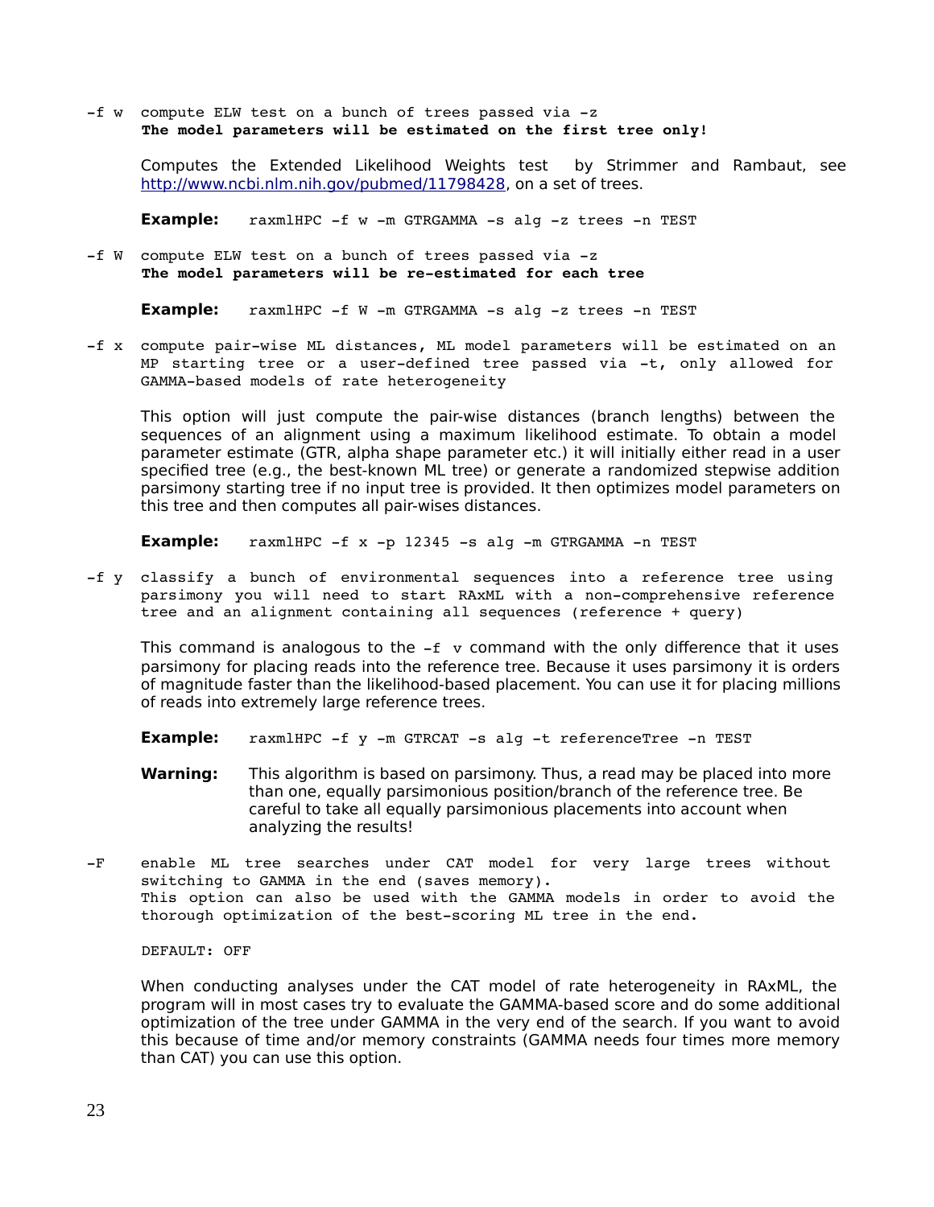-f w  compute ELW test on a bunch of trees passed via -z
**The model parameters will be estimated on the first tree only!**

Computes the Extended Likelihood Weights test by Strimmer and Rambaut, see http://www.ncbi.nlm.nih.gov/pubmed/11798428, on a set of trees.

**Example:** `raxmlHPC -f w -m GTRGAMMA -s alg -z trees -n TEST`

-f W  compute ELW test on a bunch of trees passed via -z
**The model parameters will be re-estimated for each tree**

**Example:** `raxmlHPC -f W -m GTRGAMMA -s alg -z trees -n TEST`

-f x  compute pair-wise ML distances, ML model parameters will be estimated on an MP starting tree or a user-defined tree passed via -t, only allowed for GAMMA-based models of rate heterogeneity

This option will just compute the pair-wise distances (branch lengths) between the sequences of an alignment using a maximum likelihood estimate. To obtain a model parameter estimate (GTR, alpha shape parameter etc.) it will initially either read in a user specified tree (e.g., the best-known ML tree) or generate a randomized stepwise addition parsimony starting tree if no input tree is provided. It then optimizes model parameters on this tree and then computes all pair-wises distances.

**Example:** `raxmlHPC -f x -p 12345 -s alg -m GTRGAMMA -n TEST`

-f y  classify a bunch of environmental sequences into a reference tree using parsimony you will need to start RAxML with a non-comprehensive reference tree and an alignment containing all sequences (reference + query)

This command is analogous to the `-f v` command with the only difference that it uses parsimony for placing reads into the reference tree. Because it uses parsimony it is orders of magnitude faster than the likelihood-based placement. You can use it for placing millions of reads into extremely large reference trees.

**Example:** `raxmlHPC -f y -m GTRCAT -s alg -t referenceTree -n TEST`

**Warning:** This algorithm is based on parsimony. Thus, a read may be placed into more than one, equally parsimonious position/branch of the reference tree. Be careful to take all equally parsimonious placements into account when analyzing the results!

-F  enable ML tree searches under CAT model for very large trees without switching to GAMMA in the end (saves memory).
This option can also be used with the GAMMA models in order to avoid the thorough optimization of the best-scoring ML tree in the end.

DEFAULT: OFF

When conducting analyses under the CAT model of rate heterogeneity in RAxML, the program will in most cases try to evaluate the GAMMA-based score and do some additional optimization of the tree under GAMMA in the very end of the search. If you want to avoid this because of time and/or memory constraints (GAMMA needs four times more memory than CAT) you can use this option.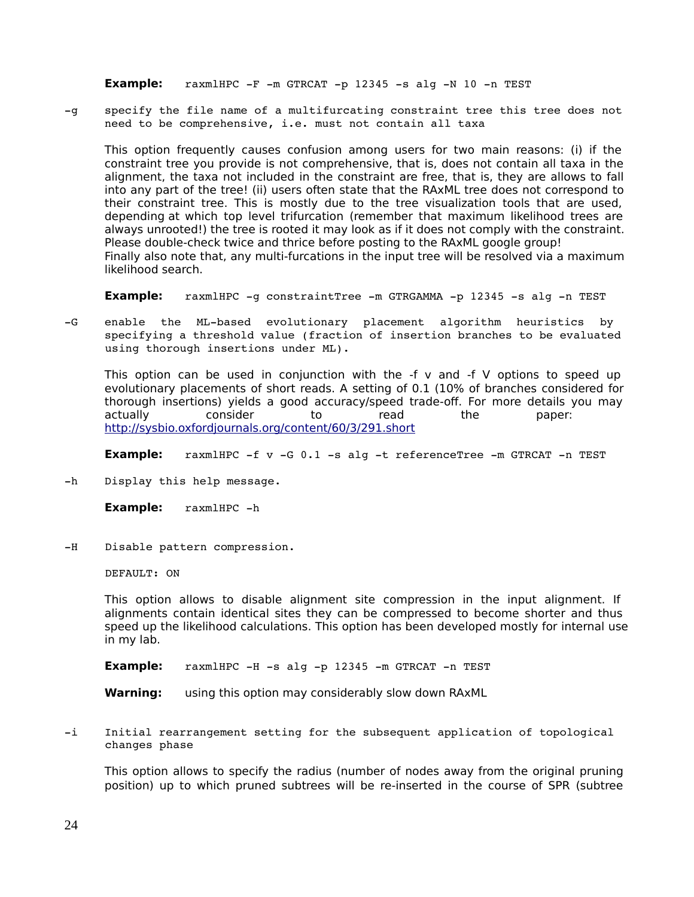**Example:** `raxmlHPC -F -m GTRCAT -p 12345 -s alg -N 10 -n TEST`

`-g` specify the file name of a multifurcating constraint tree this tree does not need to be comprehensive, i.e. must not contain all taxa

This option frequently causes confusion among users for two main reasons: (i) if the constraint tree you provide is not comprehensive, that is, does not contain all taxa in the alignment, the taxa not included in the constraint are free, that is, they are allows to fall into any part of the tree! (ii) users often state that the RAxML tree does not correspond to their constraint tree. This is mostly due to the tree visualization tools that are used, depending at which top level trifurcation (remember that maximum likelihood trees are always unrooted!) the tree is rooted it may look as if it does not comply with the constraint. Please double-check twice and thrice before posting to the RAxML google group!
Finally also note that, any multi-furcations in the input tree will be resolved via a maximum likelihood search.

**Example:** `raxmlHPC -g constraintTree -m GTRGAMMA -p 12345 -s alg -n TEST`

`-G` enable the ML-based evolutionary placement algorithm heuristics by specifying a threshold value (fraction of insertion branches to be evaluated using thorough insertions under ML).

This option can be used in conjunction with the -f v and -f V options to speed up evolutionary placements of short reads. A setting of 0.1 (10% of branches considered for thorough insertions) yields a good accuracy/speed trade-off. For more details you may actually consider to read the paper: http://sysbio.oxfordjournals.org/content/60/3/291.short

**Example:** `raxmlHPC -f v -G 0.1 -s alg -t referenceTree -m GTRCAT -n TEST`

`-h` Display this help message.

**Example:** `raxmlHPC -h`

`-H` Disable pattern compression.

DEFAULT: ON

This option allows to disable alignment site compression in the input alignment. If alignments contain identical sites they can be compressed to become shorter and thus speed up the likelihood calculations. This option has been developed mostly for internal use in my lab.

**Example:** `raxmlHPC -H -s alg -p 12345 -m GTRCAT -n TEST`

**Warning:** using this option may considerably slow down RAxML

`-i` Initial rearrangement setting for the subsequent application of topological changes phase

This option allows to specify the radius (number of nodes away from the original pruning position) up to which pruned subtrees will be re-inserted in the course of SPR (subtree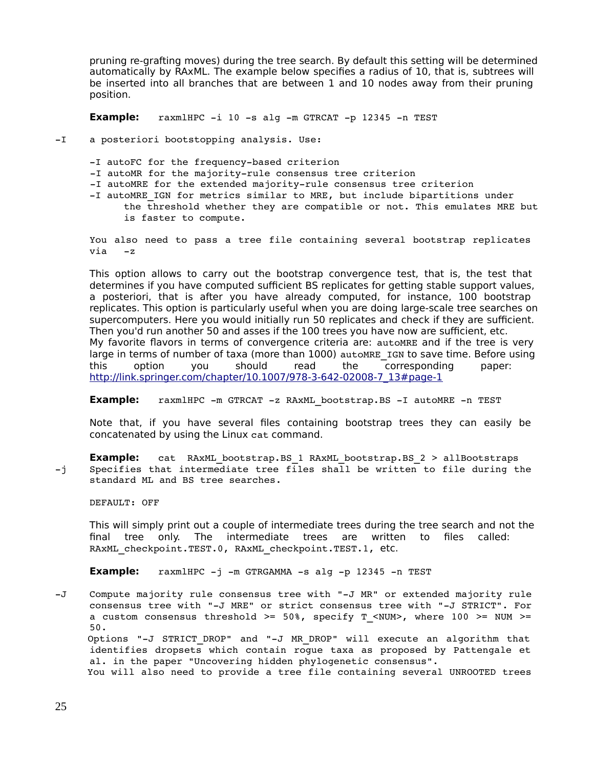pruning re-grafting moves) during the tree search. By default this setting will be determined automatically by RAxML. The example below specifies a radius of 10, that is, subtrees will be inserted into all branches that are between 1 and 10 nodes away from their pruning position.

**Example:** `raxmlHPC -i 10 -s alg -m GTRCAT -p 12345 -n TEST`

-I a posteriori bootstopping analysis. Use:

```
-I autoFC for the frequency-based criterion
-I autoMR for the majority-rule consensus tree criterion
-I autoMRE for the extended majority-rule consensus tree criterion
-I autoMRE_IGN for metrics similar to MRE, but include bipartitions under
      the threshold whether they are compatible or not. This emulates MRE but
      is faster to compute.
```

You also need to pass a tree file containing several bootstrap replicates via -z

This option allows to carry out the bootstrap convergence test, that is, the test that determines if you have computed sufficient BS replicates for getting stable support values, a posteriori, that is after you have already computed, for instance, 100 bootstrap replicates. This option is particularly useful when you are doing large-scale tree searches on supercomputers. Here you would initially run 50 replicates and check if they are sufficient. Then you'd run another 50 and asses if the 100 trees you have now are sufficient, etc. My favorite flavors in terms of convergence criteria are: `autoMRE` and if the tree is very large in terms of number of taxa (more than 1000) `autoMRE_IGN` to save time. Before using this option you should read the corresponding paper: http://link.springer.com/chapter/10.1007/978-3-642-02008-7_13#page-1

**Example:** `raxmlHPC -m GTRCAT -z RAxML_bootstrap.BS -I autoMRE -n TEST`

Note that, if you have several files containing bootstrap trees they can easily be concatenated by using the Linux `cat` command.

**Example:** `cat RAxML_bootstrap.BS_1 RAxML_bootstrap.BS_2 > allBootstraps`

-j Specifies that intermediate tree files shall be written to file during the standard ML and BS tree searches.

DEFAULT: OFF

This will simply print out a couple of intermediate trees during the tree search and not the final tree only. The intermediate trees are written to files called: `RAxML_checkpoint.TEST.0`, `RAxML_checkpoint.TEST.1`, etc.

**Example:** `raxmlHPC -j -m GTRGAMMA -s alg -p 12345 -n TEST`

-J Compute majority rule consensus tree with "-J MR" or extended majority rule consensus tree with "-J MRE" or strict consensus tree with "-J STRICT". For a custom consensus threshold >= 50%, specify T_<NUM>, where 100 >= NUM >= 50.
Options "-J STRICT_DROP" and "-J MR_DROP" will execute an algorithm that identifies dropsets which contain rogue taxa as proposed by Pattengale et al. in the paper "Uncovering hidden phylogenetic consensus".
You will also need to provide a tree file containing several UNROOTED trees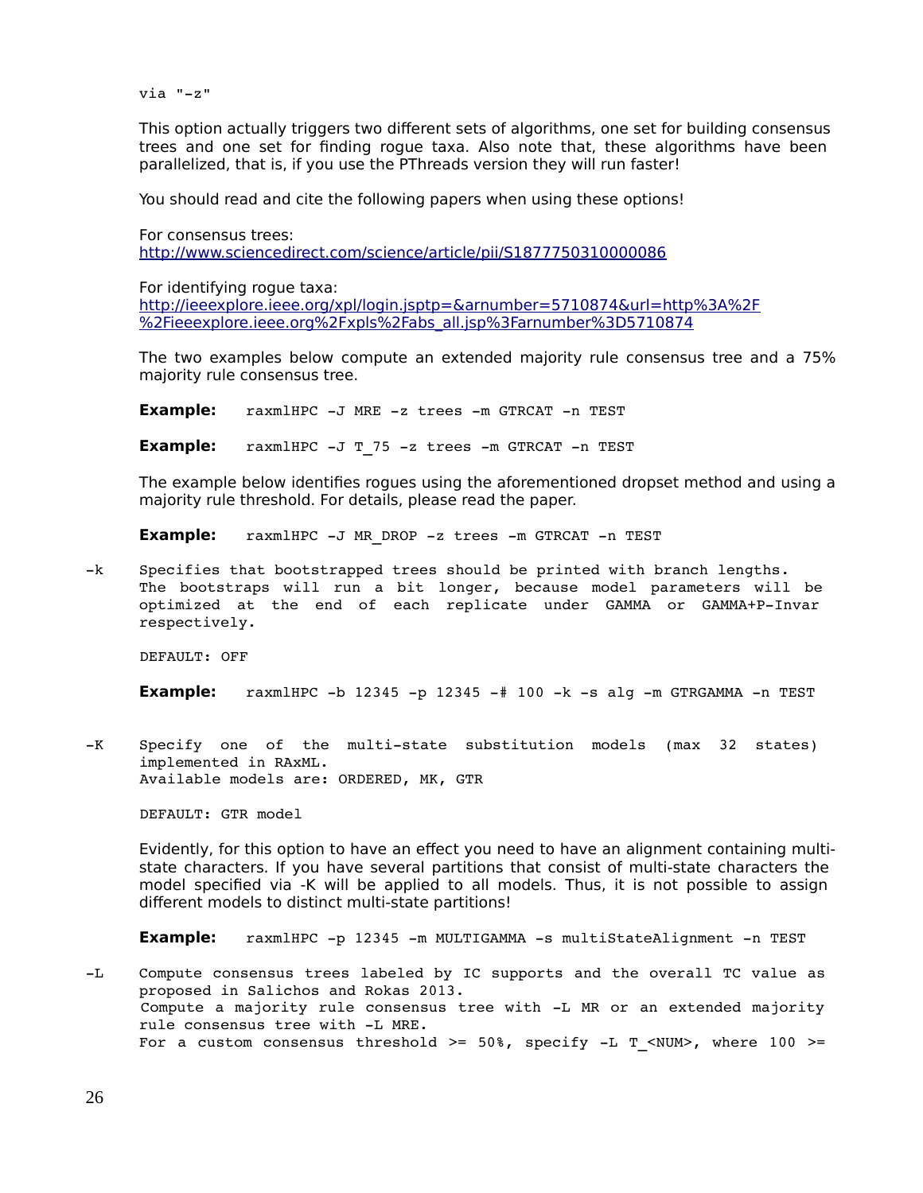via "-z"

This option actually triggers two different sets of algorithms, one set for building consensus trees and one set for finding rogue taxa. Also note that, these algorithms have been parallelized, that is, if you use the PThreads version they will run faster!

You should read and cite the following papers when using these options!

For consensus trees:
[http://www.sciencedirect.com/science/article/pii/S1877750310000086](http://www.sciencedirect.com/science/article/pii/S1877750310000086)

For identifying rogue taxa:
[http://ieeexplore.ieee.org/xpl/login.jsptp=&arnumber=5710874&url=http%3A%2F%2Fieeexplore.ieee.org%2Fxpls%2Fabs_all.jsp%3Farnumber%3D5710874](http://ieeexplore.ieee.org/xpl/login.jsptp=&arnumber=5710874&url=http%3A%2F%2Fieeexplore.ieee.org%2Fxpls%2Fabs_all.jsp%3Farnumber%3D5710874)

The two examples below compute an extended majority rule consensus tree and a 75% majority rule consensus tree.

**Example:** `raxmlHPC -J MRE -z trees -m GTRCAT -n TEST`

**Example:** `raxmlHPC -J T_75 -z trees -m GTRCAT -n TEST`

The example below identifies rogues using the aforementioned dropset method and using a majority rule threshold. For details, please read the paper.

**Example:** `raxmlHPC -J MR_DROP -z trees -m GTRCAT -n TEST`

-k Specifies that bootstrapped trees should be printed with branch lengths. The bootstraps will run a bit longer, because model parameters will be optimized at the end of each replicate under GAMMA or GAMMA+P-Invar respectively.

DEFAULT: OFF

**Example:** `raxmlHPC -b 12345 -p 12345 -# 100 -k -s alg -m GTRGAMMA -n TEST`

-K Specify one of the multi-state substitution models (max 32 states) implemented in RAxML.
Available models are: ORDERED, MK, GTR

DEFAULT: GTR model

Evidently, for this option to have an effect you need to have an alignment containing multi-state characters. If you have several partitions that consist of multi-state characters the model specified via -K will be applied to all models. Thus, it is not possible to assign different models to distinct multi-state partitions!

**Example:** `raxmlHPC -p 12345 -m MULTIGAMMA -s multiStateAlignment -n TEST`

-L Compute consensus trees labeled by IC supports and the overall TC value as proposed in Salichos and Rokas 2013.
Compute a majority rule consensus tree with -L MR or an extended majority rule consensus tree with -L MRE.
For a custom consensus threshold >= 50%, specify -L T_<NUM>, where 100 >=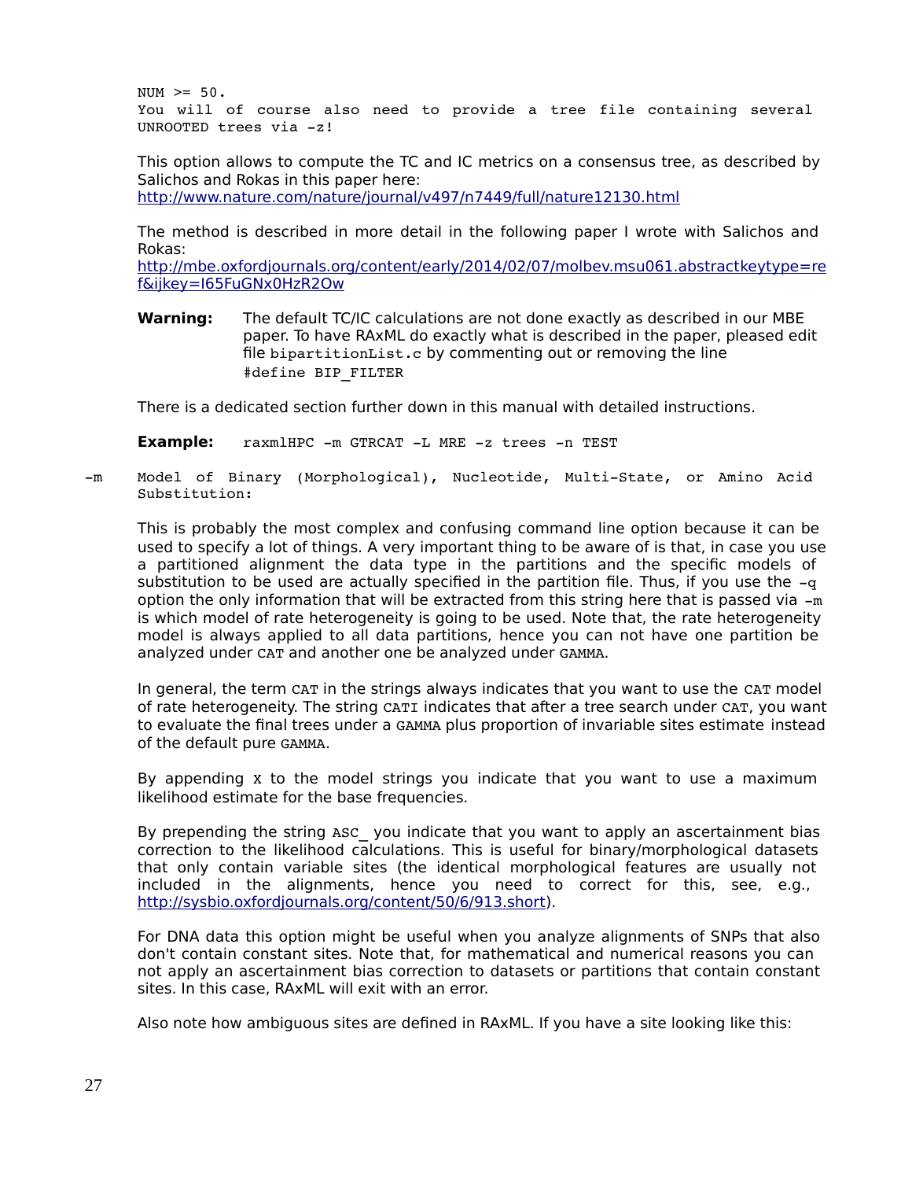NUM >= 50.
You will of course also need to provide a tree file containing several UNROOTED trees via -z!

This option allows to compute the TC and IC metrics on a consensus tree, as described by Salichos and Rokas in this paper here:
http://www.nature.com/nature/journal/v497/n7449/full/nature12130.html

The method is described in more detail in the following paper I wrote with Salichos and Rokas:
http://mbe.oxfordjournals.org/content/early/2014/02/07/molbev.msu061.abstractkeytype=ref&ijkey=I65FuGNx0HzR2Ow

**Warning:** The default TC/IC calculations are not done exactly as described in our MBE paper. To have RAxML do exactly what is described in the paper, pleased edit file `bipartitionList.c` by commenting out or removing the line `#define BIP_FILTER`

There is a dedicated section further down in this manual with detailed instructions.

**Example:** `raxmlHPC -m GTRCAT -L MRE -z trees -n TEST`

-m Model of Binary (Morphological), Nucleotide, Multi-State, or Amino Acid Substitution:

This is probably the most complex and confusing command line option because it can be used to specify a lot of things. A very important thing to be aware of is that, in case you use a partitioned alignment the data type in the partitions and the specific models of substitution to be used are actually specified in the partition file. Thus, if you use the -q option the only information that will be extracted from this string here that is passed via -m is which model of rate heterogeneity is going to be used. Note that, the rate heterogeneity model is always applied to all data partitions, hence you can not have one partition be analyzed under CAT and another one be analyzed under GAMMA.

In general, the term CAT in the strings always indicates that you want to use the CAT model of rate heterogeneity. The string CATI indicates that after a tree search under CAT, you want to evaluate the final trees under a GAMMA plus proportion of invariable sites estimate instead of the default pure GAMMA.

By appending X to the model strings you indicate that you want to use a maximum likelihood estimate for the base frequencies.

By prepending the string ASC_ you indicate that you want to apply an ascertainment bias correction to the likelihood calculations. This is useful for binary/morphological datasets that only contain variable sites (the identical morphological features are usually not included in the alignments, hence you need to correct for this, see, e.g., http://sysbio.oxfordjournals.org/content/50/6/913.short).

For DNA data this option might be useful when you analyze alignments of SNPs that also don't contain constant sites. Note that, for mathematical and numerical reasons you can not apply an ascertainment bias correction to datasets or partitions that contain constant sites. In this case, RAxML will exit with an error.

Also note how ambiguous sites are defined in RAxML. If you have a site looking like this: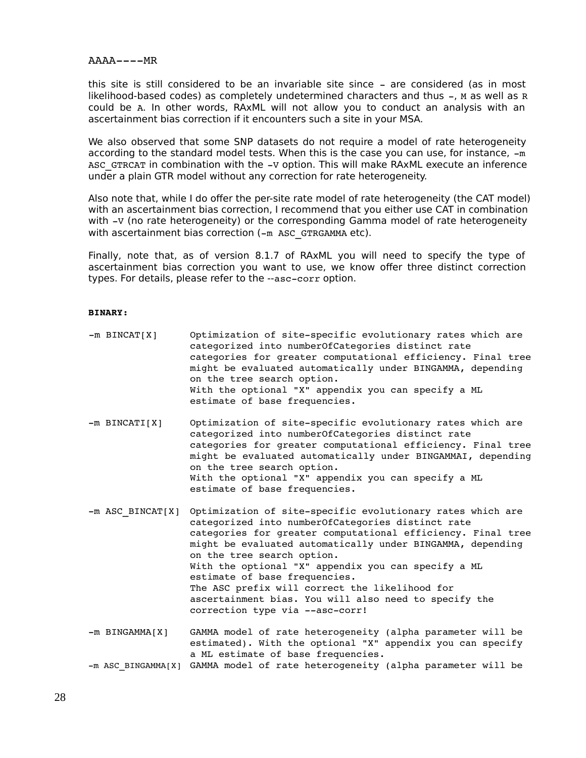AAAA----MR

this site is still considered to be an invariable site since - are considered (as in most likelihood-based codes) as completely undetermined characters and thus -, M as well as R could be A. In other words, RAxML will not allow you to conduct an analysis with an ascertainment bias correction if it encounters such a site in your MSA.

We also observed that some SNP datasets do not require a model of rate heterogeneity according to the standard model tests. When this is the case you can use, for instance, -m ASC_GTRCAT in combination with the -V option. This will make RAxML execute an inference under a plain GTR model without any correction for rate heterogeneity.

Also note that, while I do offer the per-site rate model of rate heterogeneity (the CAT model) with an ascertainment bias correction, I recommend that you either use CAT in combination with -V (no rate heterogeneity) or the corresponding Gamma model of rate heterogeneity with ascertainment bias correction (-m ASC_GTRGAMMA etc).

Finally, note that, as of version 8.1.7 of RAxML you will need to specify the type of ascertainment bias correction you want to use, we know offer three distinct correction types. For details, please refer to the --asc-corr option.

**BINARY:**

```
-m BINCAT[X]      Optimization of site-specific evolutionary rates which are
                  categorized into numberOfCategories distinct rate
                  categories for greater computational efficiency. Final tree
                  might be evaluated automatically under BINGAMMA, depending
                  on the tree search option.
                  With the optional "X" appendix you can specify a ML
                  estimate of base frequencies.

-m BINCATI[X]     Optimization of site-specific evolutionary rates which are
                  categorized into numberOfCategories distinct rate
                  categories for greater computational efficiency. Final tree
                  might be evaluated automatically under BINGAMMAI, depending
                  on the tree search option.
                  With the optional "X" appendix you can specify a ML
                  estimate of base frequencies.

-m ASC_BINCAT[X]  Optimization of site-specific evolutionary rates which are
                  categorized into numberOfCategories distinct rate
                  categories for greater computational efficiency. Final tree
                  might be evaluated automatically under BINGAMMA, depending
                  on the tree search option.
                  With the optional "X" appendix you can specify a ML
                  estimate of base frequencies.
                  The ASC prefix will correct the likelihood for
                  ascertainment bias. You will also need to specify the
                  correction type via --asc-corr!

-m BINGAMMA[X]    GAMMA model of rate heterogeneity (alpha parameter will be
                  estimated). With the optional "X" appendix you can specify
                  a ML estimate of base frequencies.
-m ASC_BINGAMMA[X] GAMMA model of rate heterogeneity (alpha parameter will be
```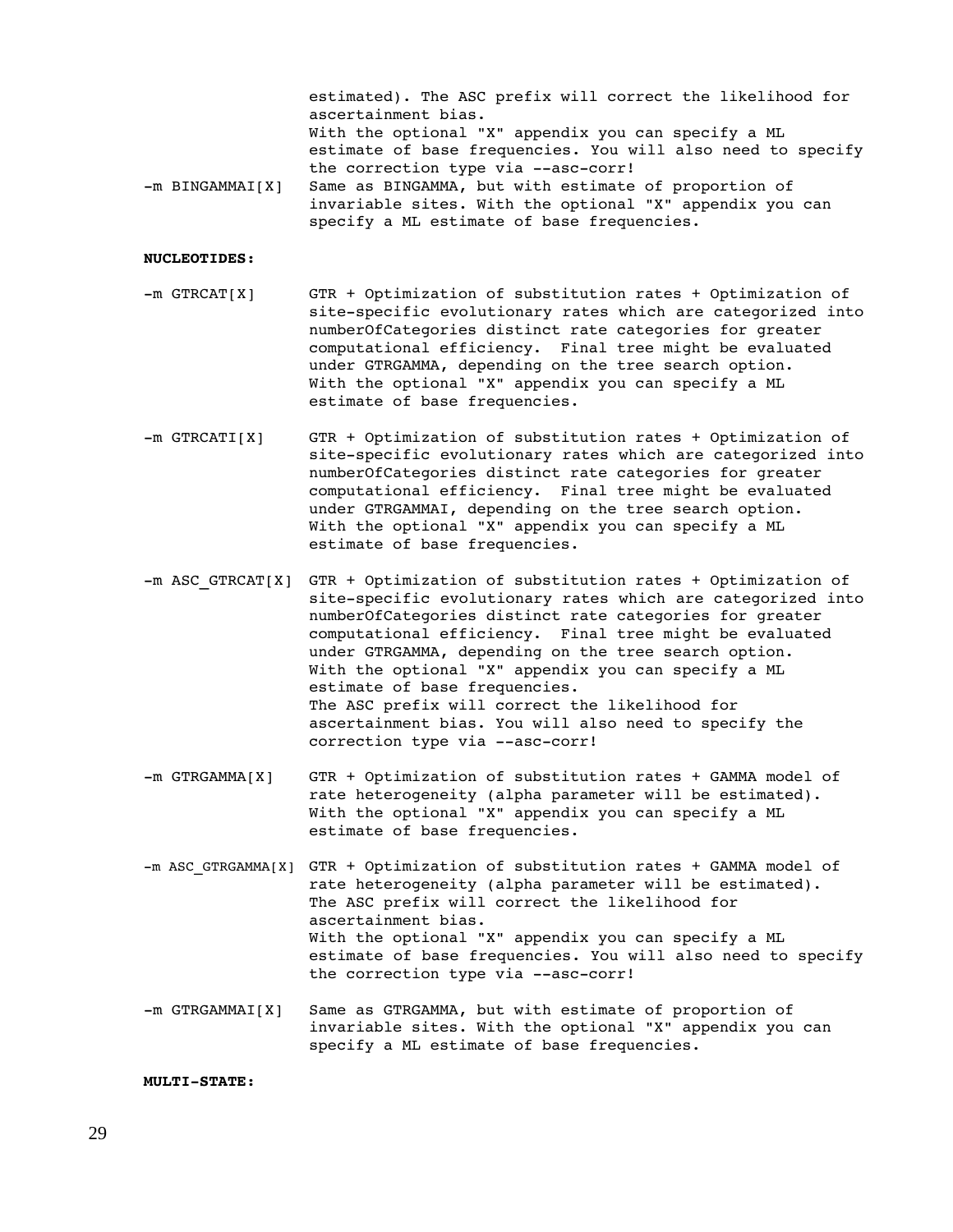estimated). The ASC prefix will correct the likelihood for ascertainment bias.
With the optional "X" appendix you can specify a ML estimate of base frequencies. You will also need to specify the correction type via --asc-corr!

-m BINGAMMAI[X]  Same as BINGAMMA, but with estimate of proportion of invariable sites. With the optional "X" appendix you can specify a ML estimate of base frequencies.

**NUCLEOTIDES:**

-m GTRCAT[X]  GTR + Optimization of substitution rates + Optimization of site-specific evolutionary rates which are categorized into numberOfCategories distinct rate categories for greater computational efficiency. Final tree might be evaluated under GTRGAMMA, depending on the tree search option. With the optional "X" appendix you can specify a ML estimate of base frequencies.

-m GTRCATI[X]  GTR + Optimization of substitution rates + Optimization of site-specific evolutionary rates which are categorized into numberOfCategories distinct rate categories for greater computational efficiency. Final tree might be evaluated under GTRGAMMAI, depending on the tree search option. With the optional "X" appendix you can specify a ML estimate of base frequencies.

-m ASC_GTRCAT[X]  GTR + Optimization of substitution rates + Optimization of site-specific evolutionary rates which are categorized into numberOfCategories distinct rate categories for greater computational efficiency. Final tree might be evaluated under GTRGAMMA, depending on the tree search option. With the optional "X" appendix you can specify a ML estimate of base frequencies.
The ASC prefix will correct the likelihood for ascertainment bias. You will also need to specify the correction type via --asc-corr!

-m GTRGAMMA[X]  GTR + Optimization of substitution rates + GAMMA model of rate heterogeneity (alpha parameter will be estimated). With the optional "X" appendix you can specify a ML estimate of base frequencies.

-m ASC_GTRGAMMA[X]  GTR + Optimization of substitution rates + GAMMA model of rate heterogeneity (alpha parameter will be estimated). The ASC prefix will correct the likelihood for ascertainment bias.
With the optional "X" appendix you can specify a ML estimate of base frequencies. You will also need to specify the correction type via --asc-corr!

-m GTRGAMMAI[X]  Same as GTRGAMMA, but with estimate of proportion of invariable sites. With the optional "X" appendix you can specify a ML estimate of base frequencies.

**MULTI-STATE:**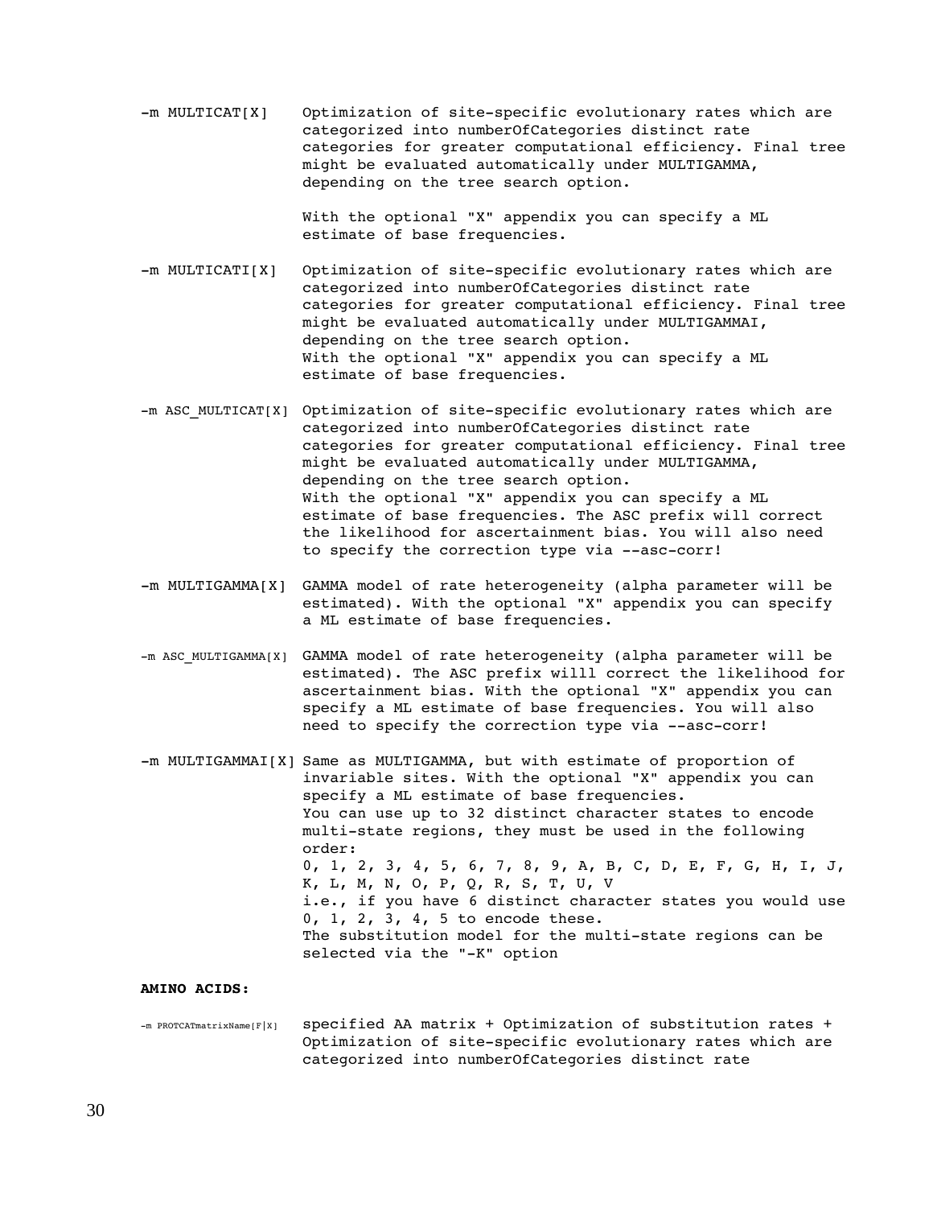```
-m MULTICAT[X]     Optimization of site-specific evolutionary rates which are
                   categorized into numberOfCategories distinct rate
                   categories for greater computational efficiency. Final tree
                   might be evaluated automatically under MULTIGAMMA,
                   depending on the tree search option.

                   With the optional "X" appendix you can specify a ML
                   estimate of base frequencies.

-m MULTICATI[X]    Optimization of site-specific evolutionary rates which are
                   categorized into numberOfCategories distinct rate
                   categories for greater computational efficiency. Final tree
                   might be evaluated automatically under MULTIGAMMAI,
                   depending on the tree search option.
                   With the optional "X" appendix you can specify a ML
                   estimate of base frequencies.

-m ASC_MULTICAT[X] Optimization of site-specific evolutionary rates which are
                   categorized into numberOfCategories distinct rate
                   categories for greater computational efficiency. Final tree
                   might be evaluated automatically under MULTIGAMMA,
                   depending on the tree search option.
                   With the optional "X" appendix you can specify a ML
                   estimate of base frequencies. The ASC prefix will correct
                   the likelihood for ascertainment bias. You will also need
                   to specify the correction type via --asc-corr!

-m MULTIGAMMA[X]   GAMMA model of rate heterogeneity (alpha parameter will be
                   estimated). With the optional "X" appendix you can specify
                   a ML estimate of base frequencies.

-m ASC_MULTIGAMMA[X] GAMMA model of rate heterogeneity (alpha parameter will be
                   estimated). The ASC prefix willl correct the likelihood for
                   ascertainment bias. With the optional "X" appendix you can
                   specify a ML estimate of base frequencies. You will also
                   need to specify the correction type via --asc-corr!

-m MULTIGAMMAI[X]  Same as MULTIGAMMA, but with estimate of proportion of
                   invariable sites. With the optional "X" appendix you can
                   specify a ML estimate of base frequencies.
                   You can use up to 32 distinct character states to encode
                   multi-state regions, they must be used in the following
                   order:
                   0, 1, 2, 3, 4, 5, 6, 7, 8, 9, A, B, C, D, E, F, G, H, I, J,
                   K, L, M, N, O, P, Q, R, S, T, U, V
                   i.e., if you have 6 distinct character states you would use
                   0, 1, 2, 3, 4, 5 to encode these.
                   The substitution model for the multi-state regions can be
                   selected via the "-K" option
```

**AMINO ACIDS:**

```
-m PROTCATmatrixName[F|X]   specified AA matrix + Optimization of substitution rates +
                   Optimization of site-specific evolutionary rates which are
                   categorized into numberOfCategories distinct rate
```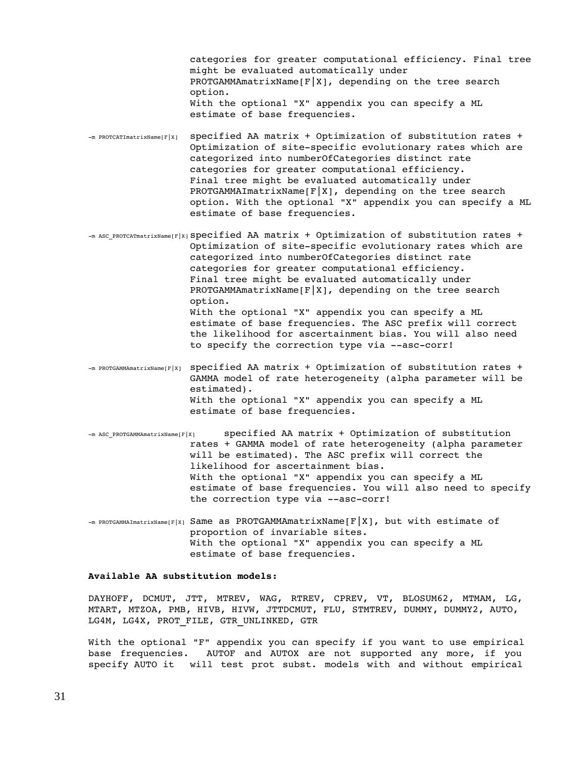categories for greater computational efficiency. Final tree might be evaluated automatically under PROTGAMMAmatrixName[F|X], depending on the tree search option.
With the optional "X" appendix you can specify a ML estimate of base frequencies.

-m PROTCATImatrixName[F|X] specified AA matrix + Optimization of substitution rates + Optimization of site-specific evolutionary rates which are categorized into numberOfCategories distinct rate categories for greater computational efficiency.
Final tree might be evaluated automatically under PROTGAMMAImatrixName[F|X], depending on the tree search option. With the optional "X" appendix you can specify a ML estimate of base frequencies.

-m ASC_PROTCATmatrixName[F|X] specified AA matrix + Optimization of substitution rates + Optimization of site-specific evolutionary rates which are categorized into numberOfCategories distinct rate categories for greater computational efficiency.
Final tree might be evaluated automatically under PROTGAMMAmatrixName[F|X], depending on the tree search option.
With the optional "X" appendix you can specify a ML estimate of base frequencies. The ASC prefix will correct the likelihood for ascertainment bias. You will also need to specify the correction type via --asc-corr!

-m PROTGAMMAmatrixName[F|X] specified AA matrix + Optimization of substitution rates + GAMMA model of rate heterogeneity (alpha parameter will be estimated).
With the optional "X" appendix you can specify a ML estimate of base frequencies.

-m ASC_PROTGAMMAmatrixName[F|X] specified AA matrix + Optimization of substitution rates + GAMMA model of rate heterogeneity (alpha parameter will be estimated). The ASC prefix will correct the likelihood for ascertainment bias.
With the optional "X" appendix you can specify a ML estimate of base frequencies. You will also need to specify the correction type via --asc-corr!

-m PROTGAMMAImatrixName[F|X] Same as PROTGAMMAmatrixName[F|X], but with estimate of proportion of invariable sites.
With the optional "X" appendix you can specify a ML estimate of base frequencies.

**Available AA substitution models:**

DAYHOFF, DCMUT, JTT, MTREV, WAG, RTREV, CPREV, VT, BLOSUM62, MTMAM, LG, MTART, MTZOA, PMB, HIVB, HIVW, JTTDCMUT, FLU, STMTREV, DUMMY, DUMMY2, AUTO, LG4M, LG4X, PROT_FILE, GTR_UNLINKED, GTR

With the optional "F" appendix you can specify if you want to use empirical base frequencies. AUTOF and AUTOX are not supported any more, if you specify AUTO it will test prot subst. models with and without empirical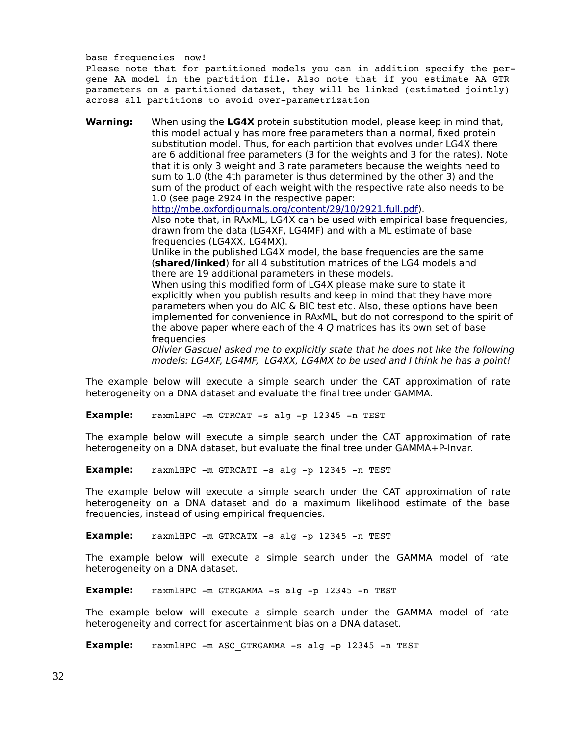base frequencies now!
Please note that for partitioned models you can in addition specify the per-gene AA model in the partition file. Also note that if you estimate AA GTR parameters on a partitioned dataset, they will be linked (estimated jointly) across all partitions to avoid over-parametrization

**Warning:** When using the **LG4X** protein substitution model, please keep in mind that, this model actually has more free parameters than a normal, fixed protein substitution model. Thus, for each partition that evolves under LG4X there are 6 additional free parameters (3 for the weights and 3 for the rates). Note that it is only 3 weight and 3 rate parameters because the weights need to sum to 1.0 (the 4th parameter is thus determined by the other 3) and the sum of the product of each weight with the respective rate also needs to be 1.0 (see page 2924 in the respective paper: http://mbe.oxfordjournals.org/content/29/10/2921.full.pdf).
Also note that, in RAxML, LG4X can be used with empirical base frequencies, drawn from the data (LG4XF, LG4MF) and with a ML estimate of base frequencies (LG4XX, LG4MX).
Unlike in the published LG4X model, the base frequencies are the same (**shared/linked**) for all 4 substitution matrices of the LG4 models and there are 19 additional parameters in these models.
When using this modified form of LG4X please make sure to state it explicitly when you publish results and keep in mind that they have more parameters when you do AIC & BIC test etc. Also, these options have been implemented for convenience in RAxML, but do not correspond to the spirit of the above paper where each of the 4 *Q* matrices has its own set of base frequencies.
*Olivier Gascuel asked me to explicitly state that he does not like the following models: LG4XF, LG4MF, LG4XX, LG4MX to be used and I think he has a point!*

The example below will execute a simple search under the CAT approximation of rate heterogeneity on a DNA dataset and evaluate the final tree under GAMMA.

**Example:**
```
raxmlHPC -m GTRCAT -s alg -p 12345 -n TEST
```

The example below will execute a simple search under the CAT approximation of rate heterogeneity on a DNA dataset, but evaluate the final tree under GAMMA+P-Invar.

**Example:**
```
raxmlHPC -m GTRCATI -s alg -p 12345 -n TEST
```

The example below will execute a simple search under the CAT approximation of rate heterogeneity on a DNA dataset and do a maximum likelihood estimate of the base frequencies, instead of using empirical frequencies.

**Example:**
```
raxmlHPC -m GTRCATX -s alg -p 12345 -n TEST
```

The example below will execute a simple search under the GAMMA model of rate heterogeneity on a DNA dataset.

**Example:**
```
raxmlHPC -m GTRGAMMA -s alg -p 12345 -n TEST
```

The example below will execute a simple search under the GAMMA model of rate heterogeneity and correct for ascertainment bias on a DNA dataset.

**Example:**
```
raxmlHPC -m ASC_GTRGAMMA -s alg -p 12345 -n TEST
```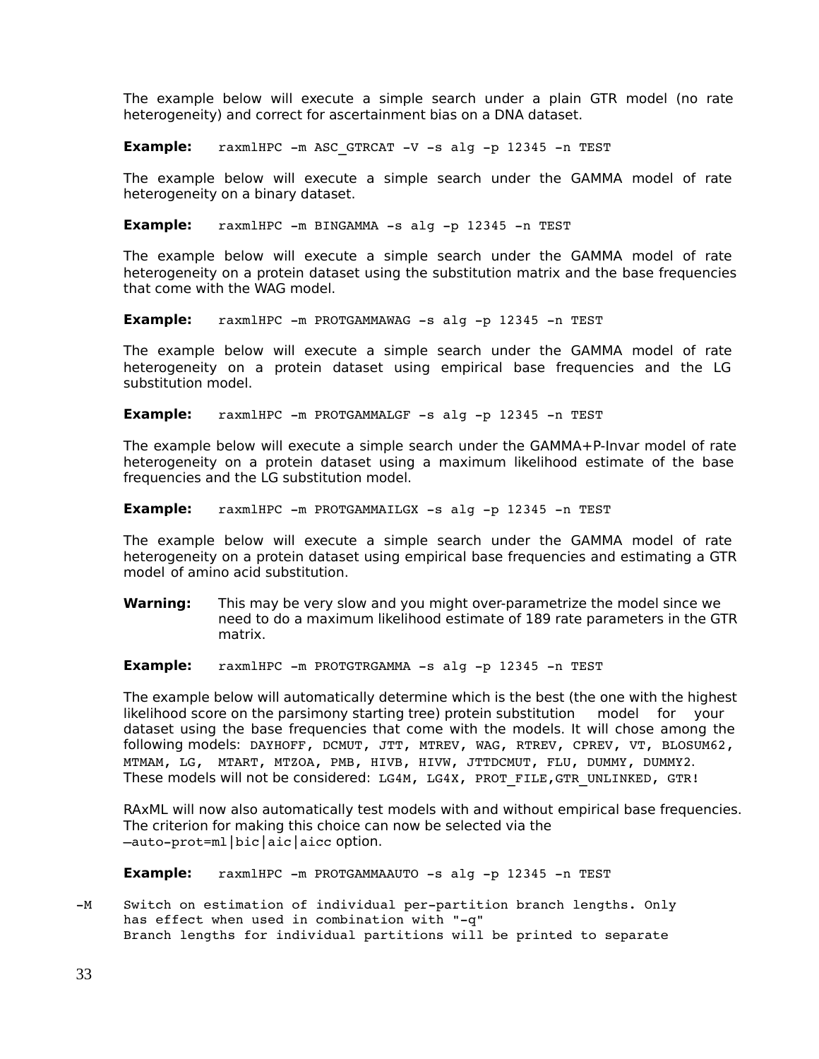The example below will execute a simple search under a plain GTR model (no rate heterogeneity) and correct for ascertainment bias on a DNA dataset.

**Example:** `raxmlHPC -m ASC_GTRCAT -V -s alg -p 12345 -n TEST`

The example below will execute a simple search under the GAMMA model of rate heterogeneity on a binary dataset.

**Example:** `raxmlHPC -m BINGAMMA -s alg -p 12345 -n TEST`

The example below will execute a simple search under the GAMMA model of rate heterogeneity on a protein dataset using the substitution matrix and the base frequencies that come with the WAG model.

**Example:** `raxmlHPC -m PROTGAMMAWAG -s alg -p 12345 -n TEST`

The example below will execute a simple search under the GAMMA model of rate heterogeneity on a protein dataset using empirical base frequencies and the LG substitution model.

**Example:** `raxmlHPC -m PROTGAMMALGF -s alg -p 12345 -n TEST`

The example below will execute a simple search under the GAMMA+P-Invar model of rate heterogeneity on a protein dataset using a maximum likelihood estimate of the base frequencies and the LG substitution model.

**Example:** `raxmlHPC -m PROTGAMMAILGX -s alg -p 12345 -n TEST`

The example below will execute a simple search under the GAMMA model of rate heterogeneity on a protein dataset using empirical base frequencies and estimating a GTR model of amino acid substitution.

**Warning:** This may be very slow and you might over-parametrize the model since we need to do a maximum likelihood estimate of 189 rate parameters in the GTR matrix.

**Example:** `raxmlHPC -m PROTGTRGAMMA -s alg -p 12345 -n TEST`

The example below will automatically determine which is the best (the one with the highest likelihood score on the parsimony starting tree) protein substitution model for your dataset using the base frequencies that come with the models. It will chose among the following models: `DAYHOFF, DCMUT, JTT, MTREV, WAG, RTREV, CPREV, VT, BLOSUM62, MTMAM, LG, MTART, MTZOA, PMB, HIVB, HIVW, JTTDCMUT, FLU, DUMMY, DUMMY2`.
These models will not be considered: `LG4M, LG4X, PROT_FILE,GTR_UNLINKED, GTR`!

RAxML will now also automatically test models with and without empirical base frequencies. The criterion for making this choice can now be selected via the `–auto-prot=ml|bic|aic|aicc` option.

**Example:** `raxmlHPC -m PROTGAMMAAUTO -s alg -p 12345 -n TEST`

```
-M    Switch on estimation of individual per-partition branch lengths. Only
      has effect when used in combination with "-q"
      Branch lengths for individual partitions will be printed to separate
```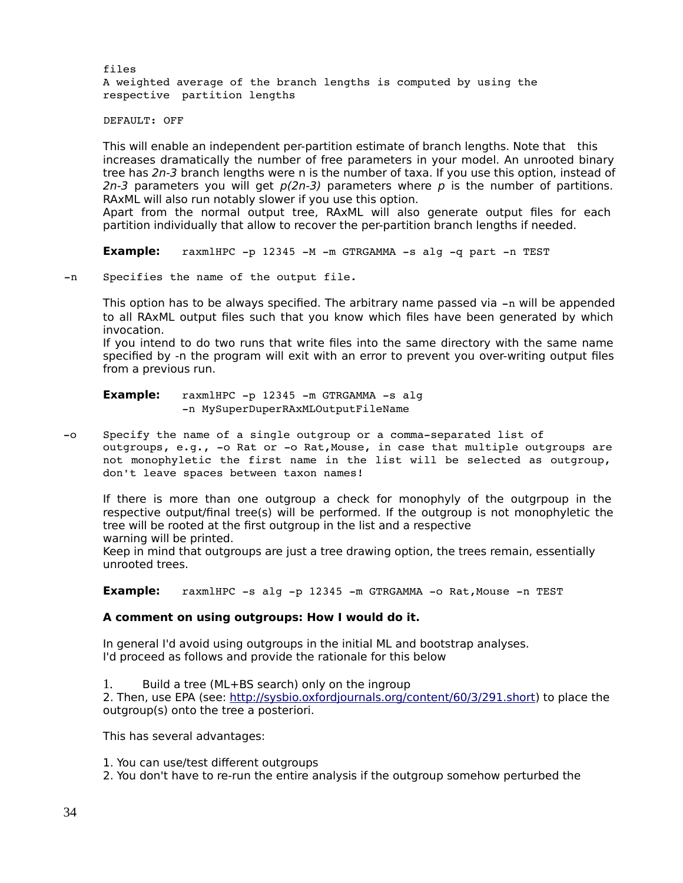files
A weighted average of the branch lengths is computed by using the respective partition lengths

DEFAULT: OFF

This will enable an independent per-partition estimate of branch lengths. Note that this increases dramatically the number of free parameters in your model. An unrooted binary tree has *2n-3* branch lengths were n is the number of taxa. If you use this option, instead of *2n-3* parameters you will get *p(2n-3)* parameters where *p* is the number of partitions. RAxML will also run notably slower if you use this option.
Apart from the normal output tree, RAxML will also generate output files for each partition individually that allow to recover the per-partition branch lengths if needed.

**Example:** `raxmlHPC -p 12345 -M -m GTRGAMMA -s alg -q part -n TEST`

-n Specifies the name of the output file.

This option has to be always specified. The arbitrary name passed via -n will be appended to all RAxML output files such that you know which files have been generated by which invocation.
If you intend to do two runs that write files into the same directory with the same name specified by -n the program will exit with an error to prevent you over-writing output files from a previous run.

**Example:**
```
raxmlHPC -p 12345 -m GTRGAMMA -s alg
-n MySuperDuperRAxMLOutputFileName
```

-o Specify the name of a single outgroup or a comma-separated list of outgroups, e.g., -o Rat or -o Rat,Mouse, in case that multiple outgroups are not monophyletic the first name in the list will be selected as outgroup, don't leave spaces between taxon names!

If there is more than one outgroup a check for monophyly of the outgrpoup in the respective output/final tree(s) will be performed. If the outgroup is not monophyletic the tree will be rooted at the first outgroup in the list and a respective warning will be printed.
Keep in mind that outgroups are just a tree drawing option, the trees remain, essentially unrooted trees.

**Example:** `raxmlHPC -s alg -p 12345 -m GTRGAMMA -o Rat,Mouse -n TEST`

**A comment on using outgroups: How I would do it.**

In general I'd avoid using outgroups in the initial ML and bootstrap analyses.
I'd proceed as follows and provide the rationale for this below

1. Build a tree (ML+BS search) only on the ingroup
2. Then, use EPA (see: http://sysbio.oxfordjournals.org/content/60/3/291.short) to place the outgroup(s) onto the tree a posteriori.

This has several advantages:

1. You can use/test different outgroups
2. You don't have to re-run the entire analysis if the outgroup somehow perturbed the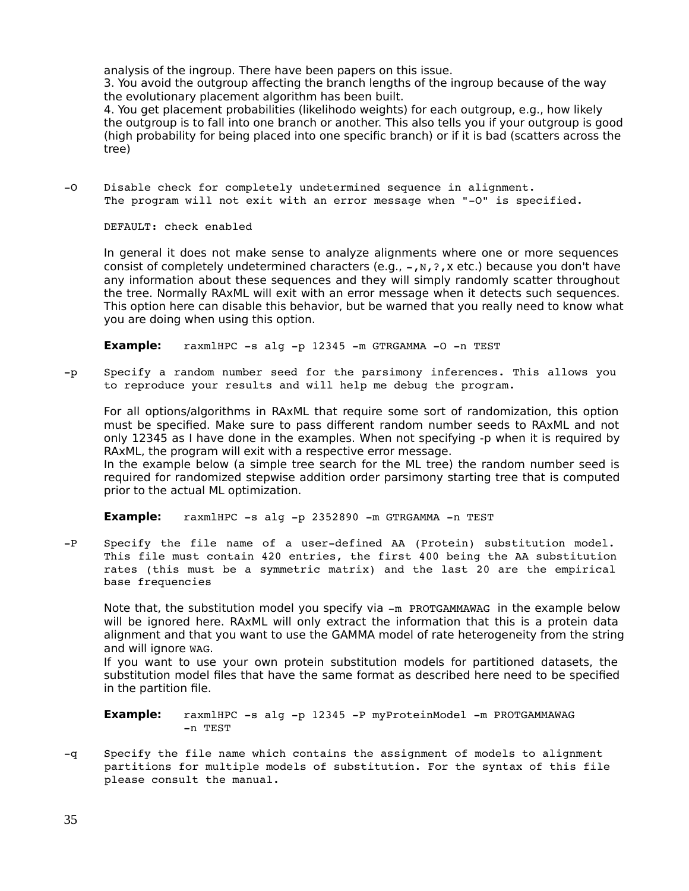analysis of the ingroup. There have been papers on this issue.
3. You avoid the outgroup affecting the branch lengths of the ingroup because of the way the evolutionary placement algorithm has been built.
4. You get placement probabilities (likelihodo weights) for each outgroup, e.g., how likely the outgroup is to fall into one branch or another. This also tells you if your outgroup is good (high probability for being placed into one specific branch) or if it is bad (scatters across the tree)

-O Disable check for completely undetermined sequence in alignment. The program will not exit with an error message when "-O" is specified.

DEFAULT: check enabled

In general it does not make sense to analyze alignments where one or more sequences consist of completely undetermined characters (e.g., `-,N,?,X` etc.) because you don't have any information about these sequences and they will simply randomly scatter throughout the tree. Normally RAxML will exit with an error message when it detects such sequences. This option here can disable this behavior, but be warned that you really need to know what you are doing when using this option.

**Example:** `raxmlHPC -s alg -p 12345 -m GTRGAMMA -O -n TEST`

-p Specify a random number seed for the parsimony inferences. This allows you to reproduce your results and will help me debug the program.

For all options/algorithms in RAxML that require some sort of randomization, this option must be specified. Make sure to pass different random number seeds to RAxML and not only 12345 as I have done in the examples. When not specifying -p when it is required by RAxML, the program will exit with a respective error message.
In the example below (a simple tree search for the ML tree) the random number seed is required for randomized stepwise addition order parsimony starting tree that is computed prior to the actual ML optimization.

**Example:** `raxmlHPC -s alg -p 2352890 -m GTRGAMMA -n TEST`

-P Specify the file name of a user-defined AA (Protein) substitution model. This file must contain 420 entries, the first 400 being the AA substitution rates (this must be a symmetric matrix) and the last 20 are the empirical base frequencies

Note that, the substitution model you specify via `-m PROTGAMMAWAG` in the example below will be ignored here. RAxML will only extract the information that this is a protein data alignment and that you want to use the GAMMA model of rate heterogeneity from the string and will ignore `WAG`.
If you want to use your own protein substitution models for partitioned datasets, the substitution model files that have the same format as described here need to be specified in the partition file.

**Example:** `raxmlHPC -s alg -p 12345 -P myProteinModel -m PROTGAMMAWAG -n TEST`

-q Specify the file name which contains the assignment of models to alignment partitions for multiple models of substitution. For the syntax of this file please consult the manual.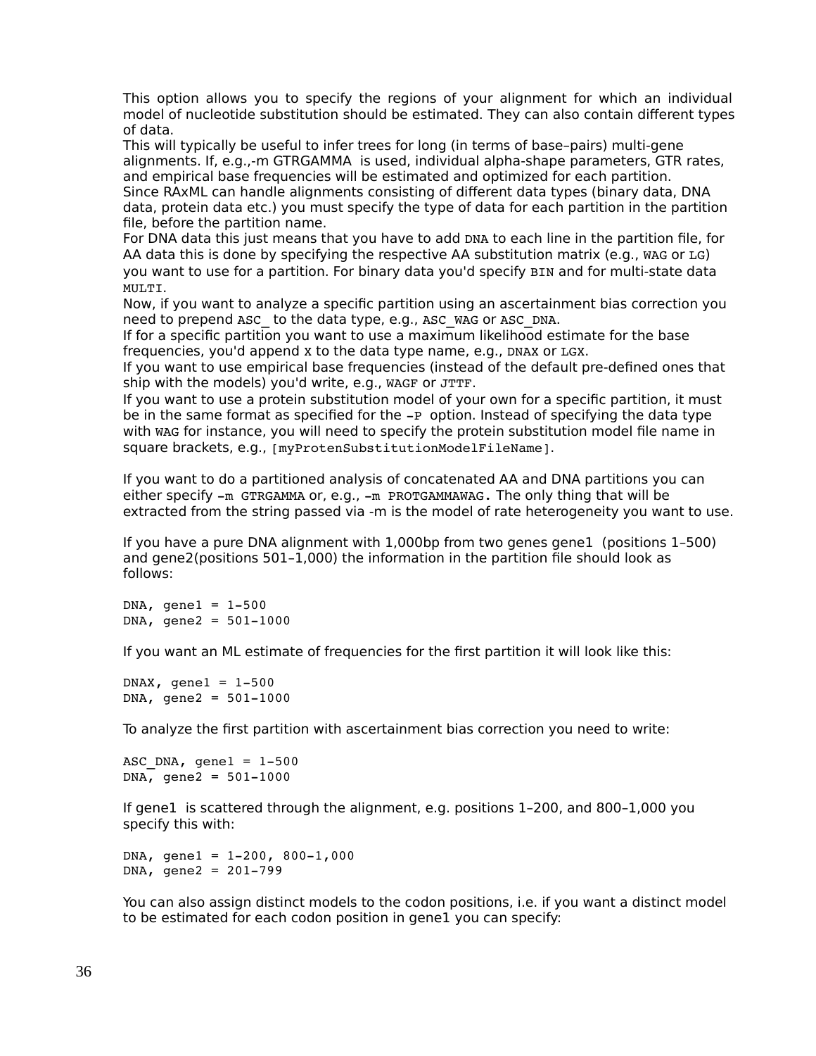This option allows you to specify the regions of your alignment for which an individual model of nucleotide substitution should be estimated. They can also contain different types of data.

This will typically be useful to infer trees for long (in terms of base–pairs) multi-gene alignments. If, e.g.,-m GTRGAMMA is used, individual alpha-shape parameters, GTR rates, and empirical base frequencies will be estimated and optimized for each partition.

Since RAxML can handle alignments consisting of different data types (binary data, DNA data, protein data etc.) you must specify the type of data for each partition in the partition file, before the partition name.

For DNA data this just means that you have to add `DNA` to each line in the partition file, for AA data this is done by specifying the respective AA substitution matrix (e.g., `WAG` or `LG`) you want to use for a partition. For binary data you'd specify `BIN` and for multi-state data `MULTI`.

Now, if you want to analyze a specific partition using an ascertainment bias correction you need to prepend `ASC_` to the data type, e.g., `ASC_WAG` or `ASC_DNA`.

If for a specific partition you want to use a maximum likelihood estimate for the base frequencies, you'd append `X` to the data type name, e.g., `DNAX` or `LGX`.

If you want to use empirical base frequencies (instead of the default pre-defined ones that ship with the models) you'd write, e.g., `WAGF` or `JTTF`.

If you want to use a protein substitution model of your own for a specific partition, it must be in the same format as specified for the `-P` option. Instead of specifying the data type with `WAG` for instance, you will need to specify the protein substitution model file name in square brackets, e.g., `[myProtenSubstitutionModelFileName]`.

If you want to do a partitioned analysis of concatenated AA and DNA partitions you can either specify `-m GTRGAMMA` or, e.g., `-m PROTGAMMAWAG`. The only thing that will be extracted from the string passed via -m is the model of rate heterogeneity you want to use.

If you have a pure DNA alignment with 1,000bp from two genes gene1 (positions 1–500) and gene2(positions 501–1,000) the information in the partition file should look as follows:

```
DNA, gene1 = 1-500
DNA, gene2 = 501-1000
```

If you want an ML estimate of frequencies for the first partition it will look like this:

```
DNAX, gene1 = 1-500
DNA, gene2 = 501-1000
```

To analyze the first partition with ascertainment bias correction you need to write:

```
ASC_DNA, gene1 = 1-500
DNA, gene2 = 501-1000
```

If gene1 is scattered through the alignment, e.g. positions 1–200, and 800–1,000 you specify this with:

```
DNA, gene1 = 1-200, 800-1,000
DNA, gene2 = 201-799
```

You can also assign distinct models to the codon positions, i.e. if you want a distinct model to be estimated for each codon position in gene1 you can specify: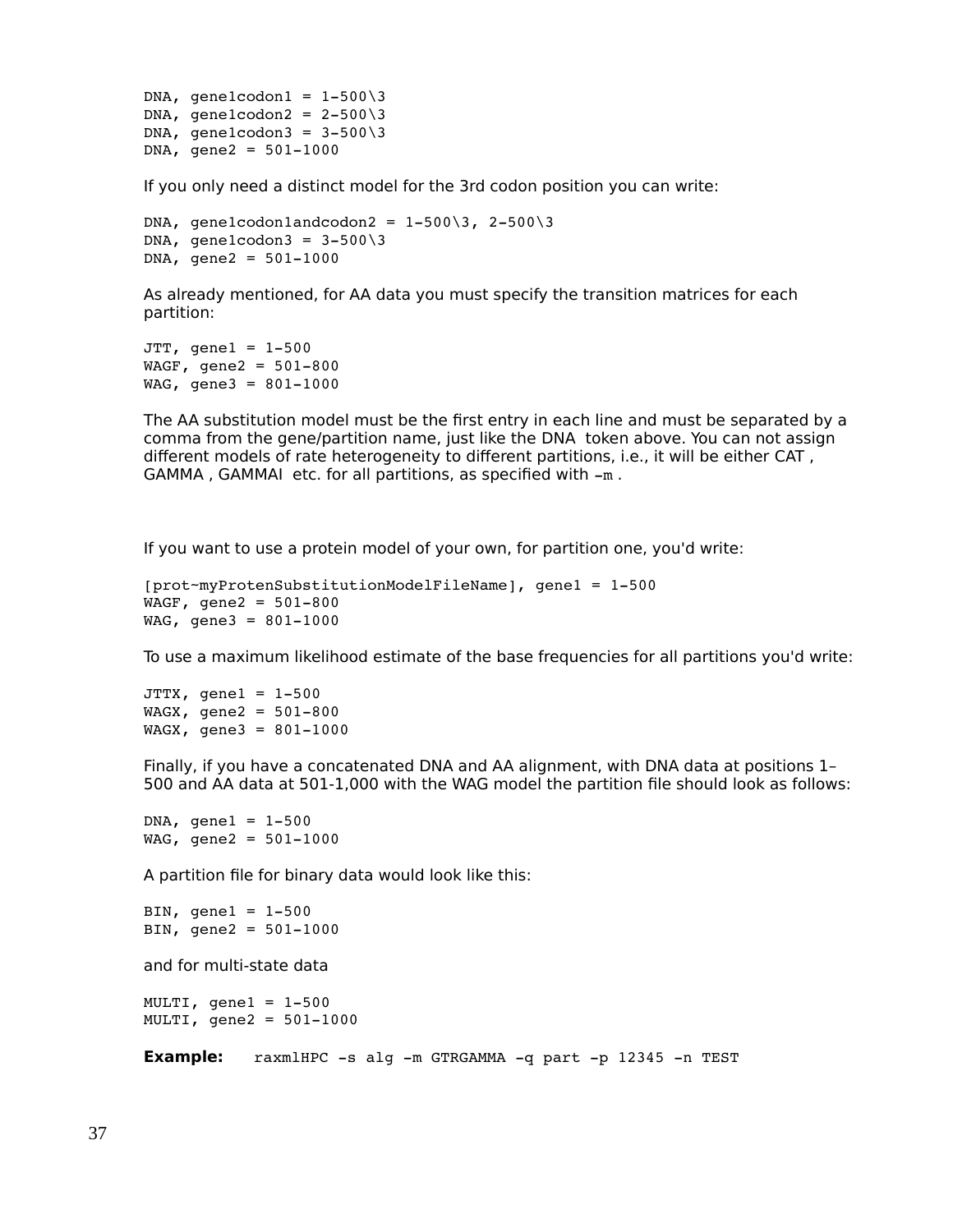```
DNA, gene1codon1 = 1-500\3
DNA, gene1codon2 = 2-500\3
DNA, gene1codon3 = 3-500\3
DNA, gene2 = 501-1000
```

If you only need a distinct model for the 3rd codon position you can write:

```
DNA, gene1codon1andcodon2 = 1-500\3, 2-500\3
DNA, gene1codon3 = 3-500\3
DNA, gene2 = 501-1000
```

As already mentioned, for AA data you must specify the transition matrices for each partition:

```
JTT, gene1 = 1-500
WAGF, gene2 = 501-800
WAG, gene3 = 801-1000
```

The AA substitution model must be the first entry in each line and must be separated by a comma from the gene/partition name, just like the DNA token above. You can not assign different models of rate heterogeneity to different partitions, i.e., it will be either CAT , GAMMA , GAMMAI etc. for all partitions, as specified with `-m` .

If you want to use a protein model of your own, for partition one, you'd write:

```
[prot~myProtenSubstitutionModelFileName], gene1 = 1-500
WAGF, gene2 = 501-800
WAG, gene3 = 801-1000
```

To use a maximum likelihood estimate of the base frequencies for all partitions you'd write:

```
JTTX, gene1 = 1-500
WAGX, gene2 = 501-800
WAGX, gene3 = 801-1000
```

Finally, if you have a concatenated DNA and AA alignment, with DNA data at positions 1–500 and AA data at 501-1,000 with the WAG model the partition file should look as follows:

```
DNA, gene1 = 1-500
WAG, gene2 = 501-1000
```

A partition file for binary data would look like this:

```
BIN, gene1 = 1-500
BIN, gene2 = 501-1000
```

and for multi-state data

```
MULTI, gene1 = 1-500
MULTI, gene2 = 501-1000
```

**Example:** `raxmlHPC -s alg -m GTRGAMMA -q part -p 12345 -n TEST`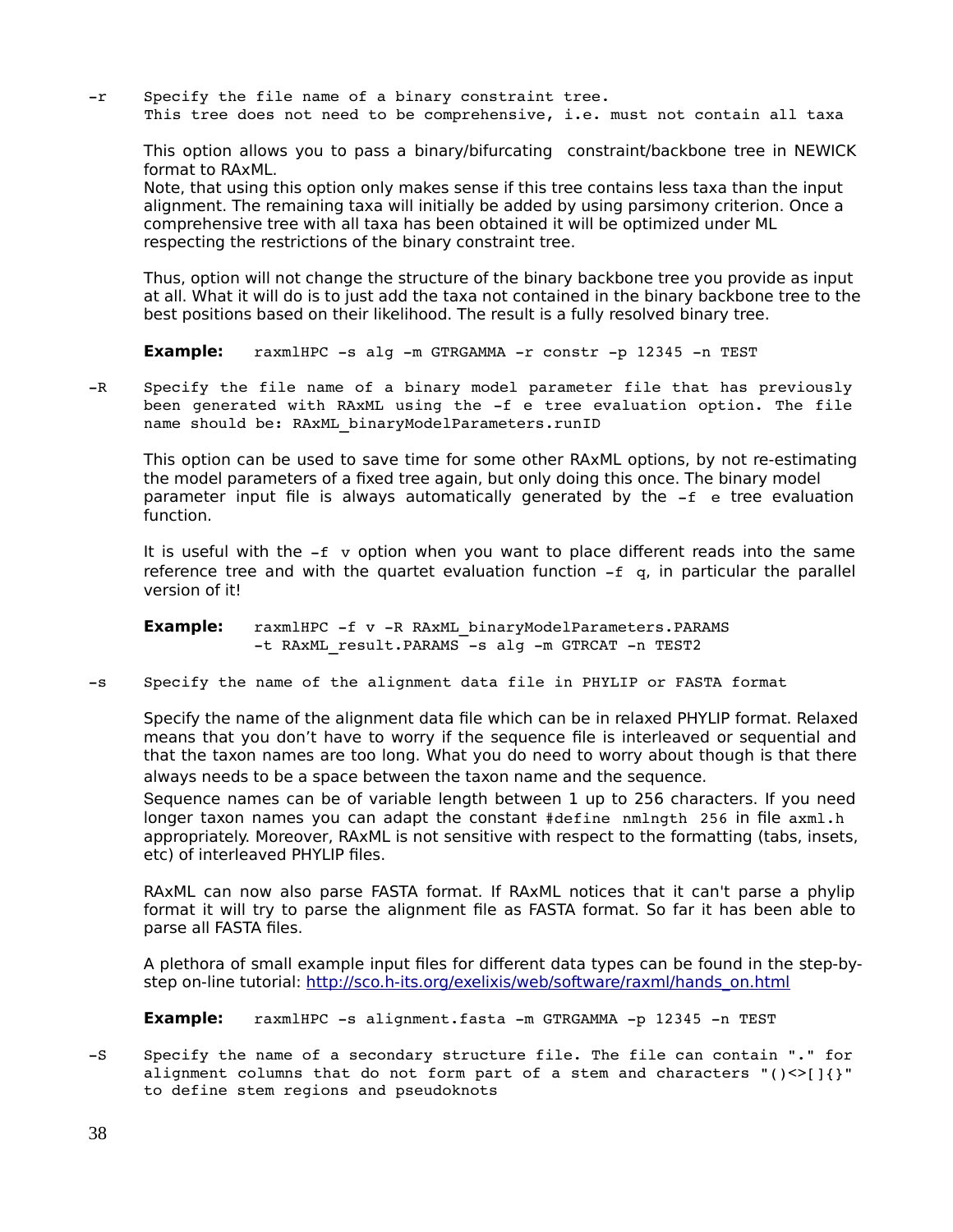-r Specify the file name of a binary constraint tree.
This tree does not need to be comprehensive, i.e. must not contain all taxa

This option allows you to pass a binary/bifurcating constraint/backbone tree in NEWICK format to RAxML.
Note, that using this option only makes sense if this tree contains less taxa than the input alignment. The remaining taxa will initially be added by using parsimony criterion. Once a comprehensive tree with all taxa has been obtained it will be optimized under ML respecting the restrictions of the binary constraint tree.

Thus, option will not change the structure of the binary backbone tree you provide as input at all. What it will do is to just add the taxa not contained in the binary backbone tree to the best positions based on their likelihood. The result is a fully resolved binary tree.

**Example:** `raxmlHPC -s alg -m GTRGAMMA -r constr -p 12345 -n TEST`

-R Specify the file name of a binary model parameter file that has previously been generated with RAxML using the -f e tree evaluation option. The file name should be: RAxML_binaryModelParameters.runID

This option can be used to save time for some other RAxML options, by not re-estimating the model parameters of a fixed tree again, but only doing this once. The binary model parameter input file is always automatically generated by the `-f e` tree evaluation function.

It is useful with the `-f v` option when you want to place different reads into the same reference tree and with the quartet evaluation function `-f q`, in particular the parallel version of it!

**Example:** `raxmlHPC -f v -R RAxML_binaryModelParameters.PARAMS -t RAxML_result.PARAMS -s alg -m GTRCAT -n TEST2`

-s Specify the name of the alignment data file in PHYLIP or FASTA format

Specify the name of the alignment data file which can be in relaxed PHYLIP format. Relaxed means that you don't have to worry if the sequence file is interleaved or sequential and that the taxon names are too long. What you do need to worry about though is that there always needs to be a space between the taxon name and the sequence.
Sequence names can be of variable length between 1 up to 256 characters. If you need longer taxon names you can adapt the constant `#define nmlngth 256` in file `axml.h` appropriately. Moreover, RAxML is not sensitive with respect to the formatting (tabs, insets, etc) of interleaved PHYLIP files.

RAxML can now also parse FASTA format. If RAxML notices that it can't parse a phylip format it will try to parse the alignment file as FASTA format. So far it has been able to parse all FASTA files.

A plethora of small example input files for different data types can be found in the step-by-step on-line tutorial: http://sco.h-its.org/exelixis/web/software/raxml/hands_on.html

**Example:** `raxmlHPC -s alignment.fasta -m GTRGAMMA -p 12345 -n TEST`

-S Specify the name of a secondary structure file. The file can contain "." for alignment columns that do not form part of a stem and characters "()<>[]{}" to define stem regions and pseudoknots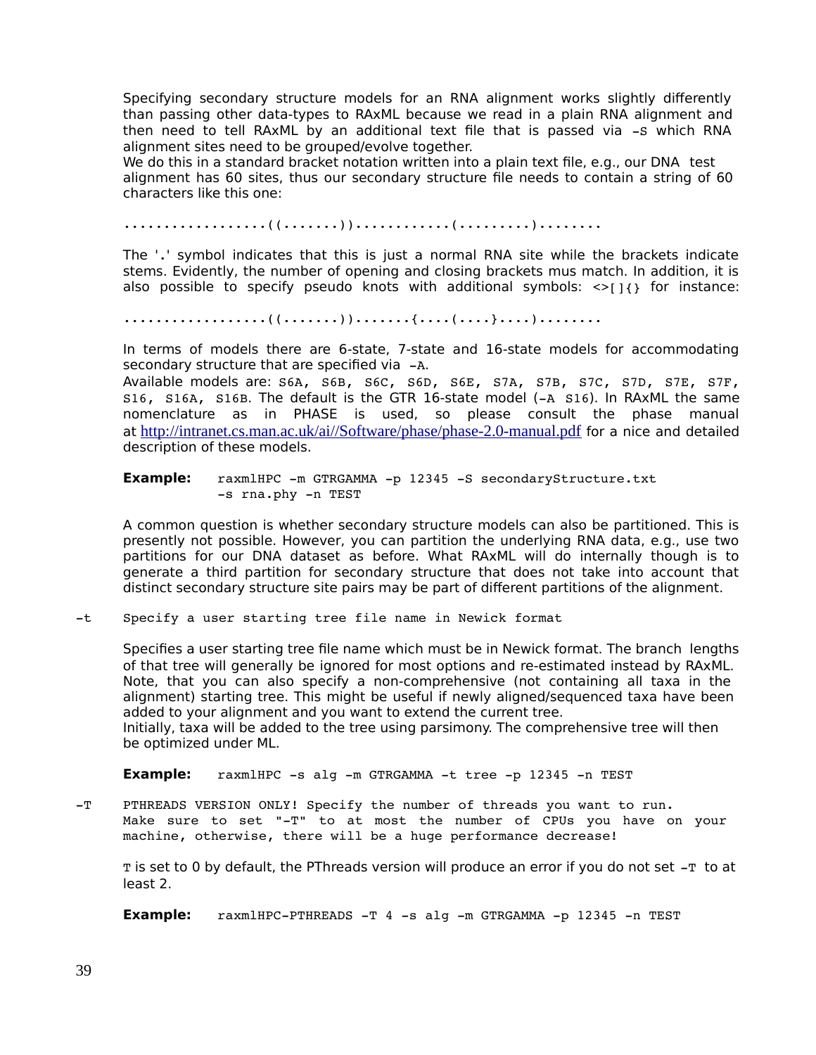Specifying secondary structure models for an RNA alignment works slightly differently than passing other data-types to RAxML because we read in a plain RNA alignment and then need to tell RAxML by an additional text file that is passed via -S which RNA alignment sites need to be grouped/evolve together.
We do this in a standard bracket notation written into a plain text file, e.g., our DNA test alignment has 60 sites, thus our secondary structure file needs to contain a string of 60 characters like this one:

```
..................((.......))............(.........)........
```

The '.' symbol indicates that this is just a normal RNA site while the brackets indicate stems. Evidently, the number of opening and closing brackets mus match. In addition, it is also possible to specify pseudo knots with additional symbols: `<>[]{}` for instance:

```
..................((.......)).......{....(....}....)........
```

In terms of models there are 6-state, 7-state and 16-state models for accommodating secondary structure that are specified via -A.
Available models are: `S6A, S6B, S6C, S6D, S6E, S7A, S7B, S7C, S7D, S7E, S7F, S16, S16A, S16B`. The default is the GTR 16-state model (`-A S16`). In RAxML the same nomenclature as in PHASE is used, so please consult the phase manual at http://intranet.cs.man.ac.uk/ai//Software/phase/phase-2.0-manual.pdf for a nice and detailed description of these models.

**Example:**
```
raxmlHPC -m GTRGAMMA -p 12345 -S secondaryStructure.txt
-s rna.phy -n TEST
```

A common question is whether secondary structure models can also be partitioned. This is presently not possible. However, you can partition the underlying RNA data, e.g., use two partitions for our DNA dataset as before. What RAxML will do internally though is to generate a third partition for secondary structure that does not take into account that distinct secondary structure site pairs may be part of different partitions of the alignment.

`-t` Specify a user starting tree file name in Newick format

Specifies a user starting tree file name which must be in Newick format. The branch lengths of that tree will generally be ignored for most options and re-estimated instead by RAxML. Note, that you can also specify a non-comprehensive (not containing all taxa in the alignment) starting tree. This might be useful if newly aligned/sequenced taxa have been added to your alignment and you want to extend the current tree.
Initially, taxa will be added to the tree using parsimony. The comprehensive tree will then be optimized under ML.

**Example:**
```
raxmlHPC -s alg -m GTRGAMMA -t tree -p 12345 -n TEST
```

`-T` PTHREADS VERSION ONLY! Specify the number of threads you want to run. Make sure to set "-T" to at most the number of CPUs you have on your machine, otherwise, there will be a huge performance decrease!

`T` is set to 0 by default, the PThreads version will produce an error if you do not set `-T` to at least 2.

**Example:**
```
raxmlHPC-PTHREADS -T 4 -s alg -m GTRGAMMA -p 12345 -n TEST
```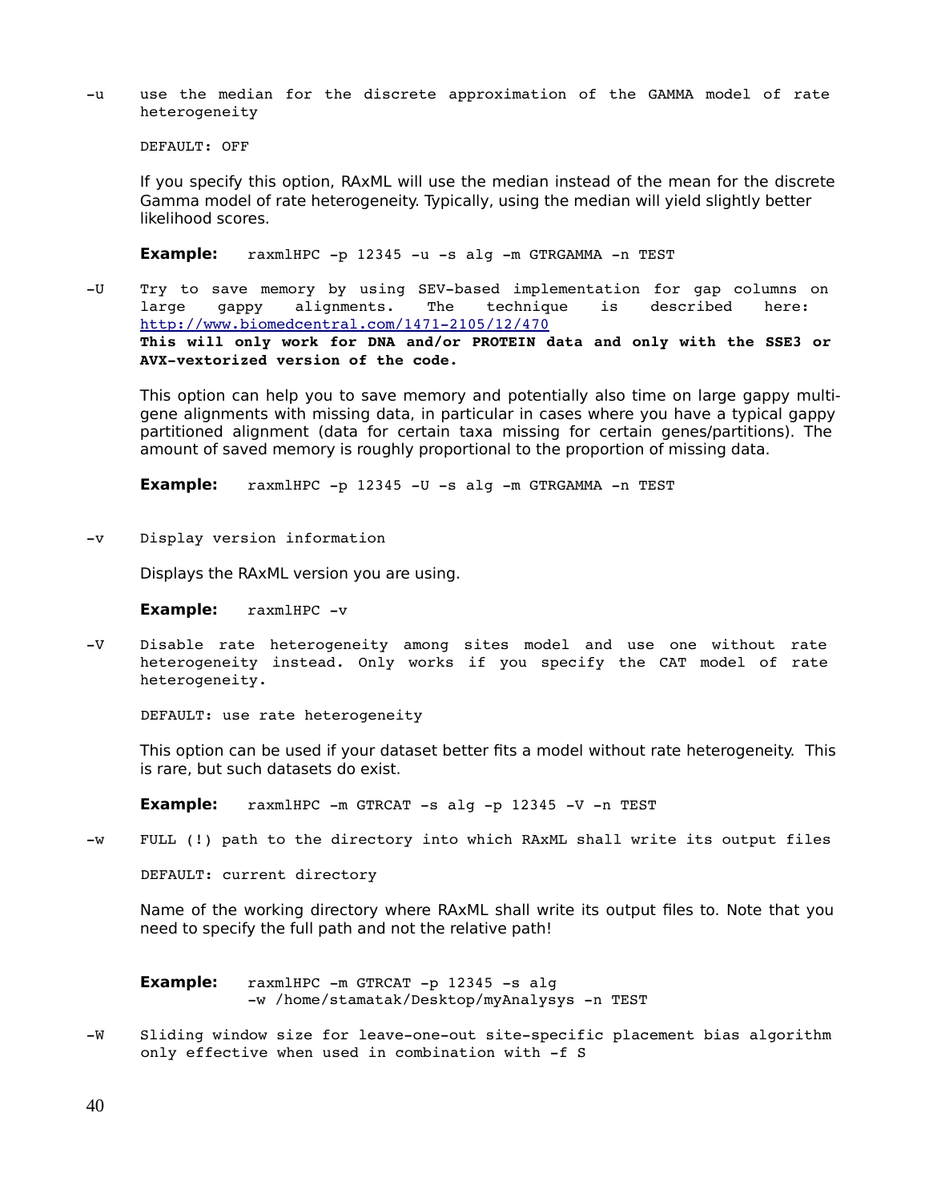**-u** use the median for the discrete approximation of the GAMMA model of rate heterogeneity

DEFAULT: OFF

If you specify this option, RAxML will use the median instead of the mean for the discrete Gamma model of rate heterogeneity. Typically, using the median will yield slightly better likelihood scores.

**Example:**
```
raxmlHPC -p 12345 -u -s alg -m GTRGAMMA -n TEST
```

**-U** Try to save memory by using SEV-based implementation for gap columns on large gappy alignments. The technique is described here: http://www.biomedcentral.com/1471-2105/12/470
**This will only work for DNA and/or PROTEIN data and only with the SSE3 or AVX-vextorized version of the code.**

This option can help you to save memory and potentially also time on large gappy multi-gene alignments with missing data, in particular in cases where you have a typical gappy partitioned alignment (data for certain taxa missing for certain genes/partitions). The amount of saved memory is roughly proportional to the proportion of missing data.

**Example:**
```
raxmlHPC -p 12345 -U -s alg -m GTRGAMMA -n TEST
```

**-v** Display version information

Displays the RAxML version you are using.

**Example:**
```
raxmlHPC -v
```

**-V** Disable rate heterogeneity among sites model and use one without rate heterogeneity instead. Only works if you specify the CAT model of rate heterogeneity.

DEFAULT: use rate heterogeneity

This option can be used if your dataset better fits a model without rate heterogeneity. This is rare, but such datasets do exist.

**Example:**
```
raxmlHPC -m GTRCAT -s alg -p 12345 -V -n TEST
```

**-w** FULL (!) path to the directory into which RAxML shall write its output files

DEFAULT: current directory

Name of the working directory where RAxML shall write its output files to. Note that you need to specify the full path and not the relative path!

**Example:**
```
raxmlHPC -m GTRCAT -p 12345 -s alg
-w /home/stamatak/Desktop/myAnalysys -n TEST
```

**-W** Sliding window size for leave-one-out site-specific placement bias algorithm only effective when used in combination with -f S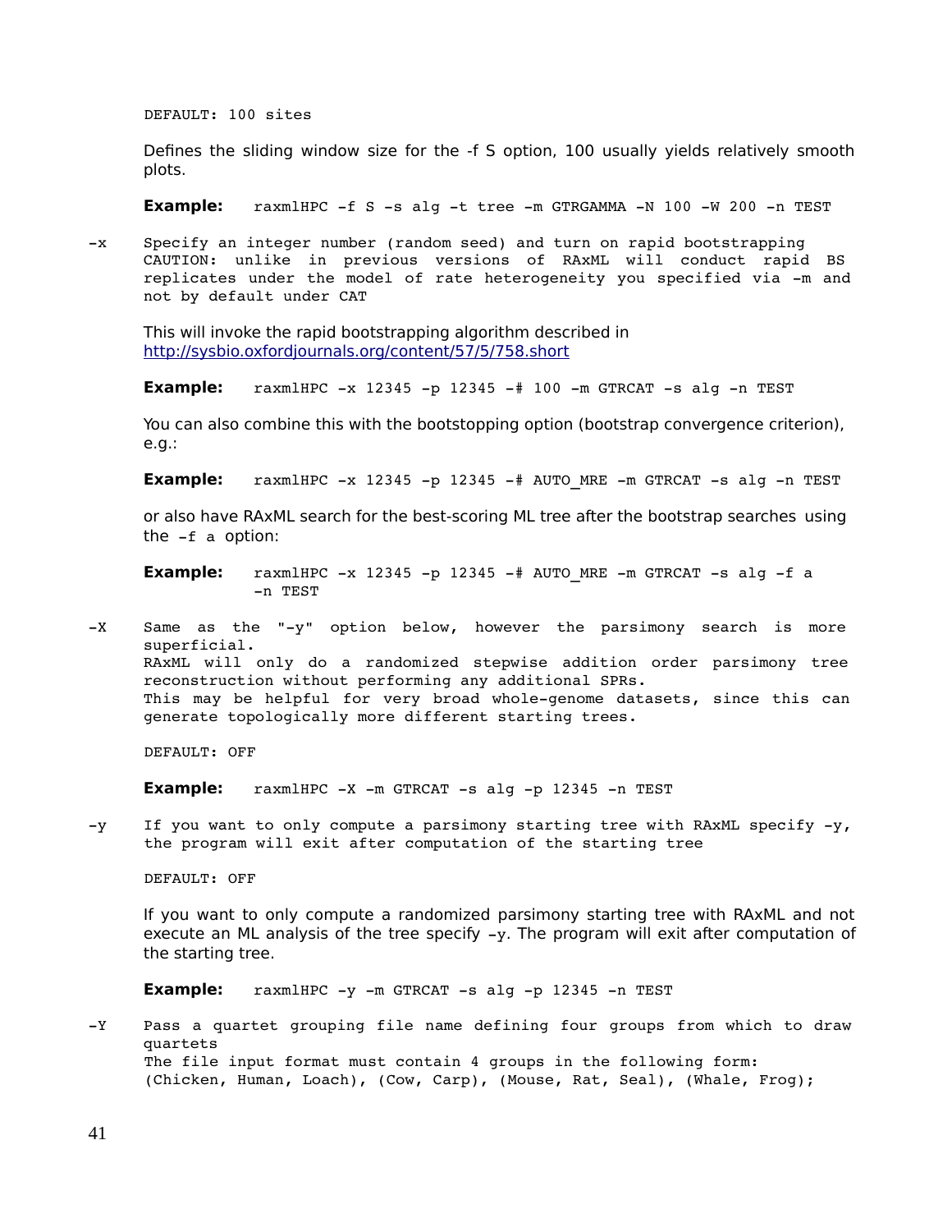DEFAULT: 100 sites

Defines the sliding window size for the -f S option, 100 usually yields relatively smooth plots.

**Example:** `raxmlHPC -f S -s alg -t tree -m GTRGAMMA -N 100 -W 200 -n TEST`

-x  Specify an integer number (random seed) and turn on rapid bootstrapping
CAUTION: unlike in previous versions of RAxML will conduct rapid BS replicates under the model of rate heterogeneity you specified via -m and not by default under CAT

This will invoke the rapid bootstrapping algorithm described in
http://sysbio.oxfordjournals.org/content/57/5/758.short

**Example:** `raxmlHPC -x 12345 -p 12345 -# 100 -m GTRCAT -s alg -n TEST`

You can also combine this with the bootstopping option (bootstrap convergence criterion), e.g.:

**Example:** `raxmlHPC -x 12345 -p 12345 -# AUTO_MRE -m GTRCAT -s alg -n TEST`

or also have RAxML search for the best-scoring ML tree after the bootstrap searches using the `-f a` option:

**Example:** `raxmlHPC -x 12345 -p 12345 -# AUTO_MRE -m GTRCAT -s alg -f a -n TEST`

-X  Same as the "-y" option below, however the parsimony search is more superficial.
RAxML will only do a randomized stepwise addition order parsimony tree reconstruction without performing any additional SPRs.
This may be helpful for very broad whole-genome datasets, since this can generate topologically more different starting trees.

DEFAULT: OFF

**Example:** `raxmlHPC -X -m GTRCAT -s alg -p 12345 -n TEST`

-y  If you want to only compute a parsimony starting tree with RAxML specify -y, the program will exit after computation of the starting tree

DEFAULT: OFF

If you want to only compute a randomized parsimony starting tree with RAxML and not execute an ML analysis of the tree specify `-y`. The program will exit after computation of the starting tree.

**Example:** `raxmlHPC -y -m GTRCAT -s alg -p 12345 -n TEST`

-Y  Pass a quartet grouping file name defining four groups from which to draw quartets
The file input format must contain 4 groups in the following form:
(Chicken, Human, Loach), (Cow, Carp), (Mouse, Rat, Seal), (Whale, Frog);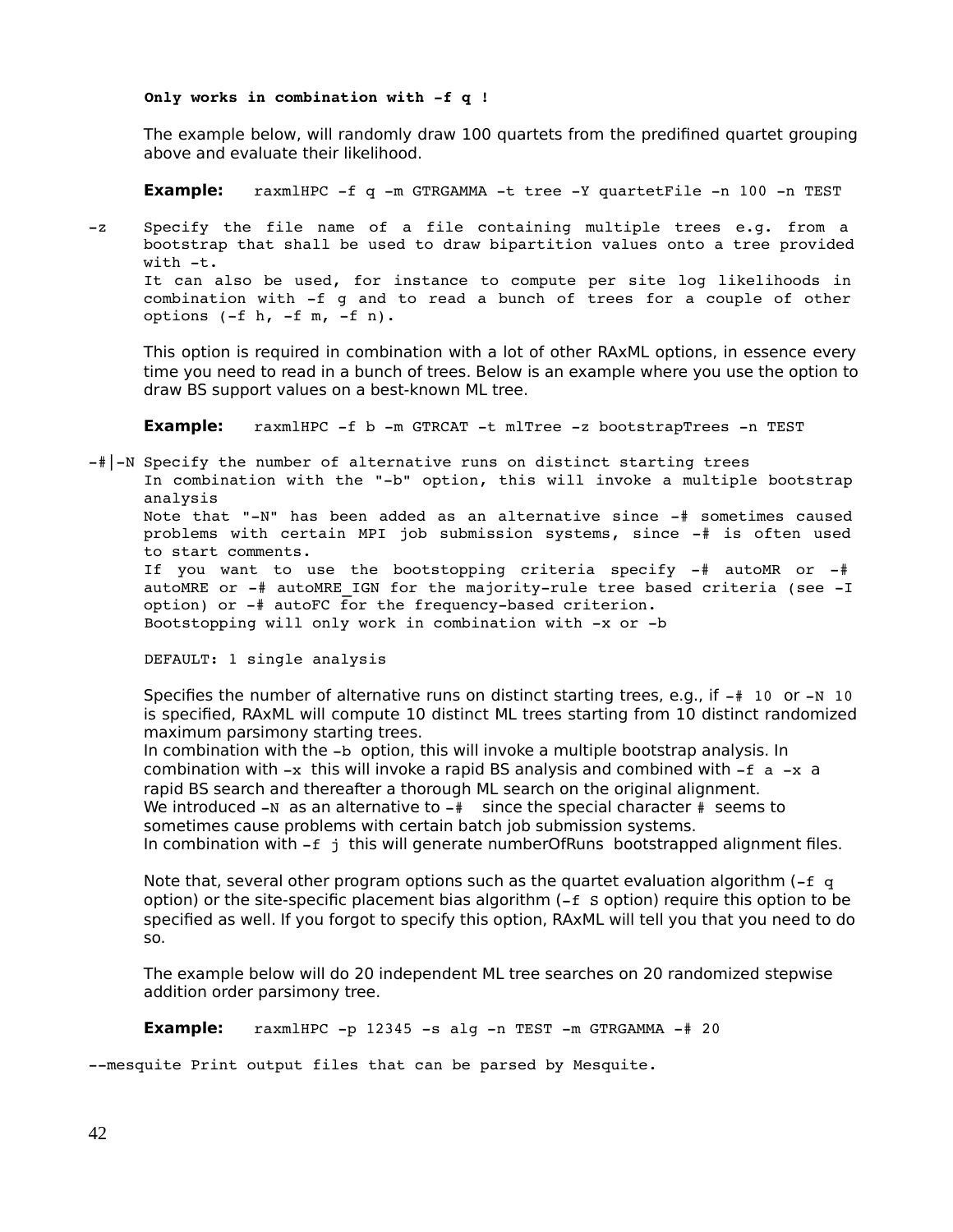**`Only works in combination with -f q !`**

The example below, will randomly draw 100 quartets from the predifined quartet grouping above and evaluate their likelihood.

**Example:** `raxmlHPC -f q -m GTRGAMMA -t tree -Y quartetFile -n 100 -n TEST`

```
-z    Specify the file name of a file containing multiple trees e.g. from a
      bootstrap that shall be used to draw bipartition values onto a tree provided
      with -t.
      It can also be used, for instance to compute per site log likelihoods in
      combination with -f g and to read a bunch of trees for a couple of other
      options (-f h, -f m, -f n).
```

This option is required in combination with a lot of other RAxML options, in essence every time you need to read in a bunch of trees. Below is an example where you use the option to draw BS support values on a best-known ML tree.

**Example:** `raxmlHPC -f b -m GTRCAT -t mlTree -z bootstrapTrees -n TEST`

```
-#|-N Specify the number of alternative runs on distinct starting trees
      In combination with the "-b" option, this will invoke a multiple bootstrap
      analysis
      Note that "-N" has been added as an alternative since -# sometimes caused
      problems with certain MPI job submission systems, since -# is often used
      to start comments.
      If you want to use the bootstopping criteria specify -# autoMR or -#
      autoMRE or -# autoMRE_IGN for the majority-rule tree based criteria (see -I
      option) or -# autoFC for the frequency-based criterion.
      Bootstopping will only work in combination with -x or -b

      DEFAULT: 1 single analysis
```

Specifies the number of alternative runs on distinct starting trees, e.g., if `-# 10` or `-N 10` is specified, RAxML will compute 10 distinct ML trees starting from 10 distinct randomized maximum parsimony starting trees.
In combination with the `-b` option, this will invoke a multiple bootstrap analysis. In combination with `-x` this will invoke a rapid BS analysis and combined with `-f a -x` a rapid BS search and thereafter a thorough ML search on the original alignment.
We introduced `-N` as an alternative to `-#` since the special character `#` seems to sometimes cause problems with certain batch job submission systems.
In combination with `-f j` this will generate numberOfRuns bootstrapped alignment files.

Note that, several other program options such as the quartet evaluation algorithm (`-f q` option) or the site-specific placement bias algorithm (`-f S` option) require this option to be specified as well. If you forgot to specify this option, RAxML will tell you that you need to do so.

The example below will do 20 independent ML tree searches on 20 randomized stepwise addition order parsimony tree.

**Example:** `raxmlHPC -p 12345 -s alg -n TEST -m GTRGAMMA -# 20`

```
--mesquite Print output files that can be parsed by Mesquite.
```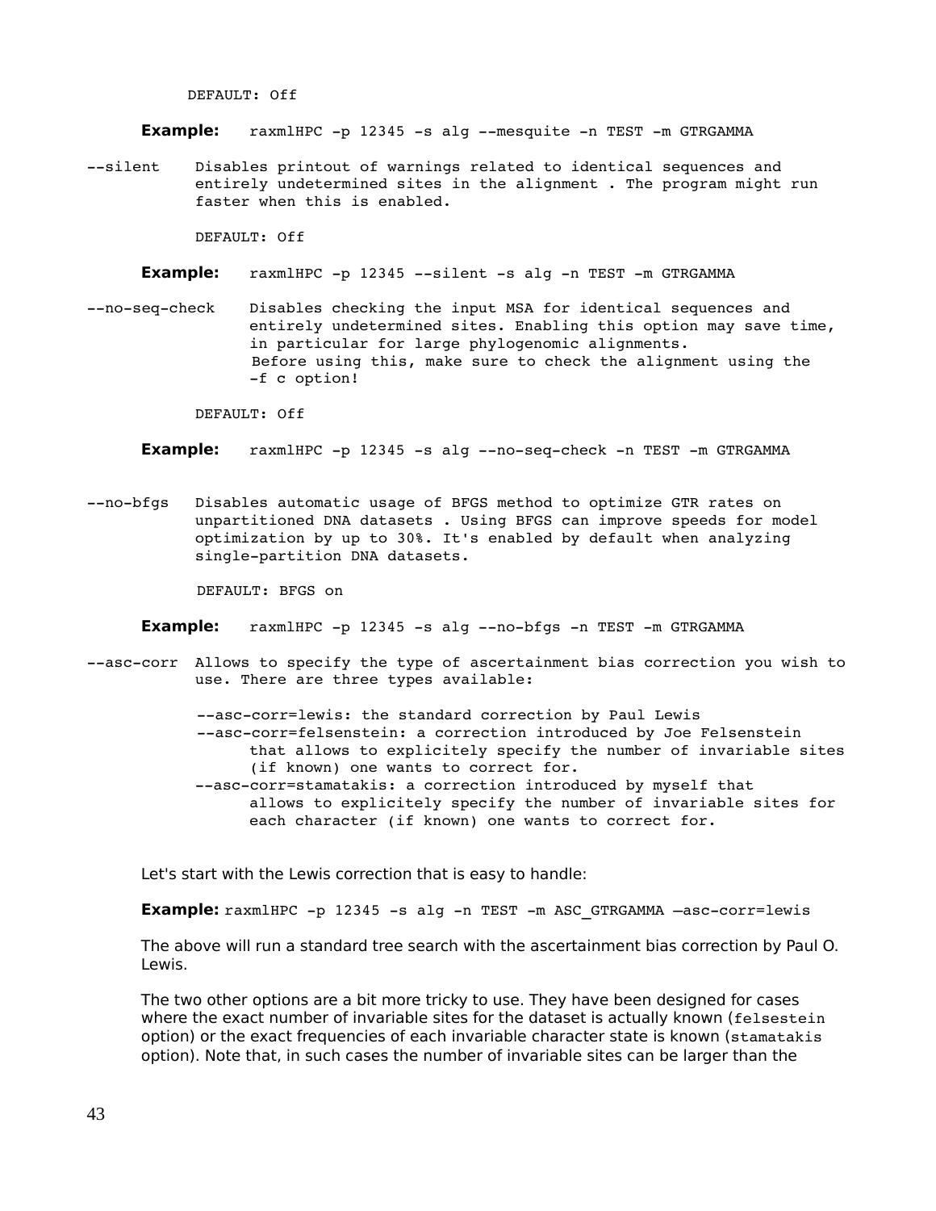DEFAULT: Off

**Example:** `raxmlHPC -p 12345 -s alg --mesquite -n TEST -m GTRGAMMA`

```
--silent    Disables printout of warnings related to identical sequences and
            entirely undetermined sites in the alignment . The program might run
            faster when this is enabled.

            DEFAULT: Off
```

**Example:** `raxmlHPC -p 12345 --silent -s alg -n TEST -m GTRGAMMA`

```
--no-seq-check    Disables checking the input MSA for identical sequences and
                  entirely undetermined sites. Enabling this option may save time,
                  in particular for large phylogenomic alignments.
                  Before using this, make sure to check the alignment using the
                  -f c option!

            DEFAULT: Off
```

**Example:** `raxmlHPC -p 12345 -s alg --no-seq-check -n TEST -m GTRGAMMA`

```
--no-bfgs   Disables automatic usage of BFGS method to optimize GTR rates on
            unpartitioned DNA datasets . Using BFGS can improve speeds for model
            optimization by up to 30%. It's enabled by default when analyzing
            single-partition DNA datasets.

            DEFAULT: BFGS on
```

**Example:** `raxmlHPC -p 12345 -s alg --no-bfgs -n TEST -m GTRGAMMA`

```
--asc-corr  Allows to specify the type of ascertainment bias correction you wish to
            use. There are three types available:

            --asc-corr=lewis: the standard correction by Paul Lewis
            --asc-corr=felsenstein: a correction introduced by Joe Felsenstein
                 that allows to explicitely specify the number of invariable sites
                 (if known) one wants to correct for.
            --asc-corr=stamatakis: a correction introduced by myself that
                 allows to explicitely specify the number of invariable sites for
                 each character (if known) one wants to correct for.
```

Let's start with the Lewis correction that is easy to handle:

**Example:** `raxmlHPC -p 12345 -s alg -n TEST -m ASC_GTRGAMMA –asc-corr=lewis`

The above will run a standard tree search with the ascertainment bias correction by Paul O. Lewis.

The two other options are a bit more tricky to use. They have been designed for cases where the exact number of invariable sites for the dataset is actually known (`felsestein` option) or the exact frequencies of each invariable character state is known (`stamatakis` option). Note that, in such cases the number of invariable sites can be larger than the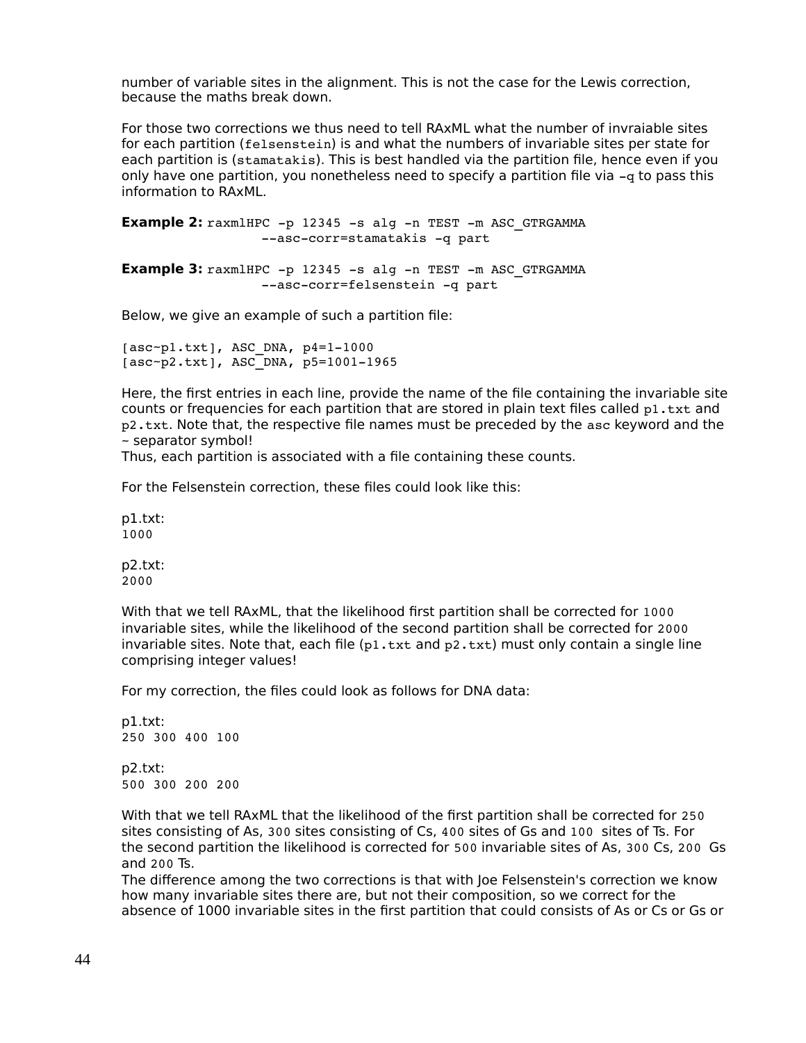number of variable sites in the alignment. This is not the case for the Lewis correction, because the maths break down.

For those two corrections we thus need to tell RAxML what the number of invraiable sites for each partition (`felsenstein`) is and what the numbers of invariable sites per state for each partition is (`stamatakis`). This is best handled via the partition file, hence even if you only have one partition, you nonetheless need to specify a partition file via `-q` to pass this information to RAxML.

**Example 2:**
```
raxmlHPC -p 12345 -s alg -n TEST -m ASC_GTRGAMMA
         --asc-corr=stamatakis -q part
```

**Example 3:**
```
raxmlHPC -p 12345 -s alg -n TEST -m ASC_GTRGAMMA
         --asc-corr=felsenstein -q part
```

Below, we give an example of such a partition file:

```
[asc~p1.txt], ASC_DNA, p4=1-1000
[asc~p2.txt], ASC_DNA, p5=1001-1965
```

Here, the first entries in each line, provide the name of the file containing the invariable site counts or frequencies for each partition that are stored in plain text files called `p1.txt` and `p2.txt`. Note that, the respective file names must be preceded by the `asc` keyword and the ~ separator symbol!
Thus, each partition is associated with a file containing these counts.

For the Felsenstein correction, these files could look like this:

p1.txt:
```
1000
```

p2.txt:
```
2000
```

With that we tell RAxML, that the likelihood first partition shall be corrected for `1000` invariable sites, while the likelihood of the second partition shall be corrected for `2000` invariable sites. Note that, each file (`p1.txt` and `p2.txt`) must only contain a single line comprising integer values!

For my correction, the files could look as follows for DNA data:

p1.txt:
```
250 300 400 100
```

p2.txt:
```
500 300 200 200
```

With that we tell RAxML that the likelihood of the first partition shall be corrected for `250` sites consisting of As, `300` sites consisting of Cs, `400` sites of Gs and `100` sites of Ts. For the second partition the likelihood is corrected for `500` invariable sites of As, `300` Cs, `200` Gs and `200` Ts.
The difference among the two corrections is that with Joe Felsenstein's correction we know how many invariable sites there are, but not their composition, so we correct for the absence of 1000 invariable sites in the first partition that could consists of As or Cs or Gs or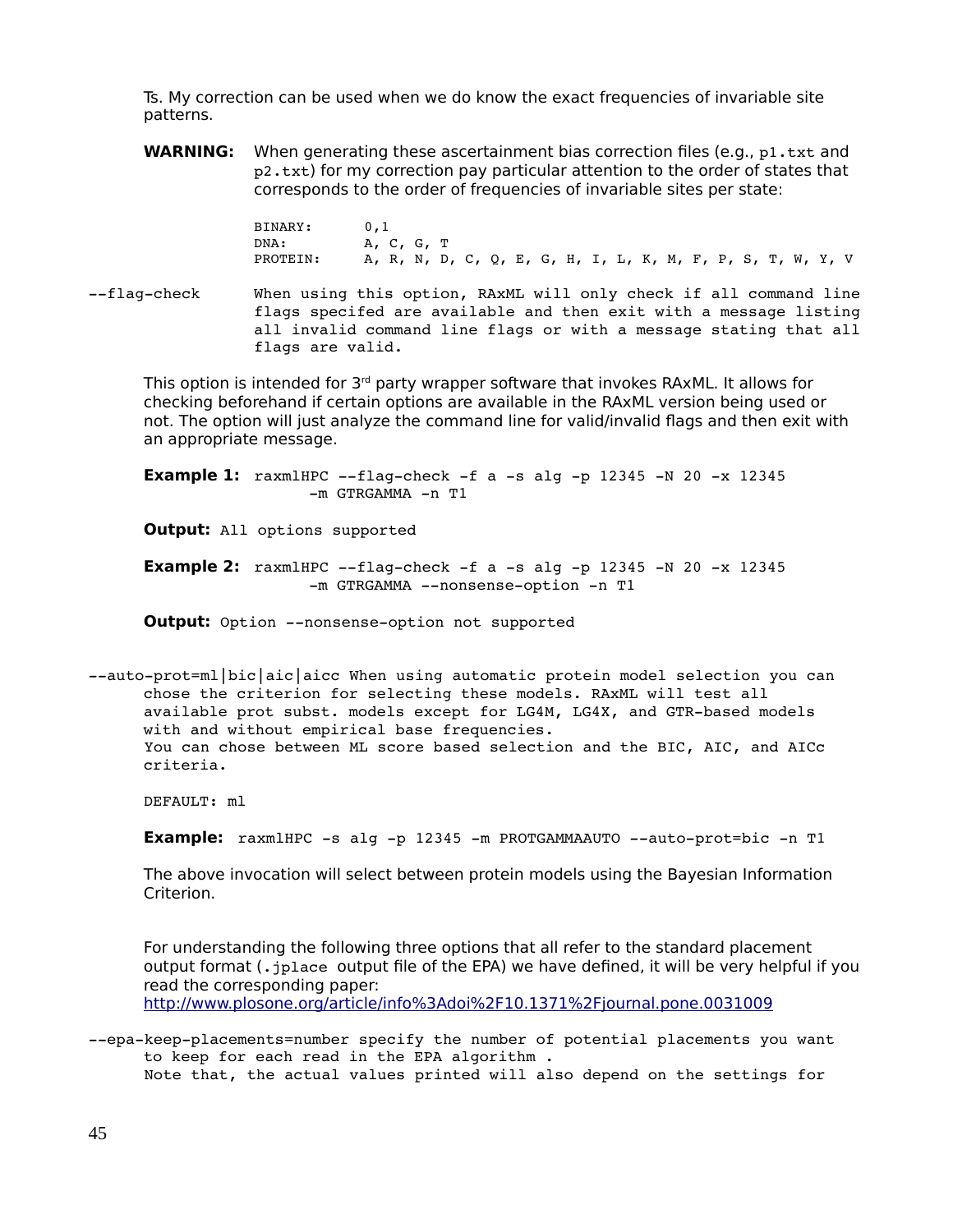Ts. My correction can be used when we do know the exact frequencies of invariable site patterns.

**WARNING:** When generating these ascertainment bias correction files (e.g., `p1.txt` and `p2.txt`) for my correction pay particular attention to the order of states that corresponds to the order of frequencies of invariable sites per state:

```
BINARY:     0,1
DNA:        A, C, G, T
PROTEIN:    A, R, N, D, C, Q, E, G, H, I, L, K, M, F, P, S, T, W, Y, V
```

`--flag-check` When using this option, RAxML will only check if all command line flags specifed are available and then exit with a message listing all invalid command line flags or with a message stating that all flags are valid.

This option is intended for 3rd party wrapper software that invokes RAxML. It allows for checking beforehand if certain options are available in the RAxML version being used or not. The option will just analyze the command line for valid/invalid flags and then exit with an appropriate message.

**Example 1:**
```
raxmlHPC --flag-check -f a -s alg -p 12345 -N 20 -x 12345
         -m GTRGAMMA -n T1
```

**Output:** `All options supported`

**Example 2:**
```
raxmlHPC --flag-check -f a -s alg -p 12345 -N 20 -x 12345
         -m GTRGAMMA --nonsense-option -n T1
```

**Output:** `Option --nonsense-option not supported`

`--auto-prot=ml|bic|aic|aicc` When using automatic protein model selection you can chose the criterion for selecting these models. RAxML will test all available prot subst. models except for LG4M, LG4X, and GTR-based models with and without empirical base frequencies.
You can chose between ML score based selection and the BIC, AIC, and AICc criteria.

DEFAULT: ml

**Example:** `raxmlHPC -s alg -p 12345 -m PROTGAMMAAUTO --auto-prot=bic -n T1`

The above invocation will select between protein models using the Bayesian Information Criterion.

For understanding the following three options that all refer to the standard placement output format (`.jplace` output file of the EPA) we have defined, it will be very helpful if you read the corresponding paper:
http://www.plosone.org/article/info%3Adoi%2F10.1371%2Fjournal.pone.0031009

`--epa-keep-placements=number` specify the number of potential placements you want to keep for each read in the EPA algorithm .
Note that, the actual values printed will also depend on the settings for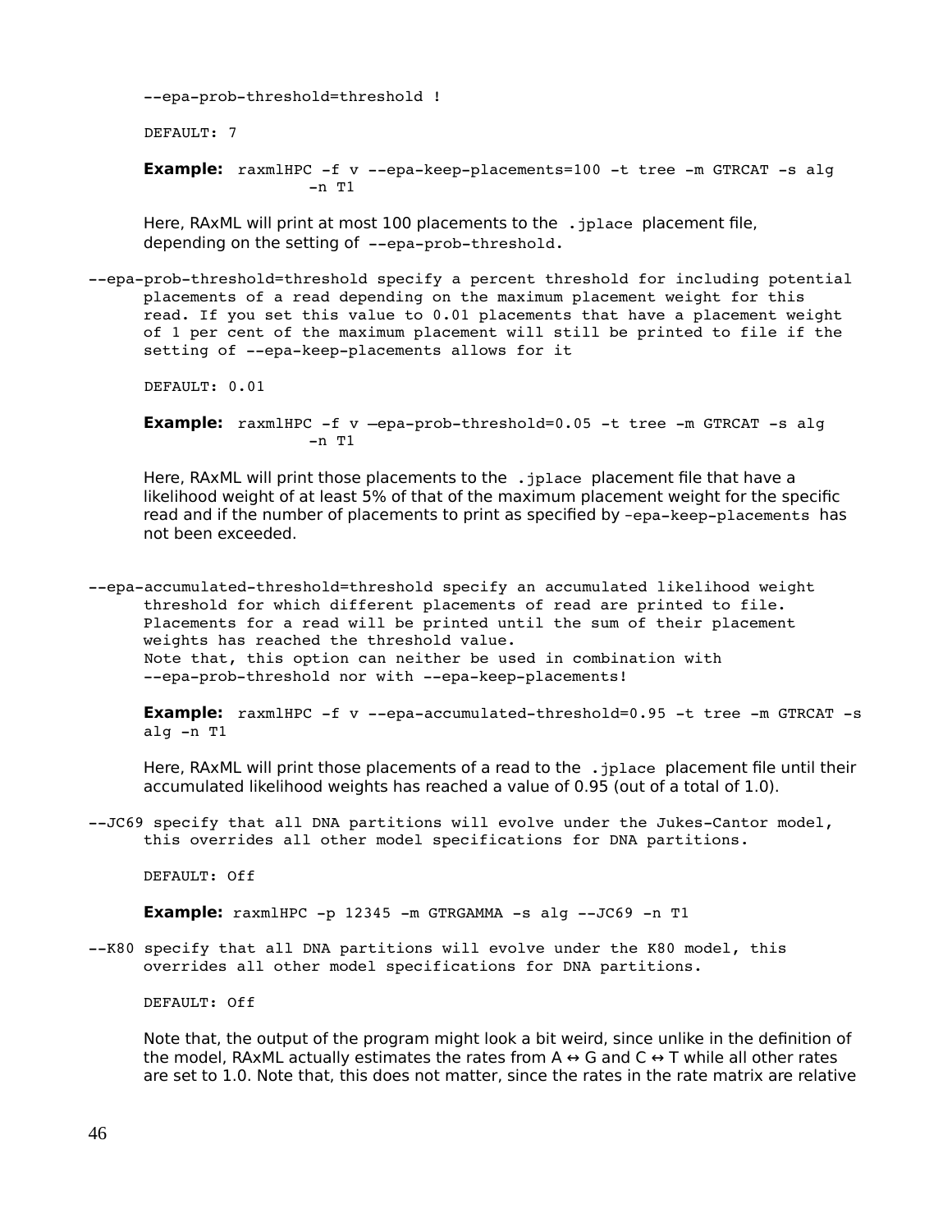--epa-prob-threshold=threshold !

DEFAULT: 7

**Example:** `raxmlHPC -f v --epa-keep-placements=100 -t tree -m GTRCAT -s alg -n T1`

Here, RAxML will print at most 100 placements to the `.jplace` placement file, depending on the setting of `--epa-prob-threshold`.

--epa-prob-threshold=threshold specify a percent threshold for including potential placements of a read depending on the maximum placement weight for this read. If you set this value to 0.01 placements that have a placement weight of 1 per cent of the maximum placement will still be printed to file if the setting of --epa-keep-placements allows for it

DEFAULT: 0.01

**Example:** `raxmlHPC -f v –epa-prob-threshold=0.05 -t tree -m GTRCAT -s alg -n T1`

Here, RAxML will print those placements to the `.jplace` placement file that have a likelihood weight of at least 5% of that of the maximum placement weight for the specific read and if the number of placements to print as specified by `-epa-keep-placements` has not been exceeded.

--epa-accumulated-threshold=threshold specify an accumulated likelihood weight threshold for which different placements of read are printed to file. Placements for a read will be printed until the sum of their placement weights has reached the threshold value.
Note that, this option can neither be used in combination with --epa-prob-threshold nor with --epa-keep-placements!

**Example:** `raxmlHPC -f v --epa-accumulated-threshold=0.95 -t tree -m GTRCAT -s alg -n T1`

Here, RAxML will print those placements of a read to the `.jplace` placement file until their accumulated likelihood weights has reached a value of 0.95 (out of a total of 1.0).

--JC69 specify that all DNA partitions will evolve under the Jukes-Cantor model, this overrides all other model specifications for DNA partitions.

DEFAULT: Off

**Example:** `raxmlHPC -p 12345 -m GTRGAMMA -s alg --JC69 -n T1`

--K80 specify that all DNA partitions will evolve under the K80 model, this overrides all other model specifications for DNA partitions.

DEFAULT: Off

Note that, the output of the program might look a bit weird, since unlike in the definition of the model, RAxML actually estimates the rates from A ↔ G and C ↔ T while all other rates are set to 1.0. Note that, this does not matter, since the rates in the rate matrix are relative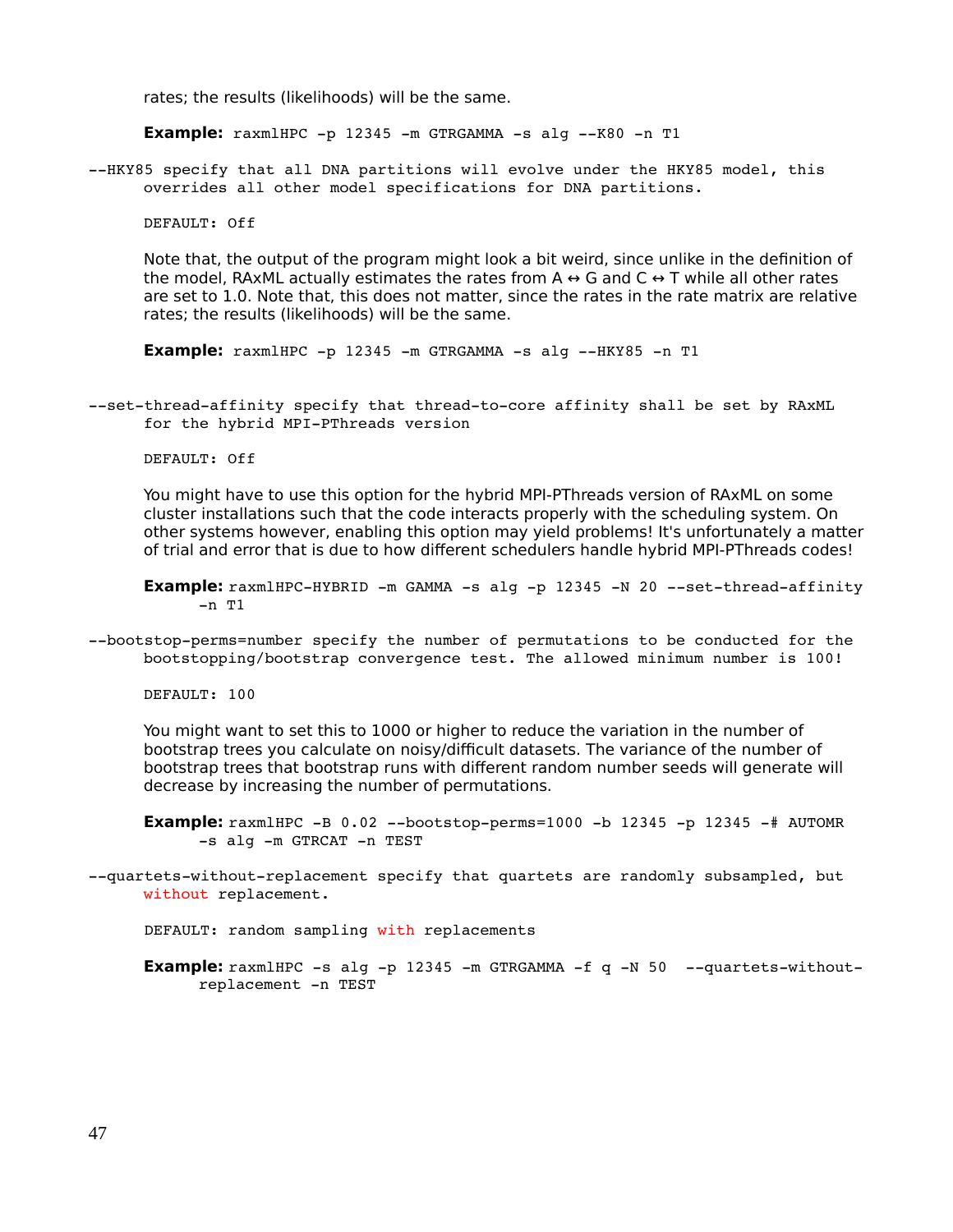rates; the results (likelihoods) will be the same.

**Example:** `raxmlHPC -p 12345 -m GTRGAMMA -s alg --K80 -n T1`

`--HKY85` specify that all DNA partitions will evolve under the HKY85 model, this overrides all other model specifications for DNA partitions.

DEFAULT: Off

Note that, the output of the program might look a bit weird, since unlike in the definition of the model, RAxML actually estimates the rates from A ↔ G and C ↔ T while all other rates are set to 1.0. Note that, this does not matter, since the rates in the rate matrix are relative rates; the results (likelihoods) will be the same.

**Example:** `raxmlHPC -p 12345 -m GTRGAMMA -s alg --HKY85 -n T1`

`--set-thread-affinity` specify that thread-to-core affinity shall be set by RAxML for the hybrid MPI-PThreads version

DEFAULT: Off

You might have to use this option for the hybrid MPI-PThreads version of RAxML on some cluster installations such that the code interacts properly with the scheduling system. On other systems however, enabling this option may yield problems! It's unfortunately a matter of trial and error that is due to how different schedulers handle hybrid MPI-PThreads codes!

**Example:** `raxmlHPC-HYBRID -m GAMMA -s alg -p 12345 -N 20 --set-thread-affinity -n T1`

`--bootstop-perms=number` specify the number of permutations to be conducted for the bootstopping/bootstrap convergence test. The allowed minimum number is 100!

DEFAULT: 100

You might want to set this to 1000 or higher to reduce the variation in the number of bootstrap trees you calculate on noisy/difficult datasets. The variance of the number of bootstrap trees that bootstrap runs with different random number seeds will generate will decrease by increasing the number of permutations.

**Example:** `raxmlHPC -B 0.02 --bootstop-perms=1000 -b 12345 -p 12345 -# AUTOMR -s alg -m GTRCAT -n TEST`

`--quartets-without-replacement` specify that quartets are randomly subsampled, but without replacement.

DEFAULT: random sampling with replacements

**Example:** `raxmlHPC -s alg -p 12345 -m GTRGAMMA -f q -N 50 --quartets-without-replacement -n TEST`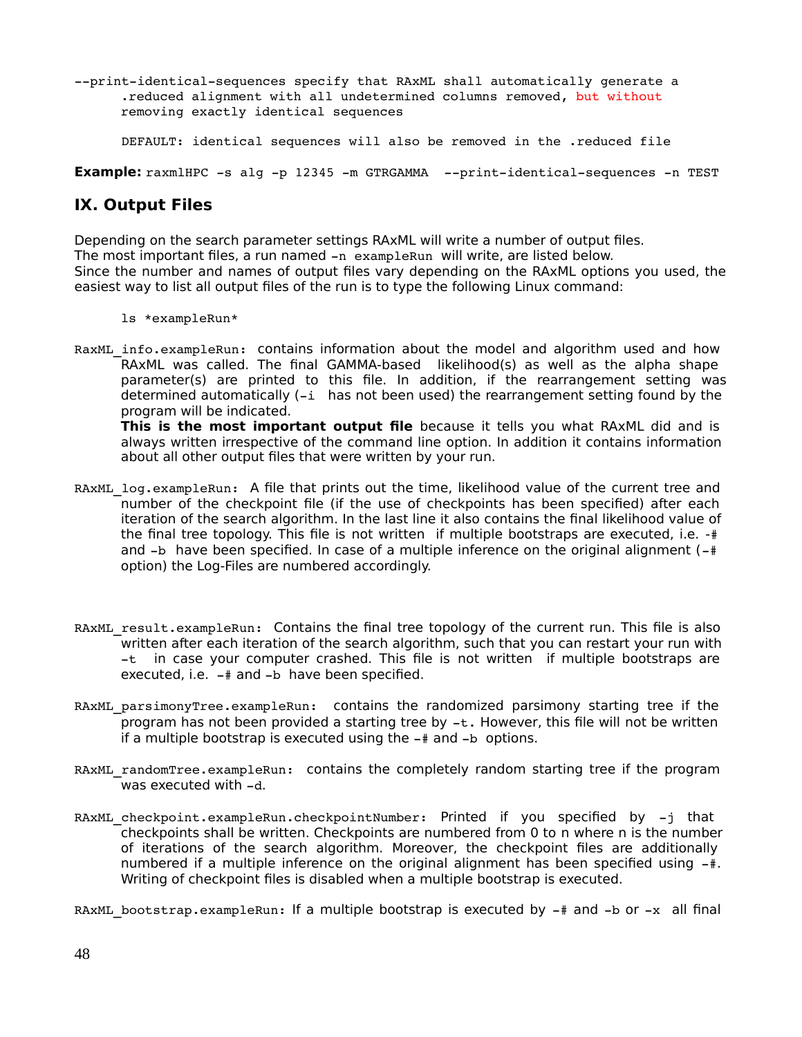`--print-identical-sequences` specify that RAxML shall automatically generate a .reduced alignment with all undetermined columns removed, but without removing exactly identical sequences

DEFAULT: identical sequences will also be removed in the .reduced file

**Example:** `raxmlHPC -s alg -p 12345 -m GTRGAMMA --print-identical-sequences -n TEST`

## IX. Output Files

Depending on the search parameter settings RAxML will write a number of output files.
The most important files, a run named `-n exampleRun` will write, are listed below.
Since the number and names of output files vary depending on the RAxML options you used, the easiest way to list all output files of the run is to type the following Linux command:

```
ls *exampleRun*
```

`RaxML_info.exampleRun`: contains information about the model and algorithm used and how RAxML was called. The final GAMMA-based likelihood(s) as well as the alpha shape parameter(s) are printed to this file. In addition, if the rearrangement setting was determined automatically (`-i` has not been used) the rearrangement setting found by the program will be indicated.
**This is the most important output file** because it tells you what RAxML did and is always written irrespective of the command line option. In addition it contains information about all other output files that were written by your run.

`RAxML_log.exampleRun`: A file that prints out the time, likelihood value of the current tree and number of the checkpoint file (if the use of checkpoints has been specified) after each iteration of the search algorithm. In the last line it also contains the final likelihood value of the final tree topology. This file is not written if multiple bootstraps are executed, i.e. `-#` and `-b` have been specified. In case of a multiple inference on the original alignment (`-#` option) the Log-Files are numbered accordingly.

`RAxML_result.exampleRun`: Contains the final tree topology of the current run. This file is also written after each iteration of the search algorithm, such that you can restart your run with `-t` in case your computer crashed. This file is not written if multiple bootstraps are executed, i.e. `-#` and `-b` have been specified.

`RAxML_parsimonyTree.exampleRun`: contains the randomized parsimony starting tree if the program has not been provided a starting tree by `-t`. However, this file will not be written if a multiple bootstrap is executed using the `-#` and `-b` options.

`RAxML_randomTree.exampleRun`: contains the completely random starting tree if the program was executed with `-d`.

`RAxML_checkpoint.exampleRun.checkpointNumber`: Printed if you specified by `-j` that checkpoints shall be written. Checkpoints are numbered from 0 to n where n is the number of iterations of the search algorithm. Moreover, the checkpoint files are additionally numbered if a multiple inference on the original alignment has been specified using `-#`. Writing of checkpoint files is disabled when a multiple bootstrap is executed.

`RAxML_bootstrap.exampleRun`: If a multiple bootstrap is executed by `-#` and `-b` or `-x` all final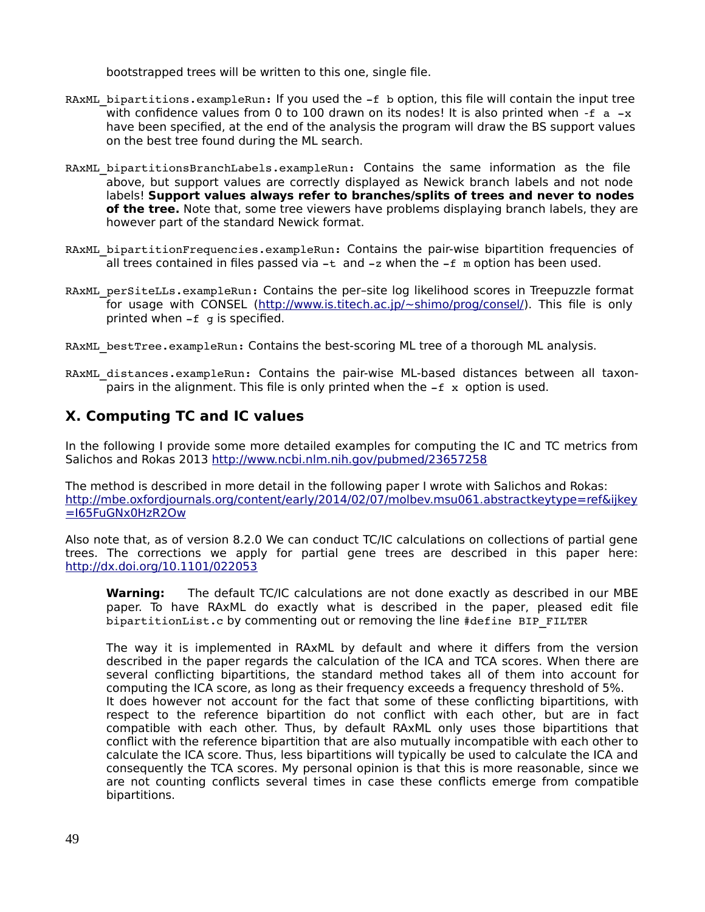bootstrapped trees will be written to this one, single file.

`RAxML_bipartitions.exampleRun`: If you used the `-f b` option, this file will contain the input tree with confidence values from 0 to 100 drawn on its nodes! It is also printed when `-f a -x` have been specified, at the end of the analysis the program will draw the BS support values on the best tree found during the ML search.

`RAxML_bipartitionsBranchLabels.exampleRun`: Contains the same information as the file above, but support values are correctly displayed as Newick branch labels and not node labels! **Support values always refer to branches/splits of trees and never to nodes of the tree.** Note that, some tree viewers have problems displaying branch labels, they are however part of the standard Newick format.

`RAxML_bipartitionFrequencies.exampleRun`: Contains the pair-wise bipartition frequencies of all trees contained in files passed via `-t` and `-z` when the `-f m` option has been used.

`RAxML_perSiteLLs.exampleRun`: Contains the per–site log likelihood scores in Treepuzzle format for usage with CONSEL (http://www.is.titech.ac.jp/~shimo/prog/consel/). This file is only printed when `-f g` is specified.

`RAxML_bestTree.exampleRun`: Contains the best-scoring ML tree of a thorough ML analysis.

`RAxML_distances.exampleRun`: Contains the pair-wise ML-based distances between all taxon-pairs in the alignment. This file is only printed when the `-f x` option is used.

## X. Computing TC and IC values

In the following I provide some more detailed examples for computing the IC and TC metrics from Salichos and Rokas 2013 http://www.ncbi.nlm.nih.gov/pubmed/23657258

The method is described in more detail in the following paper I wrote with Salichos and Rokas: http://mbe.oxfordjournals.org/content/early/2014/02/07/molbev.msu061.abstractkeytype=ref&ijkey=I65FuGNx0HzR2Ow

Also note that, as of version 8.2.0 We can conduct TC/IC calculations on collections of partial gene trees. The corrections we apply for partial gene trees are described in this paper here: http://dx.doi.org/10.1101/022053

> **Warning:** The default TC/IC calculations are not done exactly as described in our MBE paper. To have RAxML do exactly what is described in the paper, pleased edit file `bipartitionList.c` by commenting out or removing the line `#define BIP_FILTER`
>
> The way it is implemented in RAxML by default and where it differs from the version described in the paper regards the calculation of the ICA and TCA scores. When there are several conflicting bipartitions, the standard method takes all of them into account for computing the ICA score, as long as their frequency exceeds a frequency threshold of 5%. It does however not account for the fact that some of these conflicting bipartitions, with respect to the reference bipartition do not conflict with each other, but are in fact compatible with each other. Thus, by default RAxML only uses those bipartitions that conflict with the reference bipartition that are also mutually incompatible with each other to calculate the ICA score. Thus, less bipartitions will typically be used to calculate the ICA and consequently the TCA scores. My personal opinion is that this is more reasonable, since we are not counting conflicts several times in case these conflicts emerge from compatible bipartitions.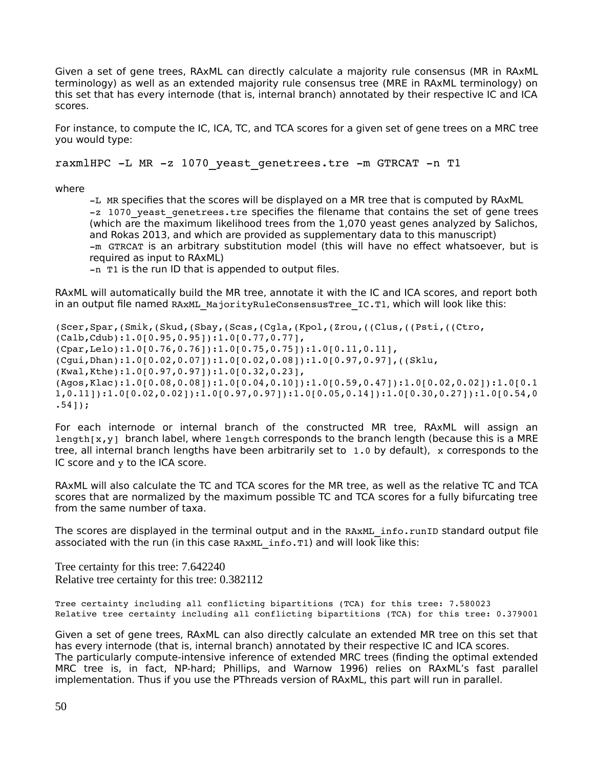Given a set of gene trees, RAxML can directly calculate a majority rule consensus (MR in RAxML terminology) as well as an extended majority rule consensus tree (MRE in RAxML terminology) on this set that has every internode (that is, internal branch) annotated by their respective IC and ICA scores.

For instance, to compute the IC, ICA, TC, and TCA scores for a given set of gene trees on a MRC tree you would type:

```
raxmlHPC -L MR -z 1070_yeast_genetrees.tre -m GTRCAT -n T1
```

where

- `-L MR` specifies that the scores will be displayed on a MR tree that is computed by RAxML
- `-z 1070_yeast_genetrees.tre` specifies the filename that contains the set of gene trees (which are the maximum likelihood trees from the 1,070 yeast genes analyzed by Salichos, and Rokas 2013, and which are provided as supplementary data to this manuscript)
- `-m GTRCAT` is an arbitrary substitution model (this will have no effect whatsoever, but is required as input to RAxML)
- `-n T1` is the run ID that is appended to output files.

RAxML will automatically build the MR tree, annotate it with the IC and ICA scores, and report both in an output file named `RAxML_MajorityRuleConsensusTree_IC.T1`, which will look like this:

```
(Scer,Spar,(Smik,(Skud,(Sbay,(Scas,(Cgla,(Kpol,(Zrou,((Clus,((Psti,((Ctro,
(Calb,Cdub):1.0[0.95,0.95]):1.0[0.77,0.77],
(Cpar,Lelo):1.0[0.76,0.76]):1.0[0.75,0.75]):1.0[0.11,0.11],
(Cgui,Dhan):1.0[0.02,0.07]):1.0[0.02,0.08]):1.0[0.97,0.97],((Sklu,
(Kwal,Kthe):1.0[0.97,0.97]):1.0[0.32,0.23],
(Agos,Klac):1.0[0.08,0.08]):1.0[0.04,0.10]):1.0[0.59,0.47]):1.0[0.02,0.02]):1.0[0.1
1,0.11]):1.0[0.02,0.02]):1.0[0.97,0.97]):1.0[0.05,0.14]):1.0[0.30,0.27]):1.0[0.54,0
.54]);
```

For each internode or internal branch of the constructed MR tree, RAxML will assign an `length[x,y]` branch label, where `length` corresponds to the branch length (because this is a MRE tree, all internal branch lengths have been arbitrarily set to `1.0` by default), `x` corresponds to the IC score and `y` to the ICA score.

RAxML will also calculate the TC and TCA scores for the MR tree, as well as the relative TC and TCA scores that are normalized by the maximum possible TC and TCA scores for a fully bifurcating tree from the same number of taxa.

The scores are displayed in the terminal output and in the `RAxML_info.runID` standard output file associated with the run (in this case `RAxML_info.T1`) and will look like this:

```
Tree certainty for this tree: 7.642240
Relative tree certainty for this tree: 0.382112

Tree certainty including all conflicting bipartitions (TCA) for this tree: 7.580023
Relative tree certainty including all conflicting bipartitions (TCA) for this tree: 0.379001
```

Given a set of gene trees, RAxML can also directly calculate an extended MR tree on this set that has every internode (that is, internal branch) annotated by their respective IC and ICA scores.
The particularly compute-intensive inference of extended MRC trees (finding the optimal extended MRC tree is, in fact, NP-hard; Phillips, and Warnow 1996) relies on RAxML's fast parallel implementation. Thus if you use the PThreads version of RAxML, this part will run in parallel.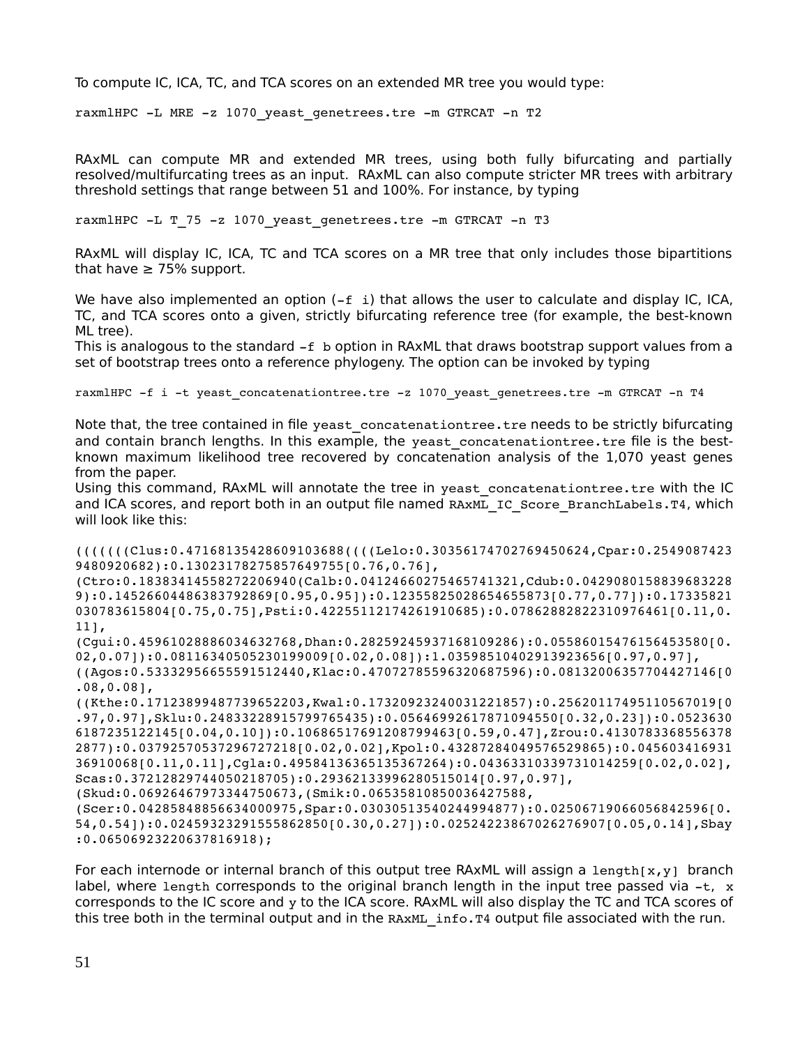To compute IC, ICA, TC, and TCA scores on an extended MR tree you would type:

```
raxmlHPC -L MRE -z 1070_yeast_genetrees.tre -m GTRCAT -n T2
```

RAxML can compute MR and extended MR trees, using both fully bifurcating and partially resolved/multifurcating trees as an input. RAxML can also compute stricter MR trees with arbitrary threshold settings that range between 51 and 100%. For instance, by typing

```
raxmlHPC -L T_75 -z 1070_yeast_genetrees.tre -m GTRCAT -n T3
```

RAxML will display IC, ICA, TC and TCA scores on a MR tree that only includes those bipartitions that have ≥ 75% support.

We have also implemented an option (`-f i`) that allows the user to calculate and display IC, ICA, TC, and TCA scores onto a given, strictly bifurcating reference tree (for example, the best-known ML tree).

This is analogous to the standard `-f b` option in RAxML that draws bootstrap support values from a set of bootstrap trees onto a reference phylogeny. The option can be invoked by typing

```
raxmlHPC -f i -t yeast_concatenationtree.tre -z 1070_yeast_genetrees.tre -m GTRCAT -n T4
```

Note that, the tree contained in file `yeast_concatenationtree.tre` needs to be strictly bifurcating and contain branch lengths. In this example, the `yeast_concatenationtree.tre` file is the best-known maximum likelihood tree recovered by concatenation analysis of the 1,070 yeast genes from the paper.

Using this command, RAxML will annotate the tree in `yeast_concatenationtree.tre` with the IC and ICA scores, and report both in an output file named `RAxML_IC_Score_BranchLabels.T4`, which will look like this:

```
((((((( Clus:0.47168135428609103688(((Lelo:0.30356174702769450624,Cpar:0.2549087423
9480920682):0.13023178275857649755[0.76,0.76],
(Ctro:0.18383414558272206940(Calb:0.04124660275465741321,Cdub:0.0429080158839683228
9):0.14526604486383792869[0.95,0.95]):0.12355825028654655873[0.77,0.77]):0.17335821
030783615804[0.75,0.75],Psti:0.42255112174261910685):0.07862882822310976461[0.11,0.
11],
(Cgui:0.45961028886034632768,Dhan:0.28259245937168109286):0.05586015476156453580[0.
02,0.07]):0.08116340505230199009[0.02,0.08]):1.03598510402913923656[0.97,0.97],
((Agos:0.53332956655591512440,Klac:0.47072785596320687596):0.08132006357704427146[0
.08,0.08],
((Kthe:0.17123899487739652203,Kwal:0.17320923240031221857):0.25620117495110567019[0
.97,0.97],Sklu:0.24833228915799765435):0.05646992617871094550[0.32,0.23]):0.0523630
6187235122145[0.04,0.10]):0.10686517691208799463[0.59,0.47],Zrou:0.4130783368556378
2877):0.03792570537296727218[0.02,0.02],Kpol:0.43287284049576529865):0.045603416931
36910068[0.11,0.11],Cgla:0.49584136365135367264):0.04363310339731014259[0.02,0.02],
Scas:0.37212829744050218705):0.29362133996280515014[0.97,0.97],
(Skud:0.06926467973344750673,(Smik:0.06535810850036427588,
(Scer:0.04285848856634000975,Spar:0.03030513540244994877):0.02506719066056842596[0.
54,0.54]):0.02459323291555862850[0.30,0.27]):0.02524223867026276907[0.05,0.14],Sbay
:0.06506923220637816918);
```

For each internode or internal branch of this output tree RAxML will assign a `length[x,y]` branch label, where `length` corresponds to the original branch length in the input tree passed via `-t`, `x` corresponds to the IC score and `y` to the ICA score. RAxML will also display the TC and TCA scores of this tree both in the terminal output and in the `RAxML_info.T4` output file associated with the run.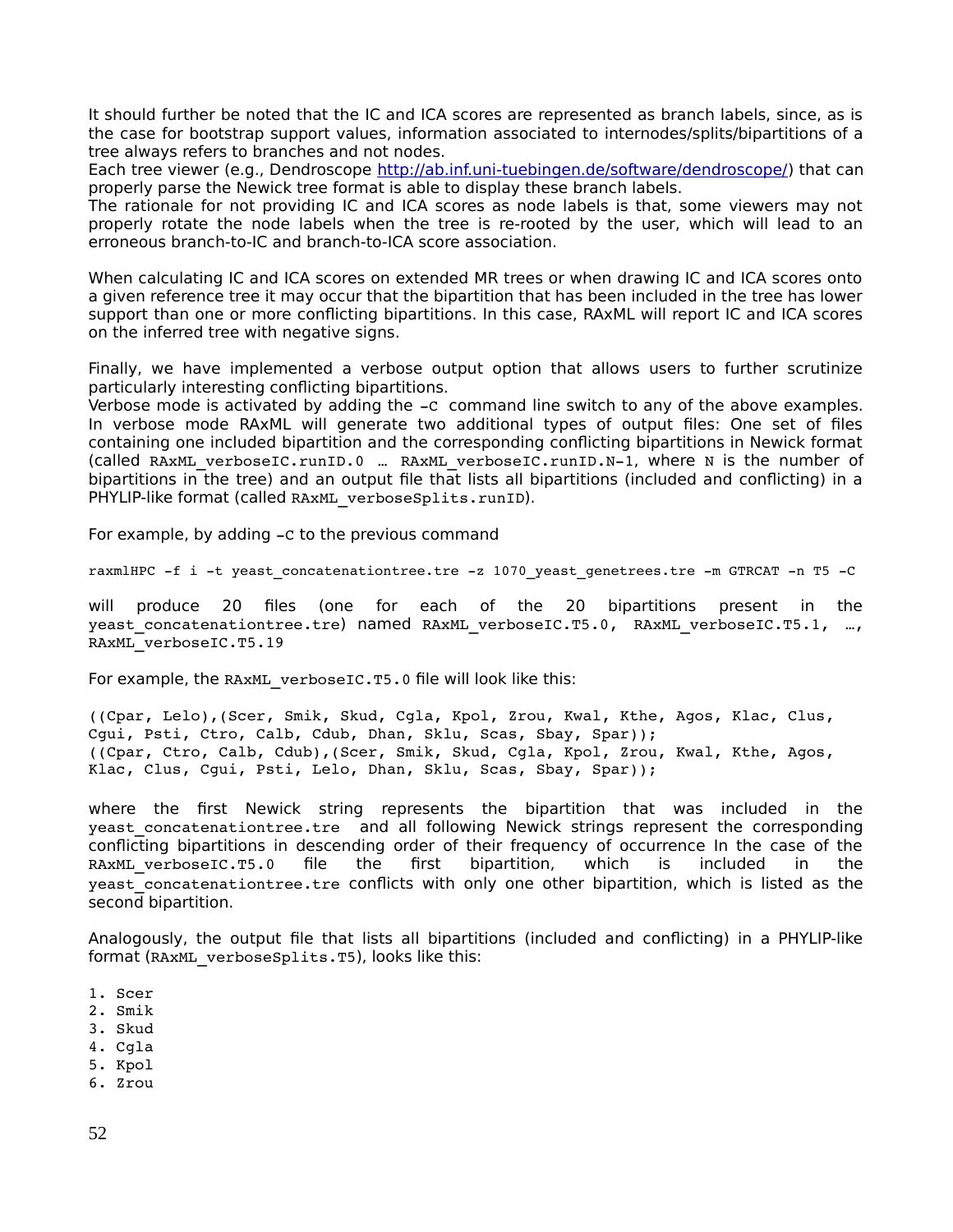It should further be noted that the IC and ICA scores are represented as branch labels, since, as is the case for bootstrap support values, information associated to internodes/splits/bipartitions of a tree always refers to branches and not nodes.
Each tree viewer (e.g., Dendroscope http://ab.inf.uni-tuebingen.de/software/dendroscope/) that can properly parse the Newick tree format is able to display these branch labels.
The rationale for not providing IC and ICA scores as node labels is that, some viewers may not properly rotate the node labels when the tree is re-rooted by the user, which will lead to an erroneous branch-to-IC and branch-to-ICA score association.

When calculating IC and ICA scores on extended MR trees or when drawing IC and ICA scores onto a given reference tree it may occur that the bipartition that has been included in the tree has lower support than one or more conflicting bipartitions. In this case, RAxML will report IC and ICA scores on the inferred tree with negative signs.

Finally, we have implemented a verbose output option that allows users to further scrutinize particularly interesting conflicting bipartitions.
Verbose mode is activated by adding the `-C` command line switch to any of the above examples. In verbose mode RAxML will generate two additional types of output files: One set of files containing one included bipartition and the corresponding conflicting bipartitions in Newick format (called `RAxML_verboseIC.runID.0 … RAxML_verboseIC.runID.N-1`, where `N` is the number of bipartitions in the tree) and an output file that lists all bipartitions (included and conflicting) in a PHYLIP-like format (called `RAxML_verboseSplits.runID`).

For example, by adding `-C` to the previous command

```
raxmlHPC -f i -t yeast_concatenationtree.tre -z 1070_yeast_genetrees.tre -m GTRCAT -n T5 -C
```

will produce 20 files (one for each of the 20 bipartitions present in the `yeast_concatenationtree.tre`) named `RAxML_verboseIC.T5.0, RAxML_verboseIC.T5.1, …, RAxML_verboseIC.T5.19`

For example, the `RAxML_verboseIC.T5.0` file will look like this:

```
((Cpar, Lelo),(Scer, Smik, Skud, Cgla, Kpol, Zrou, Kwal, Kthe, Agos, Klac, Clus,
Cgui, Psti, Ctro, Calb, Cdub, Dhan, Sklu, Scas, Sbay, Spar));
((Cpar, Ctro, Calb, Cdub),(Scer, Smik, Skud, Cgla, Kpol, Zrou, Kwal, Kthe, Agos,
Klac, Clus, Cgui, Psti, Lelo, Dhan, Sklu, Scas, Sbay, Spar));
```

where the first Newick string represents the bipartition that was included in the `yeast_concatenationtree.tre` and all following Newick strings represent the corresponding conflicting bipartitions in descending order of their frequency of occurrence In the case of the `RAxML_verboseIC.T5.0` file the first bipartition, which is included in the `yeast_concatenationtree.tre` conflicts with only one other bipartition, which is listed as the second bipartition.

Analogously, the output file that lists all bipartitions (included and conflicting) in a PHYLIP-like format (`RAxML_verboseSplits.T5`), looks like this:

```
1. Scer
2. Smik
3. Skud
4. Cgla
5. Kpol
6. Zrou
```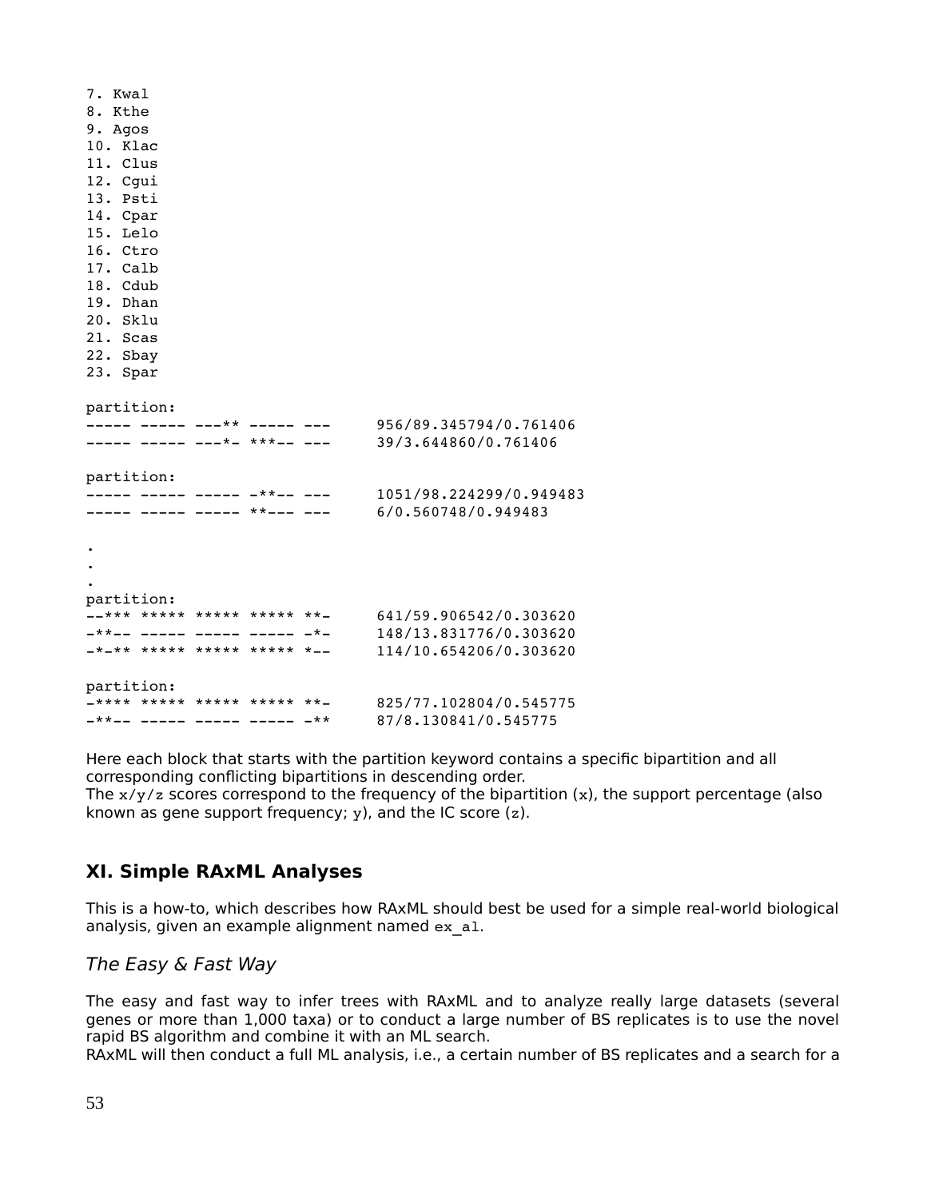```
7. Kwal
8. Kthe
9. Agos
10. Klac
11. Clus
12. Cgui
13. Psti
14. Cpar
15. Lelo
16. Ctro
17. Calb
18. Cdub
19. Dhan
20. Sklu
21. Scas
22. Sbay
23. Spar

partition:
----- ----- ---** ----- ---     956/89.345794/0.761406
----- ----- ---*- ***-- ---     39/3.644860/0.761406

partition:
----- ----- ----- -**-- ---     1051/98.224299/0.949483
----- ----- ----- **--- ---     6/0.560748/0.949483

.
.
.
partition:
--*** ***** ***** ***** **-     641/59.906542/0.303620
-**-- ----- ----- ----- -*-     148/13.831776/0.303620
-*-** ***** ***** ***** *--     114/10.654206/0.303620

partition:
-**** ***** ***** ***** **-     825/77.102804/0.545775
-**-- ----- ----- ----- -**     87/8.130841/0.545775
```

Here each block that starts with the partition keyword contains a specific bipartition and all corresponding conflicting bipartitions in descending order.
The `x/y/z` scores correspond to the frequency of the bipartition (`x`), the support percentage (also known as gene support frequency; `y`), and the IC score (`z`).

## XI. Simple RAxML Analyses

This is a how-to, which describes how RAxML should best be used for a simple real-world biological analysis, given an example alignment named `ex_al`.

### *The Easy & Fast Way*

The easy and fast way to infer trees with RAxML and to analyze really large datasets (several genes or more than 1,000 taxa) or to conduct a large number of BS replicates is to use the novel rapid BS algorithm and combine it with an ML search.
RAxML will then conduct a full ML analysis, i.e., a certain number of BS replicates and a search for a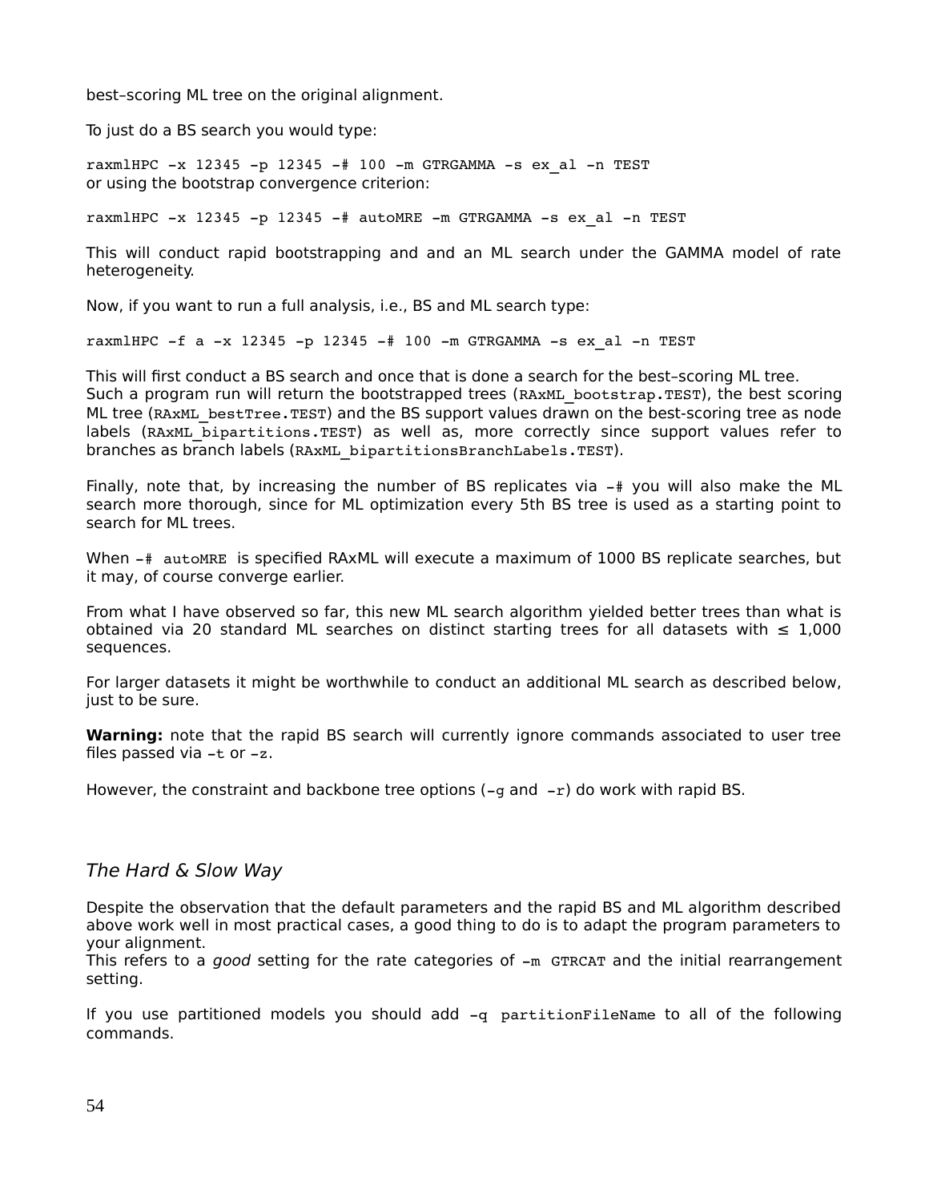best–scoring ML tree on the original alignment.

To just do a BS search you would type:

```
raxmlHPC -x 12345 -p 12345 -# 100 -m GTRGAMMA -s ex_al -n TEST
```

or using the bootstrap convergence criterion:

```
raxmlHPC -x 12345 -p 12345 -# autoMRE -m GTRGAMMA -s ex_al -n TEST
```

This will conduct rapid bootstrapping and and an ML search under the GAMMA model of rate heterogeneity.

Now, if you want to run a full analysis, i.e., BS and ML search type:

```
raxmlHPC -f a -x 12345 -p 12345 -# 100 -m GTRGAMMA -s ex_al -n TEST
```

This will first conduct a BS search and once that is done a search for the best–scoring ML tree.
Such a program run will return the bootstrapped trees (`RAxML_bootstrap.TEST`), the best scoring ML tree (`RAxML_bestTree.TEST`) and the BS support values drawn on the best-scoring tree as node labels (`RAxML_bipartitions.TEST`) as well as, more correctly since support values refer to branches as branch labels (`RAxML_bipartitionsBranchLabels.TEST`).

Finally, note that, by increasing the number of BS replicates via `-#` you will also make the ML search more thorough, since for ML optimization every 5th BS tree is used as a starting point to search for ML trees.

When `-# autoMRE` is specified RAxML will execute a maximum of 1000 BS replicate searches, but it may, of course converge earlier.

From what I have observed so far, this new ML search algorithm yielded better trees than what is obtained via 20 standard ML searches on distinct starting trees for all datasets with ≤ 1,000 sequences.

For larger datasets it might be worthwhile to conduct an additional ML search as described below, just to be sure.

**Warning:** note that the rapid BS search will currently ignore commands associated to user tree files passed via `-t` or `-z`.

However, the constraint and backbone tree options (`-g` and `-r`) do work with rapid BS.

### *The Hard & Slow Way*

Despite the observation that the default parameters and the rapid BS and ML algorithm described above work well in most practical cases, a good thing to do is to adapt the program parameters to your alignment.
This refers to a *good* setting for the rate categories of `-m GTRCAT` and the initial rearrangement setting.

If you use partitioned models you should add `-q partitionFileName` to all of the following commands.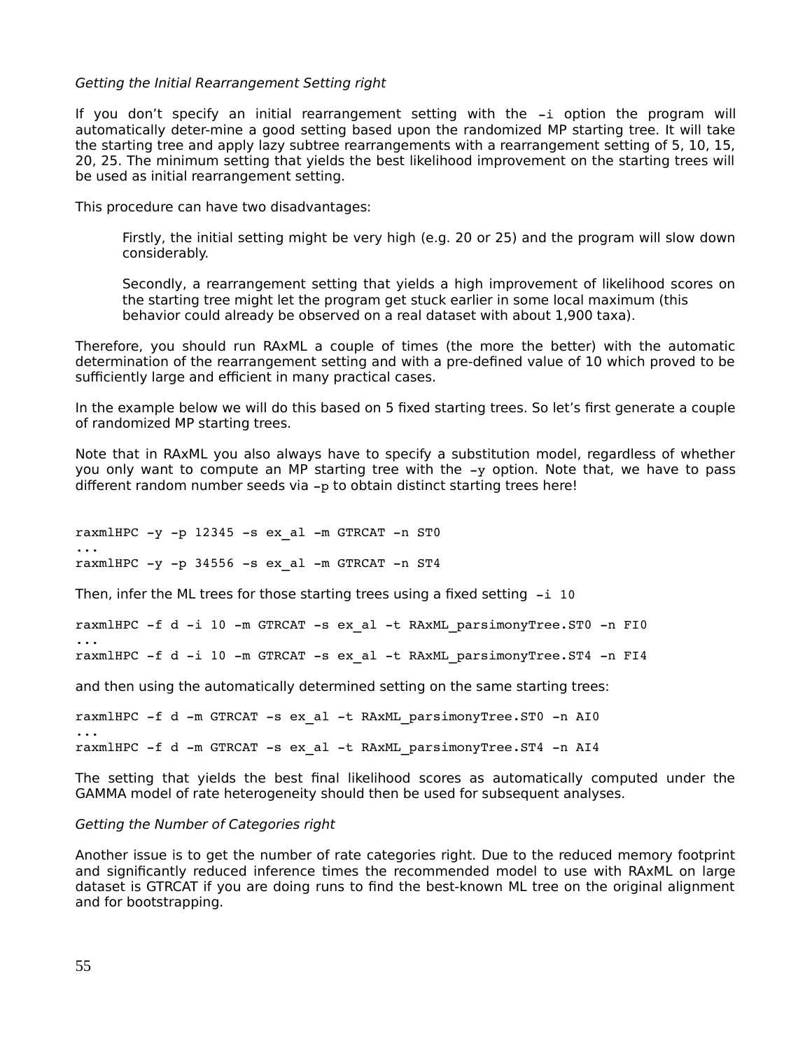*Getting the Initial Rearrangement Setting right*

If you don't specify an initial rearrangement setting with the -i option the program will automatically deter-mine a good setting based upon the randomized MP starting tree. It will take the starting tree and apply lazy subtree rearrangements with a rearrangement setting of 5, 10, 15, 20, 25. The minimum setting that yields the best likelihood improvement on the starting trees will be used as initial rearrangement setting.

This procedure can have two disadvantages:

> Firstly, the initial setting might be very high (e.g. 20 or 25) and the program will slow down considerably.
>
> Secondly, a rearrangement setting that yields a high improvement of likelihood scores on the starting tree might let the program get stuck earlier in some local maximum (this behavior could already be observed on a real dataset with about 1,900 taxa).

Therefore, you should run RAxML a couple of times (the more the better) with the automatic determination of the rearrangement setting and with a pre-defined value of 10 which proved to be sufficiently large and efficient in many practical cases.

In the example below we will do this based on 5 fixed starting trees. So let's first generate a couple of randomized MP starting trees.

Note that in RAxML you also always have to specify a substitution model, regardless of whether you only want to compute an MP starting tree with the -y option. Note that, we have to pass different random number seeds via -p to obtain distinct starting trees here!

```
raxmlHPC -y -p 12345 -s ex_al -m GTRCAT -n ST0
...
raxmlHPC -y -p 34556 -s ex_al -m GTRCAT -n ST4
```

Then, infer the ML trees for those starting trees using a fixed setting -i 10

```
raxmlHPC -f d -i 10 -m GTRCAT -s ex_al -t RAxML_parsimonyTree.ST0 -n FI0
...
raxmlHPC -f d -i 10 -m GTRCAT -s ex_al -t RAxML_parsimonyTree.ST4 -n FI4
```

and then using the automatically determined setting on the same starting trees:

```
raxmlHPC -f d -m GTRCAT -s ex_al -t RAxML_parsimonyTree.ST0 -n AI0
...
raxmlHPC -f d -m GTRCAT -s ex_al -t RAxML_parsimonyTree.ST4 -n AI4
```

The setting that yields the best final likelihood scores as automatically computed under the GAMMA model of rate heterogeneity should then be used for subsequent analyses.

*Getting the Number of Categories right*

Another issue is to get the number of rate categories right. Due to the reduced memory footprint and significantly reduced inference times the recommended model to use with RAxML on large dataset is GTRCAT if you are doing runs to find the best-known ML tree on the original alignment and for bootstrapping.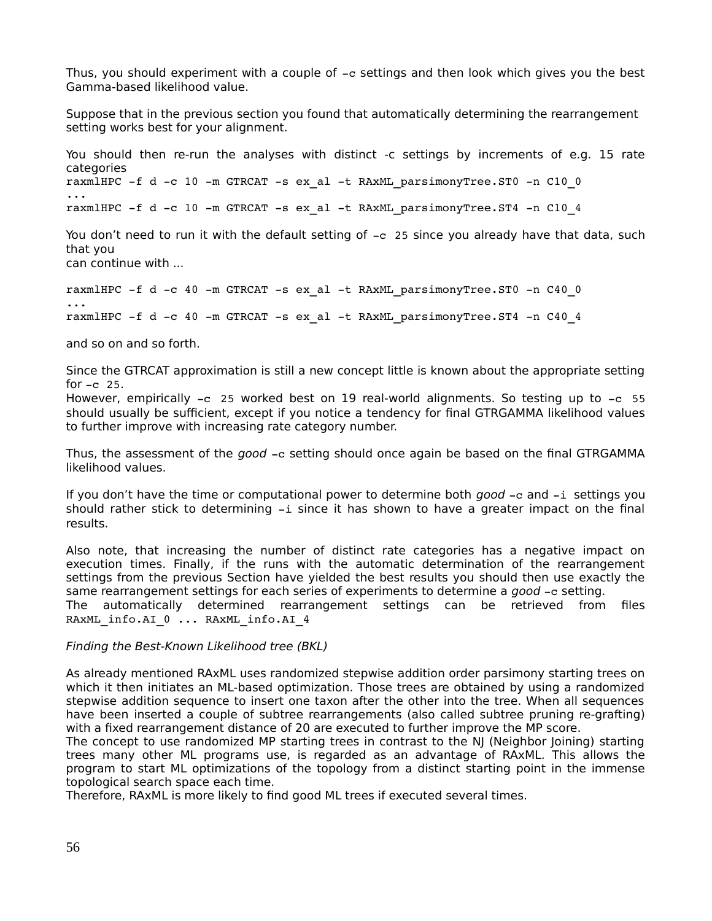Thus, you should experiment with a couple of `-c` settings and then look which gives you the best Gamma-based likelihood value.

Suppose that in the previous section you found that automatically determining the rearrangement setting works best for your alignment.

You should then re-run the analyses with distinct -c settings by increments of e.g. 15 rate categories

```
raxmlHPC -f d -c 10 -m GTRCAT -s ex_al -t RAxML_parsimonyTree.ST0 -n C10_0
...
raxmlHPC -f d -c 10 -m GTRCAT -s ex_al -t RAxML_parsimonyTree.ST4 -n C10_4
```

You don't need to run it with the default setting of `-c 25` since you already have that data, such that you
can continue with ...

```
raxmlHPC -f d -c 40 -m GTRCAT -s ex_al -t RAxML_parsimonyTree.ST0 -n C40_0
...
raxmlHPC -f d -c 40 -m GTRCAT -s ex_al -t RAxML_parsimonyTree.ST4 -n C40_4
```

and so on and so forth.

Since the GTRCAT approximation is still a new concept little is known about the appropriate setting for `-c 25`.
However, empirically `-c 25` worked best on 19 real-world alignments. So testing up to `-c 55` should usually be sufficient, except if you notice a tendency for final GTRGAMMA likelihood values to further improve with increasing rate category number.

Thus, the assessment of the *good* `-c` setting should once again be based on the final GTRGAMMA likelihood values.

If you don't have the time or computational power to determine both *good* `-c` and `-i` settings you should rather stick to determining `-i` since it has shown to have a greater impact on the final results.

Also note, that increasing the number of distinct rate categories has a negative impact on execution times. Finally, if the runs with the automatic determination of the rearrangement settings from the previous Section have yielded the best results you should then use exactly the same rearrangement settings for each series of experiments to determine a *good* `-c` setting.
The automatically determined rearrangement settings can be retrieved from files `RAxML_info.AI_0 ... RAxML_info.AI_4`

*Finding the Best-Known Likelihood tree (BKL)*

As already mentioned RAxML uses randomized stepwise addition order parsimony starting trees on which it then initiates an ML-based optimization. Those trees are obtained by using a randomized stepwise addition sequence to insert one taxon after the other into the tree. When all sequences have been inserted a couple of subtree rearrangements (also called subtree pruning re-grafting) with a fixed rearrangement distance of 20 are executed to further improve the MP score.
The concept to use randomized MP starting trees in contrast to the NJ (Neighbor Joining) starting trees many other ML programs use, is regarded as an advantage of RAxML. This allows the program to start ML optimizations of the topology from a distinct starting point in the immense topological search space each time.
Therefore, RAxML is more likely to find good ML trees if executed several times.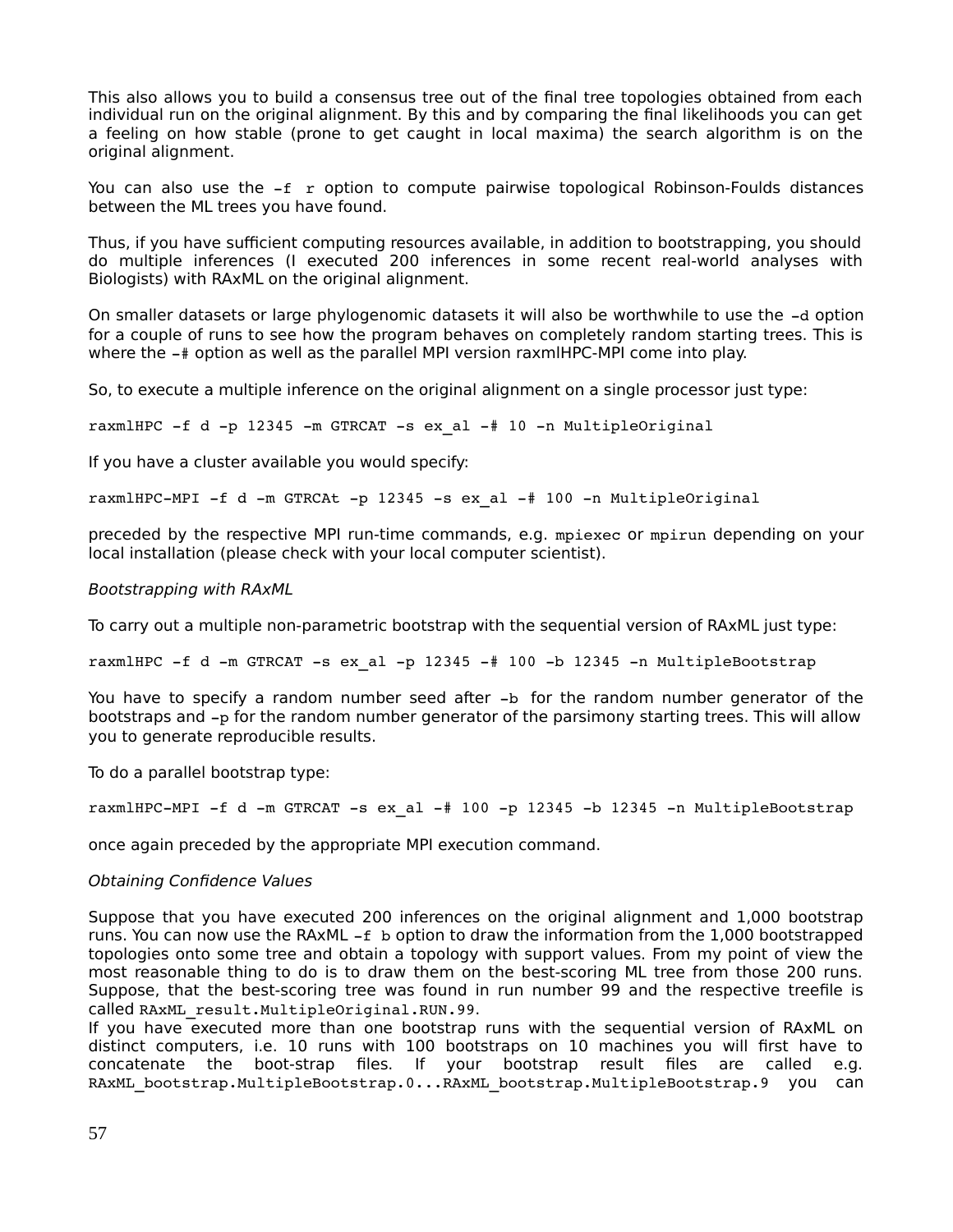This also allows you to build a consensus tree out of the final tree topologies obtained from each individual run on the original alignment. By this and by comparing the final likelihoods you can get a feeling on how stable (prone to get caught in local maxima) the search algorithm is on the original alignment.

You can also use the `-f r` option to compute pairwise topological Robinson-Foulds distances between the ML trees you have found.

Thus, if you have sufficient computing resources available, in addition to bootstrapping, you should do multiple inferences (I executed 200 inferences in some recent real-world analyses with Biologists) with RAxML on the original alignment.

On smaller datasets or large phylogenomic datasets it will also be worthwhile to use the `-d` option for a couple of runs to see how the program behaves on completely random starting trees. This is where the `-#` option as well as the parallel MPI version raxmlHPC-MPI come into play.

So, to execute a multiple inference on the original alignment on a single processor just type:

```
raxmlHPC -f d -p 12345 -m GTRCAT -s ex_al -# 10 -n MultipleOriginal
```

If you have a cluster available you would specify:

```
raxmlHPC-MPI -f d -m GTRCAt -p 12345 -s ex_al -# 100 -n MultipleOriginal
```

preceded by the respective MPI run-time commands, e.g. `mpiexec` or `mpirun` depending on your local installation (please check with your local computer scientist).

*Bootstrapping with RAxML*

To carry out a multiple non-parametric bootstrap with the sequential version of RAxML just type:

```
raxmlHPC -f d -m GTRCAT -s ex_al -p 12345 -# 100 -b 12345 -n MultipleBootstrap
```

You have to specify a random number seed after `-b` for the random number generator of the bootstraps and `-p` for the random number generator of the parsimony starting trees. This will allow you to generate reproducible results.

To do a parallel bootstrap type:

```
raxmlHPC-MPI -f d -m GTRCAT -s ex_al -# 100 -p 12345 -b 12345 -n MultipleBootstrap
```

once again preceded by the appropriate MPI execution command.

*Obtaining Confidence Values*

Suppose that you have executed 200 inferences on the original alignment and 1,000 bootstrap runs. You can now use the RAxML `-f b` option to draw the information from the 1,000 bootstrapped topologies onto some tree and obtain a topology with support values. From my point of view the most reasonable thing to do is to draw them on the best-scoring ML tree from those 200 runs. Suppose, that the best-scoring tree was found in run number 99 and the respective treefile is called `RAxML_result.MultipleOriginal.RUN.99`.
If you have executed more than one bootstrap runs with the sequential version of RAxML on distinct computers, i.e. 10 runs with 100 bootstraps on 10 machines you will first have to concatenate the boot-strap files. If your bootstrap result files are called e.g. `RAxML_bootstrap.MultipleBootstrap.0...RAxML_bootstrap.MultipleBootstrap.9` you can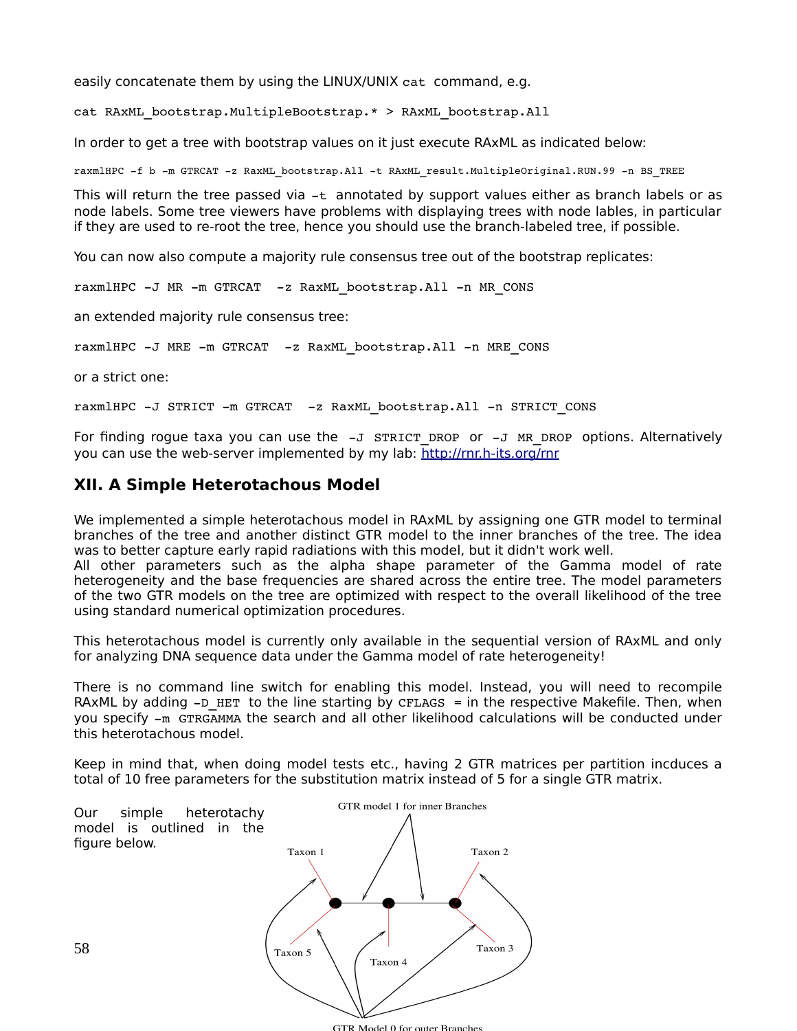easily concatenate them by using the LINUX/UNIX `cat` command, e.g.

```
cat RAxML_bootstrap.MultipleBootstrap.* > RAxML_bootstrap.All
```

In order to get a tree with bootstrap values on it just execute RAxML as indicated below:

```
raxmlHPC -f b -m GTRCAT -z RaxML_bootstrap.All -t RAxML_result.MultipleOriginal.RUN.99 -n BS_TREE
```

This will return the tree passed via `-t` annotated by support values either as branch labels or as node labels. Some tree viewers have problems with displaying trees with node lables, in particular if they are used to re-root the tree, hence you should use the branch-labeled tree, if possible.

You can now also compute a majority rule consensus tree out of the bootstrap replicates:

```
raxmlHPC -J MR -m GTRCAT  -z RaxML_bootstrap.All -n MR_CONS
```

an extended majority rule consensus tree:

```
raxmlHPC -J MRE -m GTRCAT  -z RaxML_bootstrap.All -n MRE_CONS
```

or a strict one:

```
raxmlHPC -J STRICT -m GTRCAT  -z RaxML_bootstrap.All -n STRICT_CONS
```

For finding rogue taxa you can use the `-J STRICT_DROP` or `-J MR_DROP` options. Alternatively you can use the web-server implemented by my lab: http://rnr.h-its.org/rnr

## XII. A Simple Heterotachous Model

We implemented a simple heterotachous model in RAxML by assigning one GTR model to terminal branches of the tree and another distinct GTR model to the inner branches of the tree. The idea was to better capture early rapid radiations with this model, but it didn't work well.
All other parameters such as the alpha shape parameter of the Gamma model of rate heterogeneity and the base frequencies are shared across the entire tree. The model parameters of the two GTR models on the tree are optimized with respect to the overall likelihood of the tree using standard numerical optimization procedures.

This heterotachous model is currently only available in the sequential version of RAxML and only for analyzing DNA sequence data under the Gamma model of rate heterogeneity!

There is no command line switch for enabling this model. Instead, you will need to recompile RAxML by adding `-D_HET` to the line starting by `CFLAGS =` in the respective Makefile. Then, when you specify `-m GTRGAMMA` the search and all other likelihood calculations will be conducted under this heterotachous model.

Keep in mind that, when doing model tests etc., having 2 GTR matrices per partition incduces a total of 10 free parameters for the substitution matrix instead of 5 for a single GTR matrix.

Our simple heterotachy model is outlined in the figure below.

GTR model 1 for inner Branches

Taxon 1 Taxon 2 Taxon 5 Taxon 4 Taxon 3

GTR Model 0 for outer Branches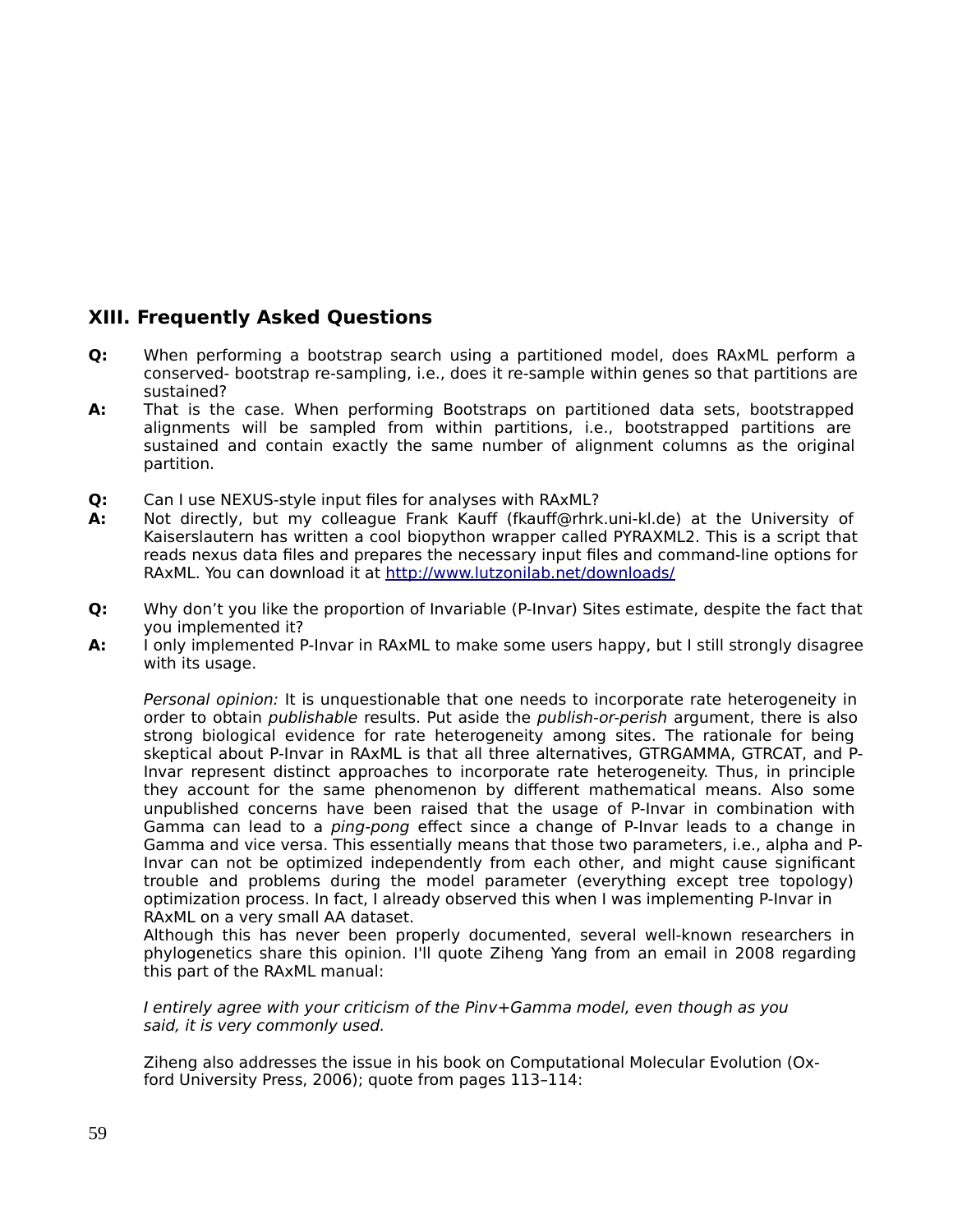## XIII. Frequently Asked Questions

**Q:** When performing a bootstrap search using a partitioned model, does RAxML perform a conserved- bootstrap re-sampling, i.e., does it re-sample within genes so that partitions are sustained?

**A:** That is the case. When performing Bootstraps on partitioned data sets, bootstrapped alignments will be sampled from within partitions, i.e., bootstrapped partitions are sustained and contain exactly the same number of alignment columns as the original partition.

**Q:** Can I use NEXUS-style input files for analyses with RAxML?

**A:** Not directly, but my colleague Frank Kauff (fkauff@rhrk.uni-kl.de) at the University of Kaiserslautern has written a cool biopython wrapper called PYRAXML2. This is a script that reads nexus data files and prepares the necessary input files and command-line options for RAxML. You can download it at [http://www.lutzonilab.net/downloads/](http://www.lutzonilab.net/downloads/)

**Q:** Why don't you like the proportion of Invariable (P-Invar) Sites estimate, despite the fact that you implemented it?

**A:** I only implemented P-Invar in RAxML to make some users happy, but I still strongly disagree with its usage.

*Personal opinion:* It is unquestionable that one needs to incorporate rate heterogeneity in order to obtain *publishable* results. Put aside the *publish-or-perish* argument, there is also strong biological evidence for rate heterogeneity among sites. The rationale for being skeptical about P-Invar in RAxML is that all three alternatives, GTRGAMMA, GTRCAT, and P-Invar represent distinct approaches to incorporate rate heterogeneity. Thus, in principle they account for the same phenomenon by different mathematical means. Also some unpublished concerns have been raised that the usage of P-Invar in combination with Gamma can lead to a *ping-pong* effect since a change of P-Invar leads to a change in Gamma and vice versa. This essentially means that those two parameters, i.e., alpha and P-Invar can not be optimized independently from each other, and might cause significant trouble and problems during the model parameter (everything except tree topology) optimization process. In fact, I already observed this when I was implementing P-Invar in RAxML on a very small AA dataset.

Although this has never been properly documented, several well-known researchers in phylogenetics share this opinion. I'll quote Ziheng Yang from an email in 2008 regarding this part of the RAxML manual:

*I entirely agree with your criticism of the Pinv+Gamma model, even though as you said, it is very commonly used.*

Ziheng also addresses the issue in his book on Computational Molecular Evolution (Oxford University Press, 2006); quote from pages 113–114: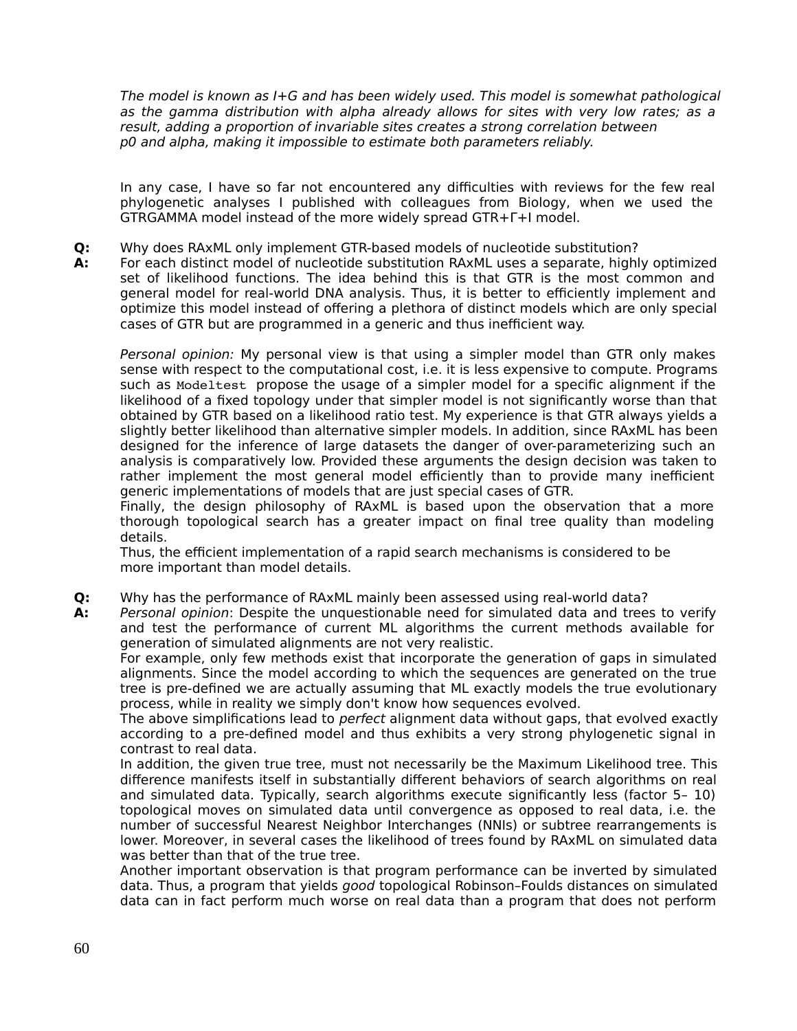*The model is known as I+G and has been widely used. This model is somewhat pathological as the gamma distribution with alpha already allows for sites with very low rates; as a result, adding a proportion of invariable sites creates a strong correlation between p0 and alpha, making it impossible to estimate both parameters reliably.*

In any case, I have so far not encountered any difficulties with reviews for the few real phylogenetic analyses I published with colleagues from Biology, when we used the GTRGAMMA model instead of the more widely spread GTR+Γ+I model.

**Q:** Why does RAxML only implement GTR-based models of nucleotide substitution?

**A:** For each distinct model of nucleotide substitution RAxML uses a separate, highly optimized set of likelihood functions. The idea behind this is that GTR is the most common and general model for real-world DNA analysis. Thus, it is better to efficiently implement and optimize this model instead of offering a plethora of distinct models which are only special cases of GTR but are programmed in a generic and thus inefficient way.

*Personal opinion:* My personal view is that using a simpler model than GTR only makes sense with respect to the computational cost, i.e. it is less expensive to compute. Programs such as `Modeltest` propose the usage of a simpler model for a specific alignment if the likelihood of a fixed topology under that simpler model is not significantly worse than that obtained by GTR based on a likelihood ratio test. My experience is that GTR always yields a slightly better likelihood than alternative simpler models. In addition, since RAxML has been designed for the inference of large datasets the danger of over-parameterizing such an analysis is comparatively low. Provided these arguments the design decision was taken to rather implement the most general model efficiently than to provide many inefficient generic implementations of models that are just special cases of GTR.
Finally, the design philosophy of RAxML is based upon the observation that a more thorough topological search has a greater impact on final tree quality than modeling details.
Thus, the efficient implementation of a rapid search mechanisms is considered to be more important than model details.

**Q:** Why has the performance of RAxML mainly been assessed using real-world data?

**A:** *Personal opinion*: Despite the unquestionable need for simulated data and trees to verify and test the performance of current ML algorithms the current methods available for generation of simulated alignments are not very realistic.
For example, only few methods exist that incorporate the generation of gaps in simulated alignments. Since the model according to which the sequences are generated on the true tree is pre-defined we are actually assuming that ML exactly models the true evolutionary process, while in reality we simply don't know how sequences evolved.
The above simplifications lead to *perfect* alignment data without gaps, that evolved exactly according to a pre-defined model and thus exhibits a very strong phylogenetic signal in contrast to real data.
In addition, the given true tree, must not necessarily be the Maximum Likelihood tree. This difference manifests itself in substantially different behaviors of search algorithms on real and simulated data. Typically, search algorithms execute significantly less (factor 5– 10) topological moves on simulated data until convergence as opposed to real data, i.e. the number of successful Nearest Neighbor Interchanges (NNIs) or subtree rearrangements is lower. Moreover, in several cases the likelihood of trees found by RAxML on simulated data was better than that of the true tree.
Another important observation is that program performance can be inverted by simulated data. Thus, a program that yields *good* topological Robinson–Foulds distances on simulated data can in fact perform much worse on real data than a program that does not perform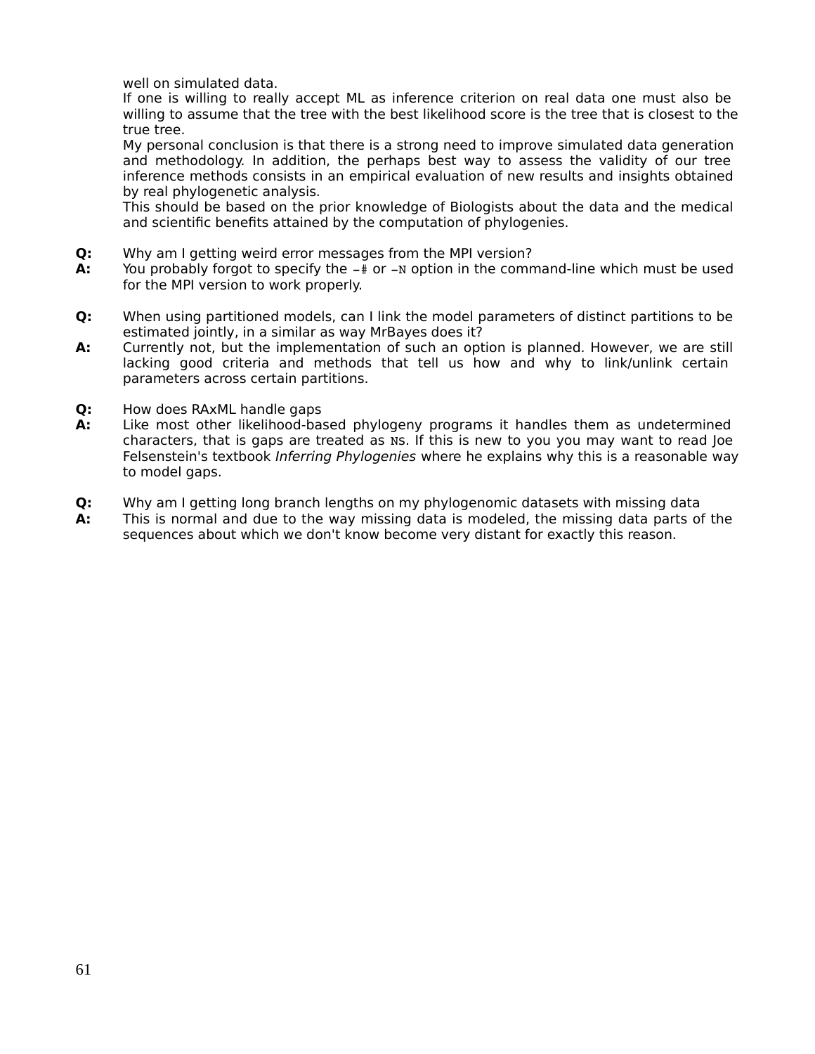well on simulated data.
If one is willing to really accept ML as inference criterion on real data one must also be willing to assume that the tree with the best likelihood score is the tree that is closest to the true tree.
My personal conclusion is that there is a strong need to improve simulated data generation and methodology. In addition, the perhaps best way to assess the validity of our tree inference methods consists in an empirical evaluation of new results and insights obtained by real phylogenetic analysis.
This should be based on the prior knowledge of Biologists about the data and the medical and scientific benefits attained by the computation of phylogenies.

**Q:** Why am I getting weird error messages from the MPI version?
**A:** You probably forgot to specify the `–#` or `–N` option in the command-line which must be used for the MPI version to work properly.

**Q:** When using partitioned models, can I link the model parameters of distinct partitions to be estimated jointly, in a similar as way MrBayes does it?
**A:** Currently not, but the implementation of such an option is planned. However, we are still lacking good criteria and methods that tell us how and why to link/unlink certain parameters across certain partitions.

**Q:** How does RAxML handle gaps
**A:** Like most other likelihood-based phylogeny programs it handles them as undetermined characters, that is gaps are treated as `N`s. If this is new to you you may want to read Joe Felsenstein's textbook *Inferring Phylogenies* where he explains why this is a reasonable way to model gaps.

**Q:** Why am I getting long branch lengths on my phylogenomic datasets with missing data
**A:** This is normal and due to the way missing data is modeled, the missing data parts of the sequences about which we don't know become very distant for exactly this reason.